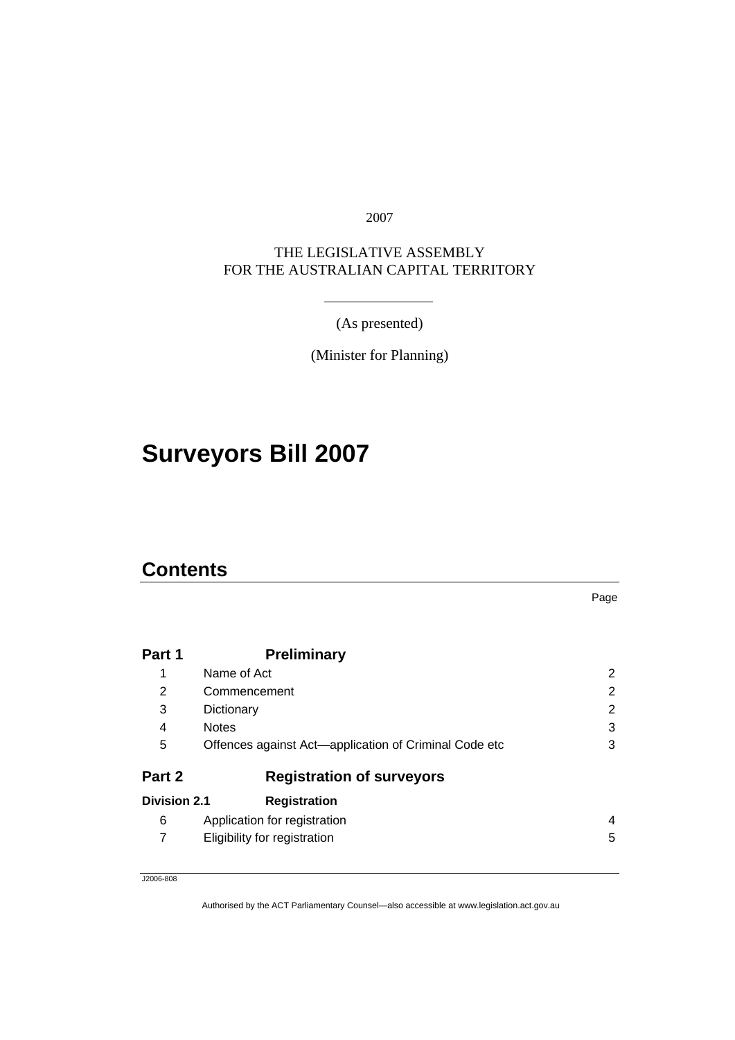2007

THE LEGISLATIVE ASSEMBLY
FOR THE AUSTRALIAN CAPITAL TERRITORY

(As presented)

(Minister for Planning)

# Surveyors Bill 2007

## Contents

| | | Page |
|---|---|---|
| **Part 1** | **Preliminary** | |
| 1 | Name of Act | 2 |
| 2 | Commencement | 2 |
| 3 | Dictionary | 2 |
| 4 | Notes | 3 |
| 5 | Offences against Act—application of Criminal Code etc | 3 |
| **Part 2** | **Registration of surveyors** | |
| **Division 2.1** | **Registration** | |
| 6 | Application for registration | 4 |
| 7 | Eligibility for registration | 5 |

J2006-808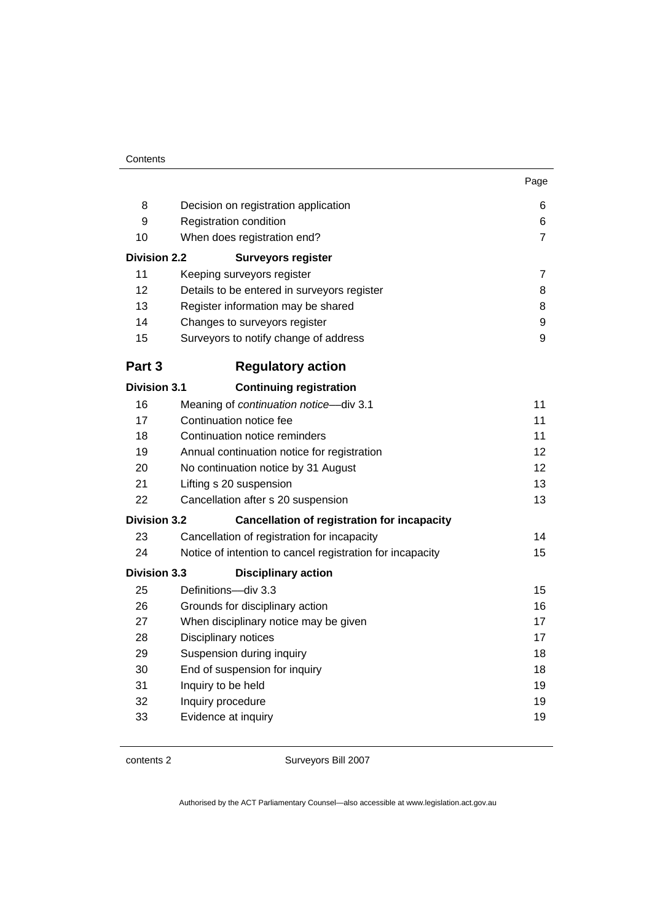| | | Page |
|---|---|---|
| 8 | Decision on registration application | 6 |
| 9 | Registration condition | 6 |
| 10 | When does registration end? | 7 |
| **Division 2.2** | **Surveyors register** | |
| 11 | Keeping surveyors register | 7 |
| 12 | Details to be entered in surveyors register | 8 |
| 13 | Register information may be shared | 8 |
| 14 | Changes to surveyors register | 9 |
| 15 | Surveyors to notify change of address | 9 |
| **Part 3** | **Regulatory action** | |
| **Division 3.1** | **Continuing registration** | |
| 16 | Meaning of *continuation notice*—div 3.1 | 11 |
| 17 | Continuation notice fee | 11 |
| 18 | Continuation notice reminders | 11 |
| 19 | Annual continuation notice for registration | 12 |
| 20 | No continuation notice by 31 August | 12 |
| 21 | Lifting s 20 suspension | 13 |
| 22 | Cancellation after s 20 suspension | 13 |
| **Division 3.2** | **Cancellation of registration for incapacity** | |
| 23 | Cancellation of registration for incapacity | 14 |
| 24 | Notice of intention to cancel registration for incapacity | 15 |
| **Division 3.3** | **Disciplinary action** | |
| 25 | Definitions—div 3.3 | 15 |
| 26 | Grounds for disciplinary action | 16 |
| 27 | When disciplinary notice may be given | 17 |
| 28 | Disciplinary notices | 17 |
| 29 | Suspension during inquiry | 18 |
| 30 | End of suspension for inquiry | 18 |
| 31 | Inquiry to be held | 19 |
| 32 | Inquiry procedure | 19 |
| 33 | Evidence at inquiry | 19 |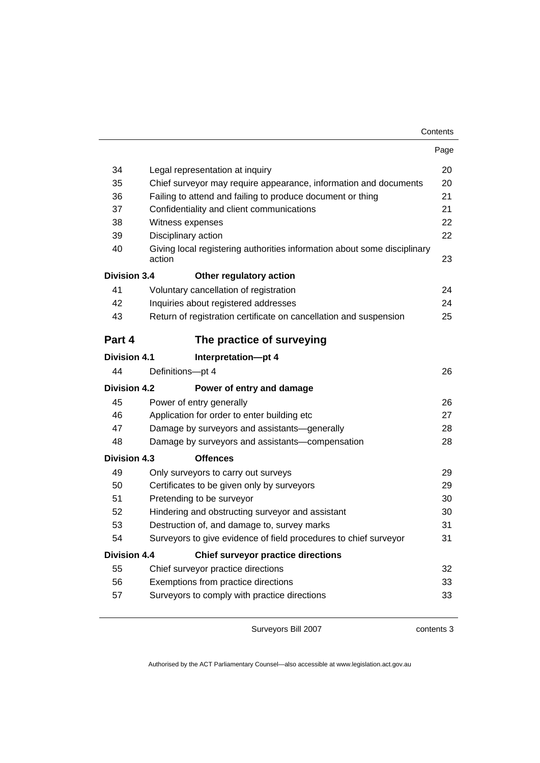| | | Page |
|---|---|---|
| 34 | Legal representation at inquiry | 20 |
| 35 | Chief surveyor may require appearance, information and documents | 20 |
| 36 | Failing to attend and failing to produce document or thing | 21 |
| 37 | Confidentiality and client communications | 21 |
| 38 | Witness expenses | 22 |
| 39 | Disciplinary action | 22 |
| 40 | Giving local registering authorities information about some disciplinary action | 23 |
| **Division 3.4** | **Other regulatory action** | |
| 41 | Voluntary cancellation of registration | 24 |
| 42 | Inquiries about registered addresses | 24 |
| 43 | Return of registration certificate on cancellation and suspension | 25 |
| **Part 4** | **The practice of surveying** | |
| **Division 4.1** | **Interpretation—pt 4** | |
| 44 | Definitions—pt 4 | 26 |
| **Division 4.2** | **Power of entry and damage** | |
| 45 | Power of entry generally | 26 |
| 46 | Application for order to enter building etc | 27 |
| 47 | Damage by surveyors and assistants—generally | 28 |
| 48 | Damage by surveyors and assistants—compensation | 28 |
| **Division 4.3** | **Offences** | |
| 49 | Only surveyors to carry out surveys | 29 |
| 50 | Certificates to be given only by surveyors | 29 |
| 51 | Pretending to be surveyor | 30 |
| 52 | Hindering and obstructing surveyor and assistant | 30 |
| 53 | Destruction of, and damage to, survey marks | 31 |
| 54 | Surveyors to give evidence of field procedures to chief surveyor | 31 |
| **Division 4.4** | **Chief surveyor practice directions** | |
| 55 | Chief surveyor practice directions | 32 |
| 56 | Exemptions from practice directions | 33 |
| 57 | Surveyors to comply with practice directions | 33 |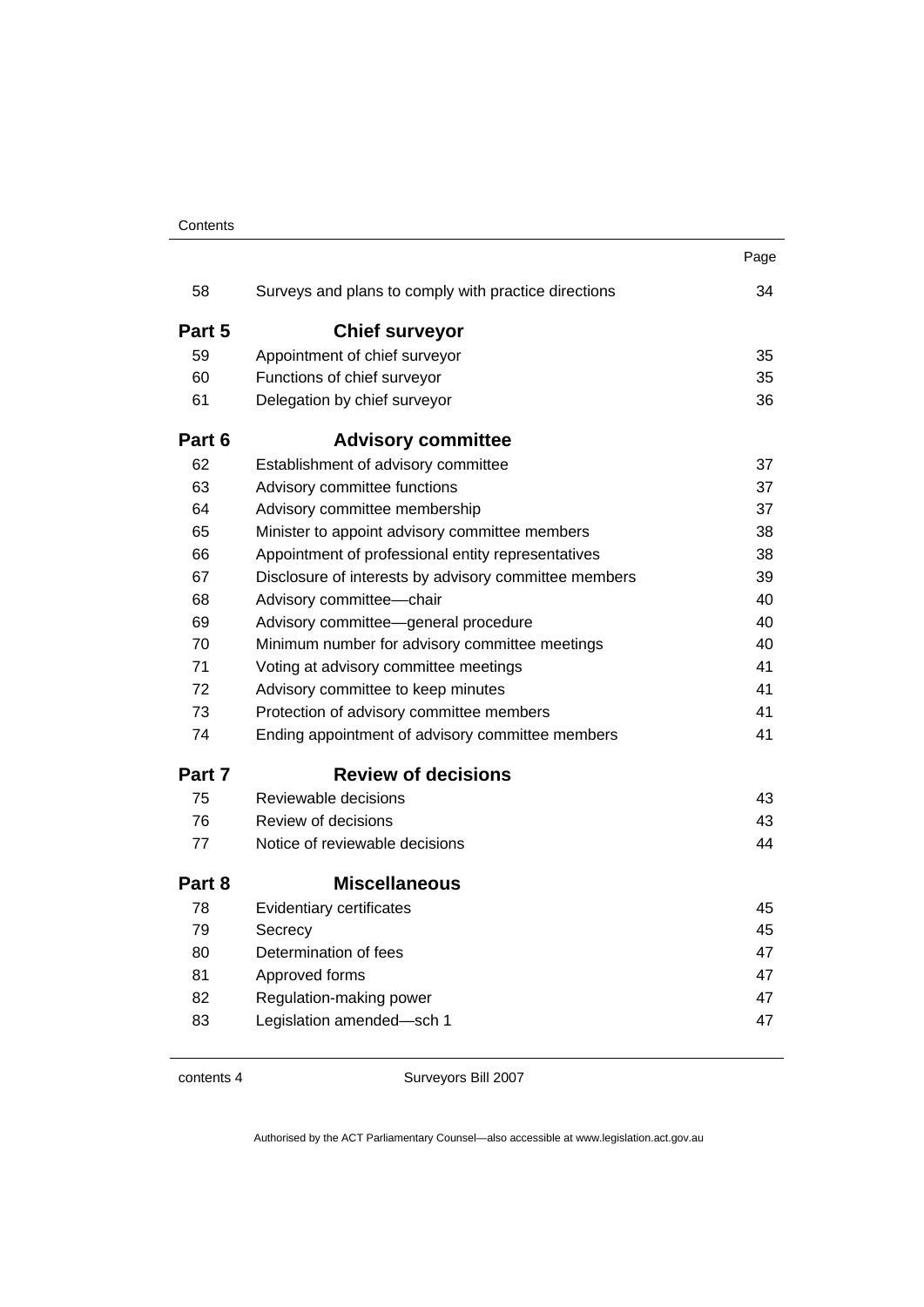| | | Page |
|---|---|---|
| 58 | Surveys and plans to comply with practice directions | 34 |
| **Part 5** | **Chief surveyor** | |
| 59 | Appointment of chief surveyor | 35 |
| 60 | Functions of chief surveyor | 35 |
| 61 | Delegation by chief surveyor | 36 |
| **Part 6** | **Advisory committee** | |
| 62 | Establishment of advisory committee | 37 |
| 63 | Advisory committee functions | 37 |
| 64 | Advisory committee membership | 37 |
| 65 | Minister to appoint advisory committee members | 38 |
| 66 | Appointment of professional entity representatives | 38 |
| 67 | Disclosure of interests by advisory committee members | 39 |
| 68 | Advisory committee—chair | 40 |
| 69 | Advisory committee—general procedure | 40 |
| 70 | Minimum number for advisory committee meetings | 40 |
| 71 | Voting at advisory committee meetings | 41 |
| 72 | Advisory committee to keep minutes | 41 |
| 73 | Protection of advisory committee members | 41 |
| 74 | Ending appointment of advisory committee members | 41 |
| **Part 7** | **Review of decisions** | |
| 75 | Reviewable decisions | 43 |
| 76 | Review of decisions | 43 |
| 77 | Notice of reviewable decisions | 44 |
| **Part 8** | **Miscellaneous** | |
| 78 | Evidentiary certificates | 45 |
| 79 | Secrecy | 45 |
| 80 | Determination of fees | 47 |
| 81 | Approved forms | 47 |
| 82 | Regulation-making power | 47 |
| 83 | Legislation amended—sch 1 | 47 |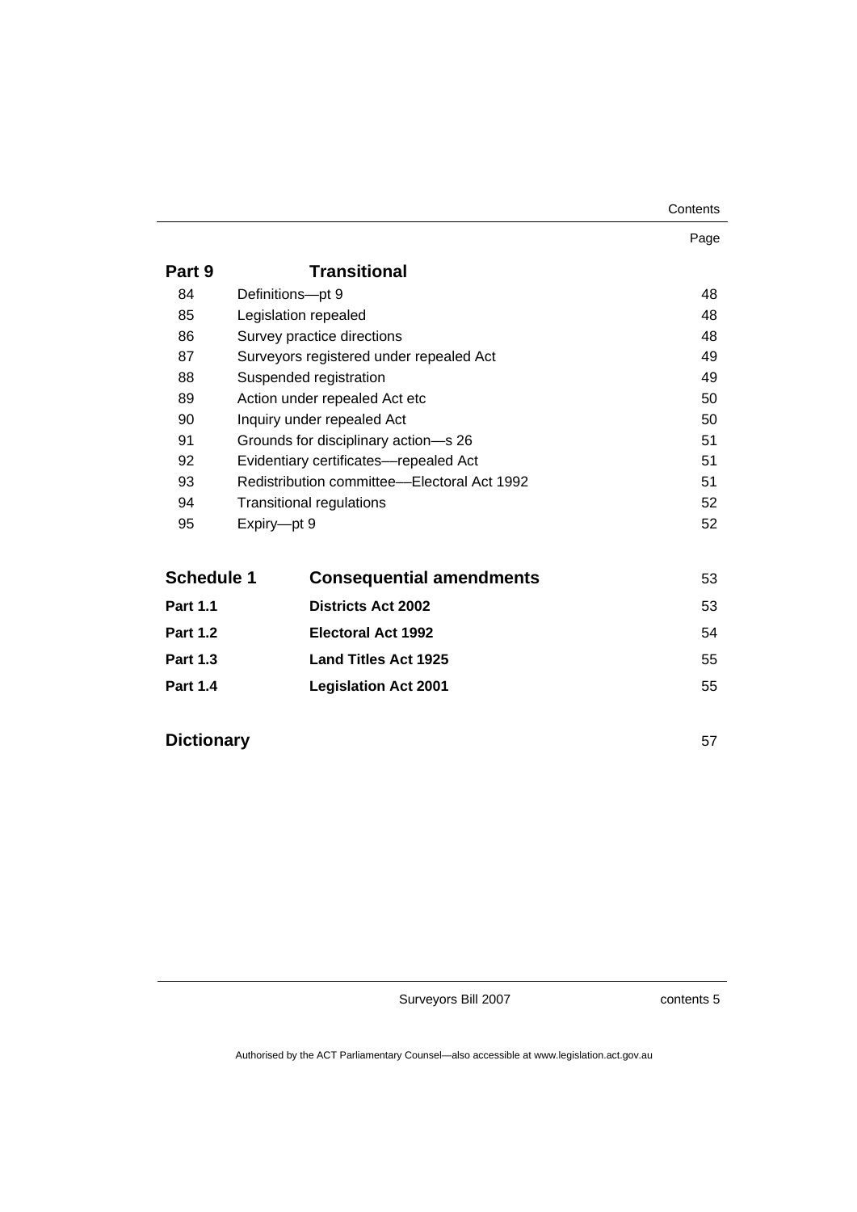| | | Page |
|---|---|---|
| **Part 9** | **Transitional** | |
| 84 | Definitions—pt 9 | 48 |
| 85 | Legislation repealed | 48 |
| 86 | Survey practice directions | 48 |
| 87 | Surveyors registered under repealed Act | 49 |
| 88 | Suspended registration | 49 |
| 89 | Action under repealed Act etc | 50 |
| 90 | Inquiry under repealed Act | 50 |
| 91 | Grounds for disciplinary action—s 26 | 51 |
| 92 | Evidentiary certificates—repealed Act | 51 |
| 93 | Redistribution committee—Electoral Act 1992 | 51 |
| 94 | Transitional regulations | 52 |
| 95 | Expiry—pt 9 | 52 |
| **Schedule 1** | **Consequential amendments** | 53 |
| **Part 1.1** | **Districts Act 2002** | 53 |
| **Part 1.2** | **Electoral Act 1992** | 54 |
| **Part 1.3** | **Land Titles Act 1925** | 55 |
| **Part 1.4** | **Legislation Act 2001** | 55 |
| **Dictionary** | | 57 |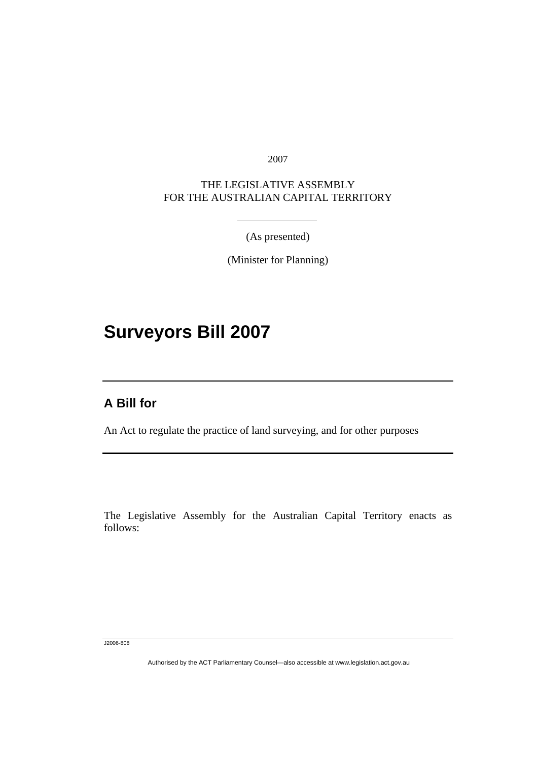2007

THE LEGISLATIVE ASSEMBLY
FOR THE AUSTRALIAN CAPITAL TERRITORY

(As presented)

(Minister for Planning)

# Surveyors Bill 2007

## A Bill for

An Act to regulate the practice of land surveying, and for other purposes

The Legislative Assembly for the Australian Capital Territory enacts as follows:

J2006-808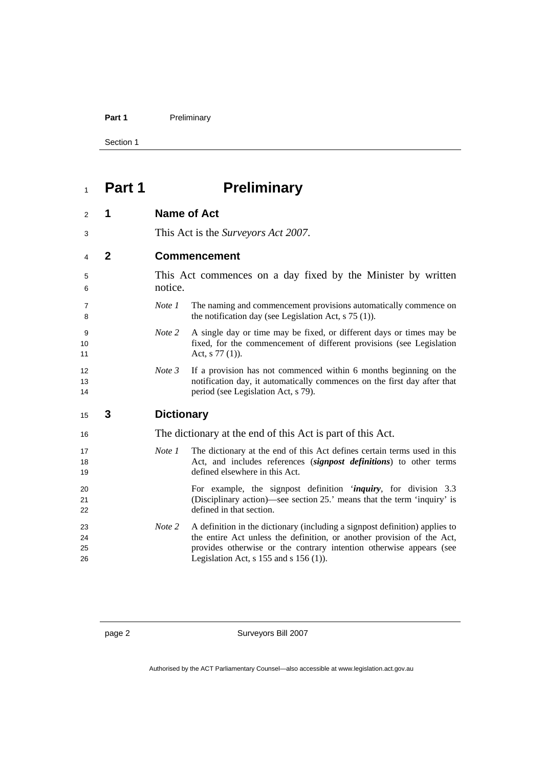# Part 1 Preliminary

## 1 Name of Act

This Act is the *Surveyors Act 2007*.

## 2 Commencement

This Act commences on a day fixed by the Minister by written notice.

*Note 1* The naming and commencement provisions automatically commence on the notification day (see Legislation Act, s 75 (1)).

*Note 2* A single day or time may be fixed, or different days or times may be fixed, for the commencement of different provisions (see Legislation Act, s 77 (1)).

*Note 3* If a provision has not commenced within 6 months beginning on the notification day, it automatically commences on the first day after that period (see Legislation Act, s 79).

## 3 Dictionary

The dictionary at the end of this Act is part of this Act.

*Note 1* The dictionary at the end of this Act defines certain terms used in this Act, and includes references (***signpost definitions***) to other terms defined elsewhere in this Act.

For example, the signpost definition '***inquiry***, for division 3.3 (Disciplinary action)—see section 25.' means that the term 'inquiry' is defined in that section.

*Note 2* A definition in the dictionary (including a signpost definition) applies to the entire Act unless the definition, or another provision of the Act, provides otherwise or the contrary intention otherwise appears (see Legislation Act, s 155 and s 156 (1)).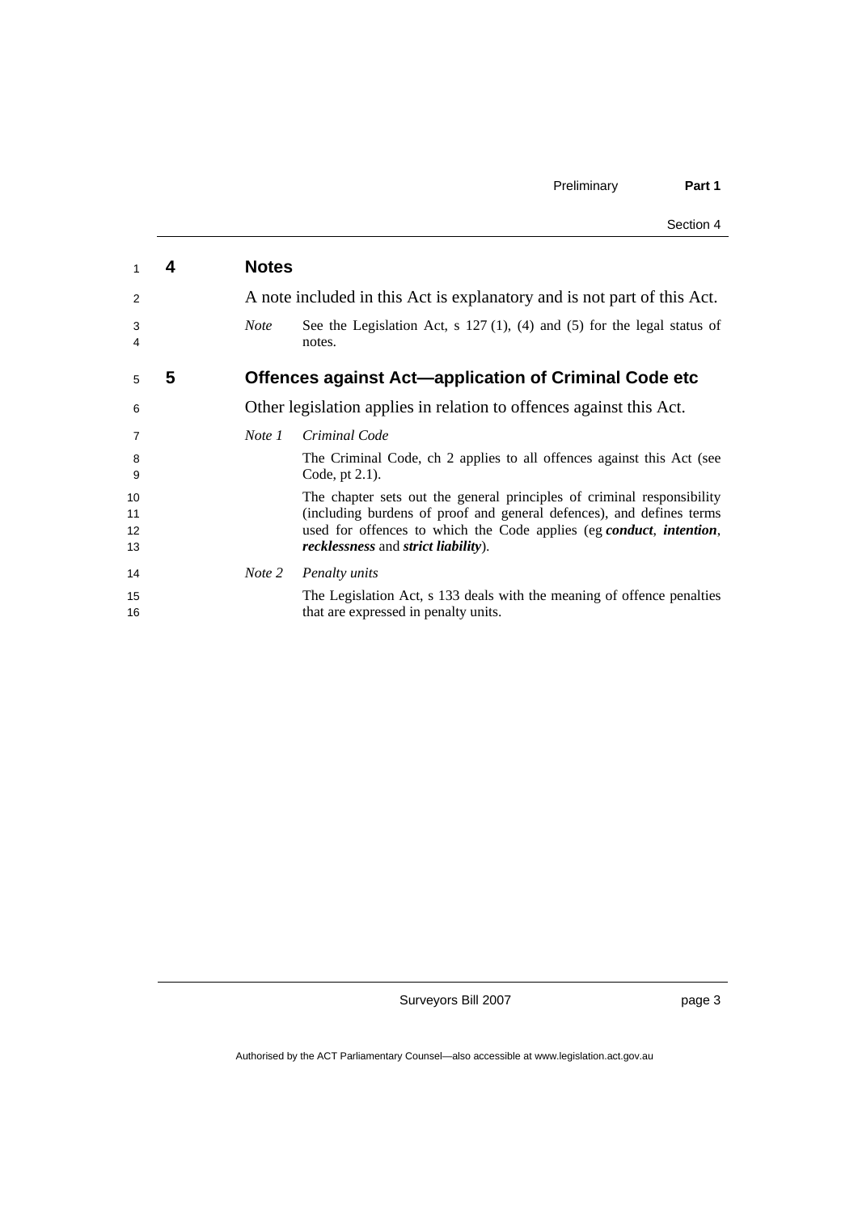## 4 Notes

A note included in this Act is explanatory and is not part of this Act.

*Note* See the Legislation Act, s 127 (1), (4) and (5) for the legal status of notes.

## 5 Offences against Act—application of Criminal Code etc

Other legislation applies in relation to offences against this Act.

*Note 1* *Criminal Code*

The Criminal Code, ch 2 applies to all offences against this Act (see Code, pt 2.1).

The chapter sets out the general principles of criminal responsibility (including burdens of proof and general defences), and defines terms used for offences to which the Code applies (eg ***conduct***, ***intention***, ***recklessness*** and ***strict liability***).

*Note 2* *Penalty units*

The Legislation Act, s 133 deals with the meaning of offence penalties that are expressed in penalty units.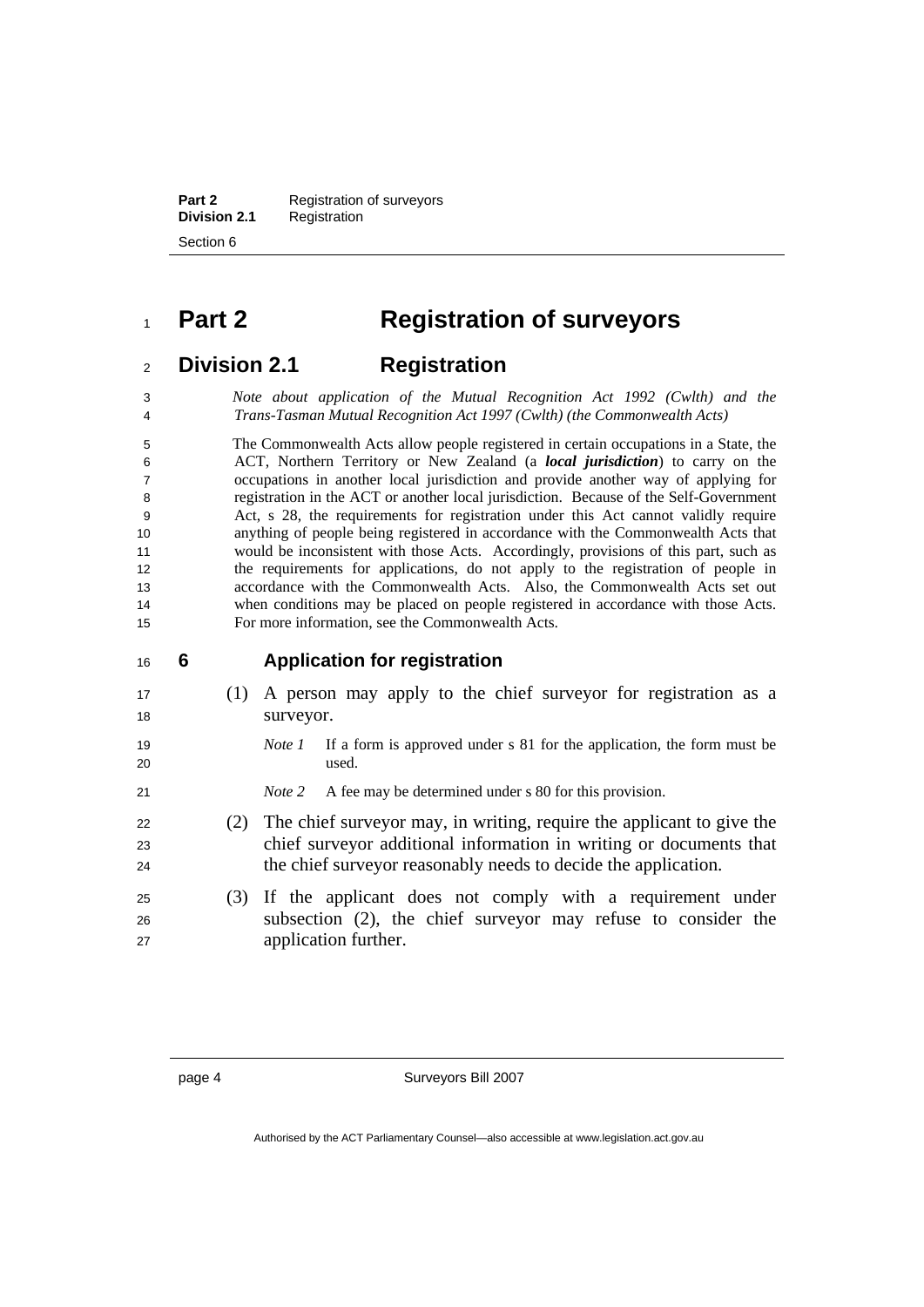# Part 2 Registration of surveyors

## Division 2.1 Registration

*Note about application of the Mutual Recognition Act 1992 (Cwlth) and the Trans-Tasman Mutual Recognition Act 1997 (Cwlth) (the Commonwealth Acts)*

The Commonwealth Acts allow people registered in certain occupations in a State, the ACT, Northern Territory or New Zealand (a ***local jurisdiction***) to carry on the occupations in another local jurisdiction and provide another way of applying for registration in the ACT or another local jurisdiction. Because of the Self-Government Act, s 28, the requirements for registration under this Act cannot validly require anything of people being registered in accordance with the Commonwealth Acts that would be inconsistent with those Acts. Accordingly, provisions of this part, such as the requirements for applications, do not apply to the registration of people in accordance with the Commonwealth Acts. Also, the Commonwealth Acts set out when conditions may be placed on people registered in accordance with those Acts. For more information, see the Commonwealth Acts.

### 6 Application for registration

(1) A person may apply to the chief surveyor for registration as a surveyor.

*Note 1* If a form is approved under s 81 for the application, the form must be used.

*Note 2* A fee may be determined under s 80 for this provision.

(2) The chief surveyor may, in writing, require the applicant to give the chief surveyor additional information in writing or documents that the chief surveyor reasonably needs to decide the application.

(3) If the applicant does not comply with a requirement under subsection (2), the chief surveyor may refuse to consider the application further.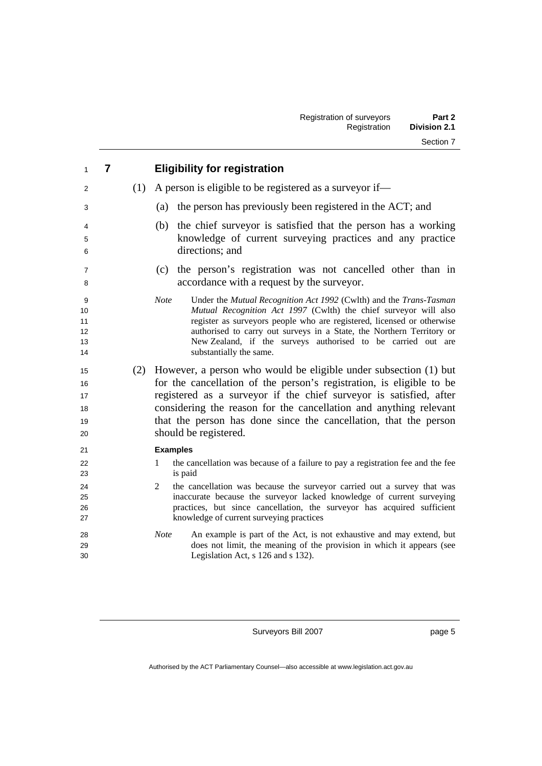## 7 Eligibility for registration

(1) A person is eligible to be registered as a surveyor if—

(a) the person has previously been registered in the ACT; and

(b) the chief surveyor is satisfied that the person has a working knowledge of current surveying practices and any practice directions; and

(c) the person's registration was not cancelled other than in accordance with a request by the surveyor.

*Note* Under the *Mutual Recognition Act 1992* (Cwlth) and the *Trans-Tasman Mutual Recognition Act 1997* (Cwlth) the chief surveyor will also register as surveyors people who are registered, licensed or otherwise authorised to carry out surveys in a State, the Northern Territory or New Zealand, if the surveys authorised to be carried out are substantially the same.

(2) However, a person who would be eligible under subsection (1) but for the cancellation of the person's registration, is eligible to be registered as a surveyor if the chief surveyor is satisfied, after considering the reason for the cancellation and anything relevant that the person has done since the cancellation, that the person should be registered.

**Examples**

1 the cancellation was because of a failure to pay a registration fee and the fee is paid

2 the cancellation was because the surveyor carried out a survey that was inaccurate because the surveyor lacked knowledge of current surveying practices, but since cancellation, the surveyor has acquired sufficient knowledge of current surveying practices

*Note* An example is part of the Act, is not exhaustive and may extend, but does not limit, the meaning of the provision in which it appears (see Legislation Act, s 126 and s 132).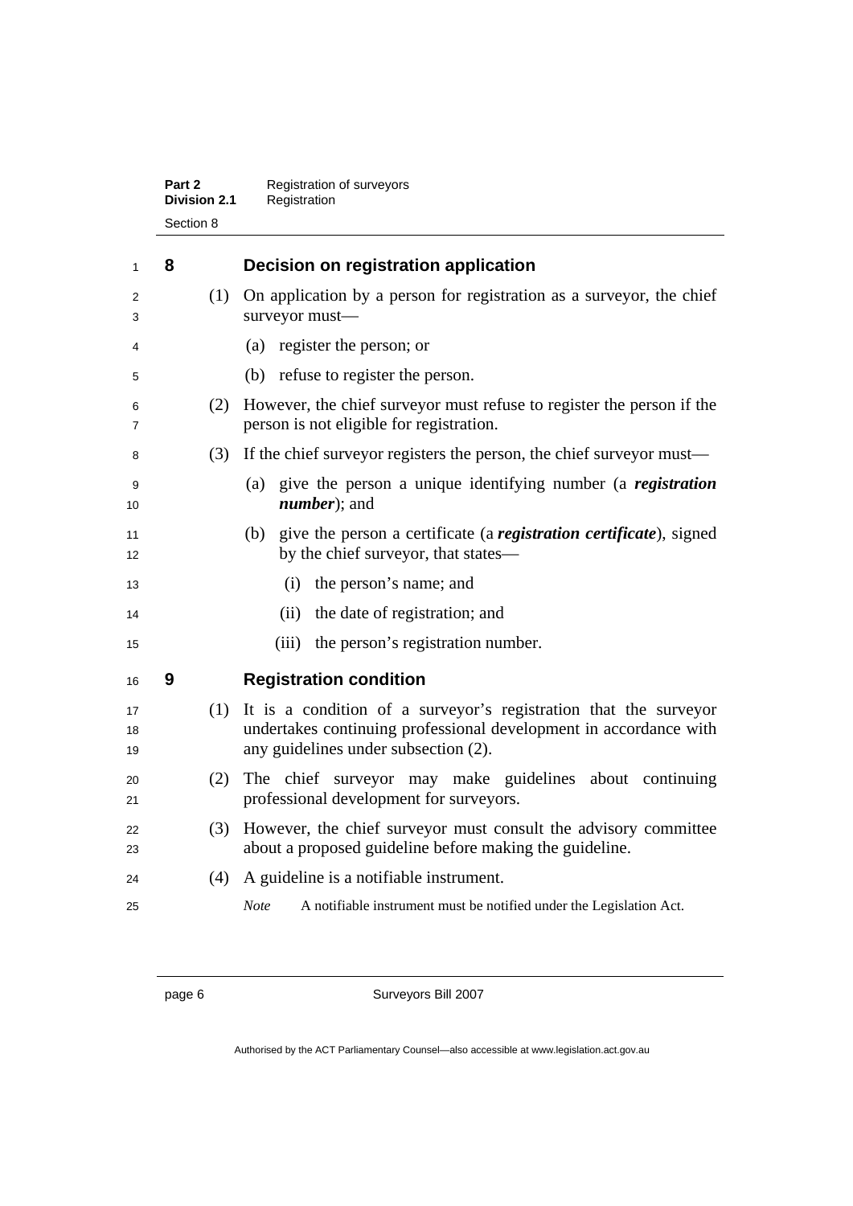## 8 Decision on registration application

(1) On application by a person for registration as a surveyor, the chief surveyor must—

(a) register the person; or

(b) refuse to register the person.

(2) However, the chief surveyor must refuse to register the person if the person is not eligible for registration.

(3) If the chief surveyor registers the person, the chief surveyor must—

(a) give the person a unique identifying number (a ***registration number***); and

(b) give the person a certificate (a ***registration certificate***), signed by the chief surveyor, that states—

(i) the person's name; and

(ii) the date of registration; and

(iii) the person's registration number.

## 9 Registration condition

(1) It is a condition of a surveyor's registration that the surveyor undertakes continuing professional development in accordance with any guidelines under subsection (2).

(2) The chief surveyor may make guidelines about continuing professional development for surveyors.

(3) However, the chief surveyor must consult the advisory committee about a proposed guideline before making the guideline.

(4) A guideline is a notifiable instrument.

*Note* A notifiable instrument must be notified under the Legislation Act.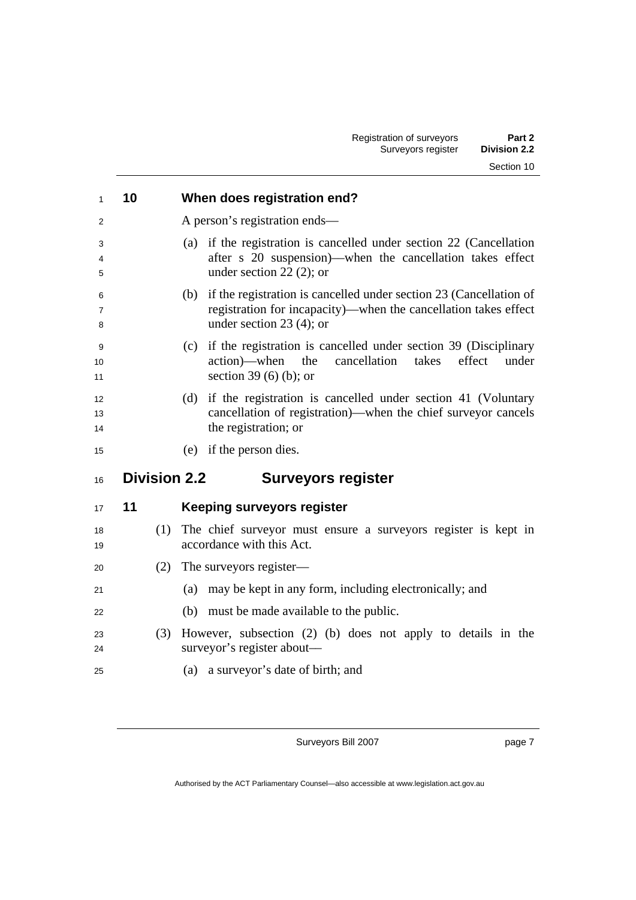### 10 When does registration end?

A person's registration ends—

(a) if the registration is cancelled under section 22 (Cancellation after s 20 suspension)—when the cancellation takes effect under section 22 (2); or

(b) if the registration is cancelled under section 23 (Cancellation of registration for incapacity)—when the cancellation takes effect under section 23 (4); or

(c) if the registration is cancelled under section 39 (Disciplinary action)—when the cancellation takes effect under section 39 (6) (b); or

(d) if the registration is cancelled under section 41 (Voluntary cancellation of registration)—when the chief surveyor cancels the registration; or

(e) if the person dies.

## Division 2.2 Surveyors register

### 11 Keeping surveyors register

(1) The chief surveyor must ensure a surveyors register is kept in accordance with this Act.

(2) The surveyors register—

(a) may be kept in any form, including electronically; and

(b) must be made available to the public.

(3) However, subsection (2) (b) does not apply to details in the surveyor's register about—

(a) a surveyor's date of birth; and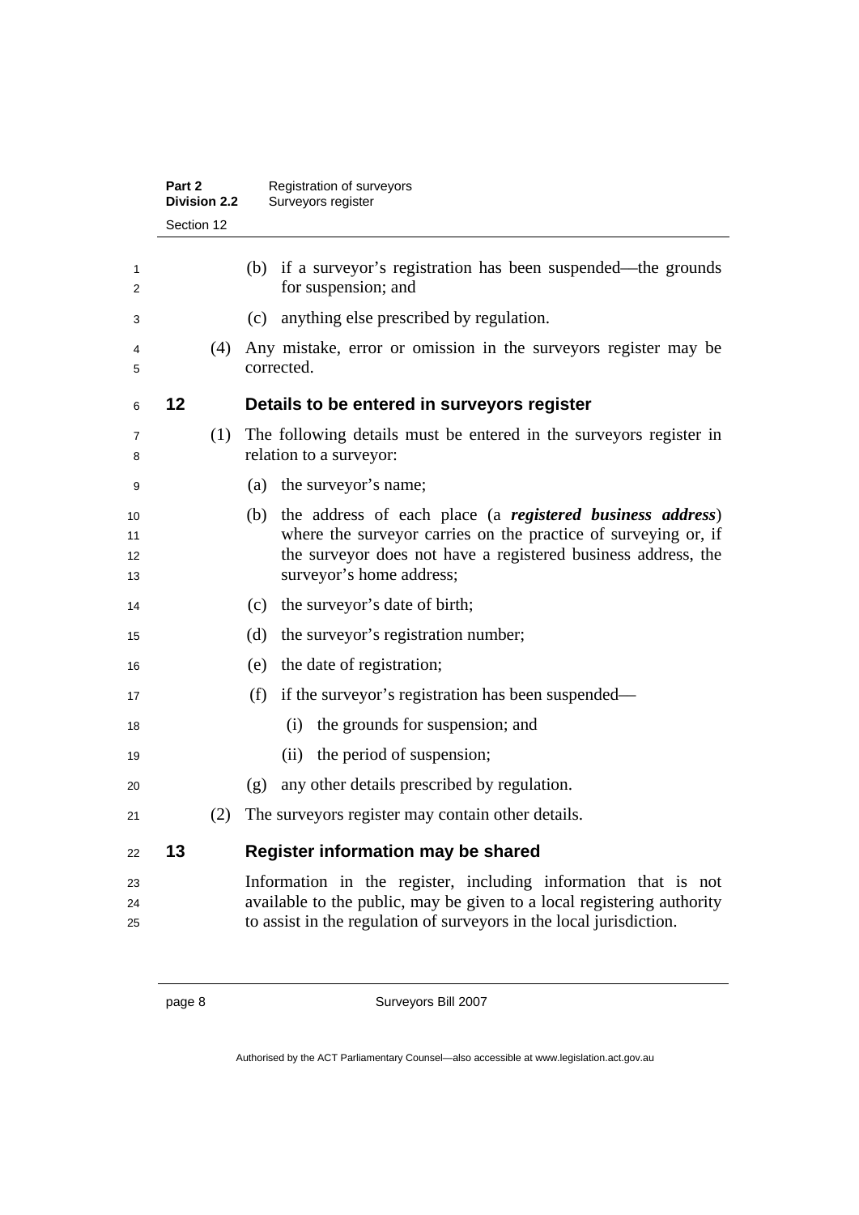(b) if a surveyor's registration has been suspended—the grounds for suspension; and

(c) anything else prescribed by regulation.

(4) Any mistake, error or omission in the surveyors register may be corrected.

### 12 Details to be entered in surveyors register

(1) The following details must be entered in the surveyors register in relation to a surveyor:

(a) the surveyor's name;

(b) the address of each place (a ***registered business address***) where the surveyor carries on the practice of surveying or, if the surveyor does not have a registered business address, the surveyor's home address;

(c) the surveyor's date of birth;

(d) the surveyor's registration number;

(e) the date of registration;

(f) if the surveyor's registration has been suspended—

(i) the grounds for suspension; and

(ii) the period of suspension;

(g) any other details prescribed by regulation.

(2) The surveyors register may contain other details.

### 13 Register information may be shared

Information in the register, including information that is not available to the public, may be given to a local registering authority to assist in the regulation of surveyors in the local jurisdiction.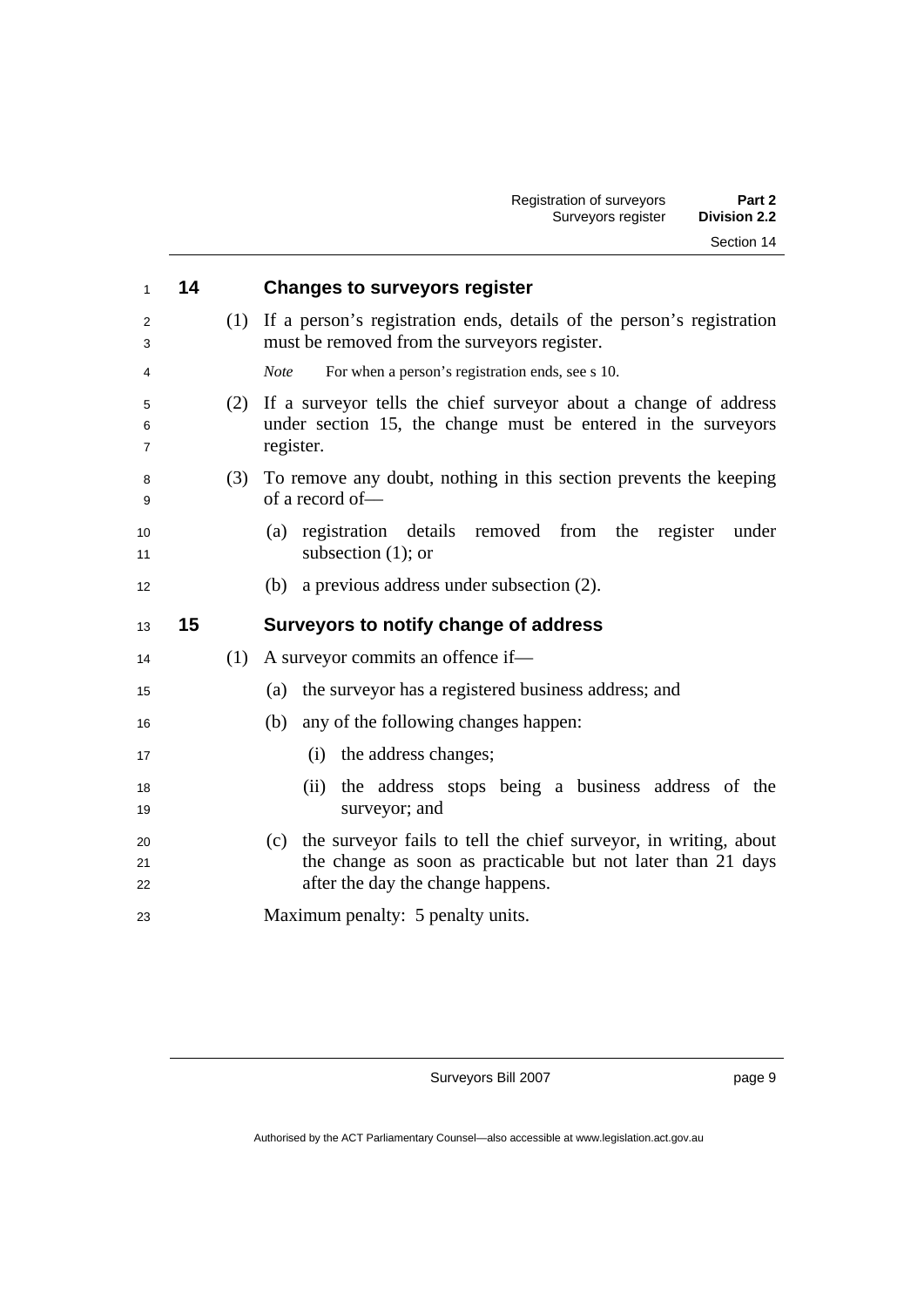## 14 Changes to surveyors register

(1) If a person's registration ends, details of the person's registration must be removed from the surveyors register.

*Note* For when a person's registration ends, see s 10.

(2) If a surveyor tells the chief surveyor about a change of address under section 15, the change must be entered in the surveyors register.

(3) To remove any doubt, nothing in this section prevents the keeping of a record of—

(a) registration details removed from the register under subsection (1); or

(b) a previous address under subsection (2).

## 15 Surveyors to notify change of address

(1) A surveyor commits an offence if—

(a) the surveyor has a registered business address; and

(b) any of the following changes happen:

(i) the address changes;

(ii) the address stops being a business address of the surveyor; and

(c) the surveyor fails to tell the chief surveyor, in writing, about the change as soon as practicable but not later than 21 days after the day the change happens.

Maximum penalty: 5 penalty units.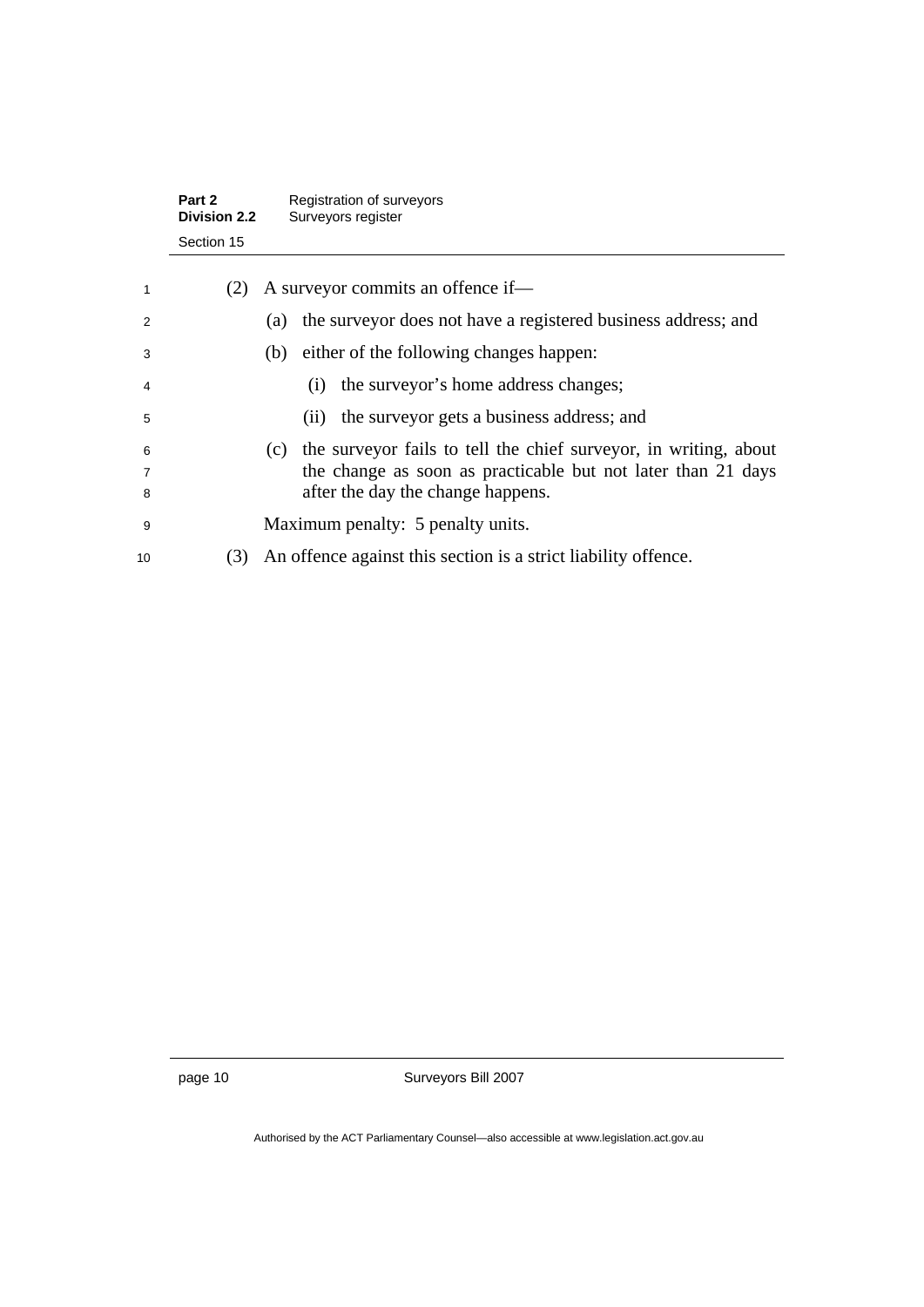(2) A surveyor commits an offence if—

(a) the surveyor does not have a registered business address; and

(b) either of the following changes happen:

(i) the surveyor's home address changes;

(ii) the surveyor gets a business address; and

(c) the surveyor fails to tell the chief surveyor, in writing, about the change as soon as practicable but not later than 21 days after the day the change happens.

Maximum penalty: 5 penalty units.

(3) An offence against this section is a strict liability offence.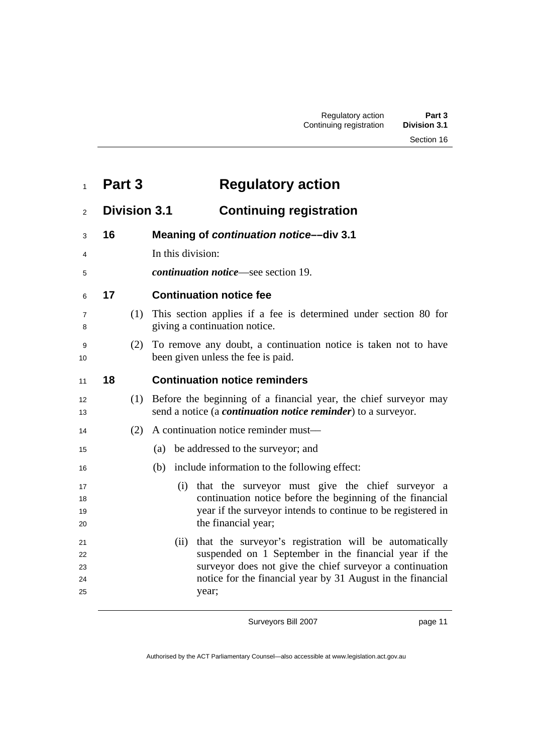# Part 3 Regulatory action

## Division 3.1 Continuing registration

### 16 Meaning of *continuation notice*––div 3.1

In this division:

***continuation notice***—see section 19.

### 17 Continuation notice fee

(1) This section applies if a fee is determined under section 80 for giving a continuation notice.

(2) To remove any doubt, a continuation notice is taken not to have been given unless the fee is paid.

### 18 Continuation notice reminders

(1) Before the beginning of a financial year, the chief surveyor may send a notice (a ***continuation notice reminder***) to a surveyor.

(2) A continuation notice reminder must—

(a) be addressed to the surveyor; and

(b) include information to the following effect:

(i) that the surveyor must give the chief surveyor a continuation notice before the beginning of the financial year if the surveyor intends to continue to be registered in the financial year;

(ii) that the surveyor's registration will be automatically suspended on 1 September in the financial year if the surveyor does not give the chief surveyor a continuation notice for the financial year by 31 August in the financial year;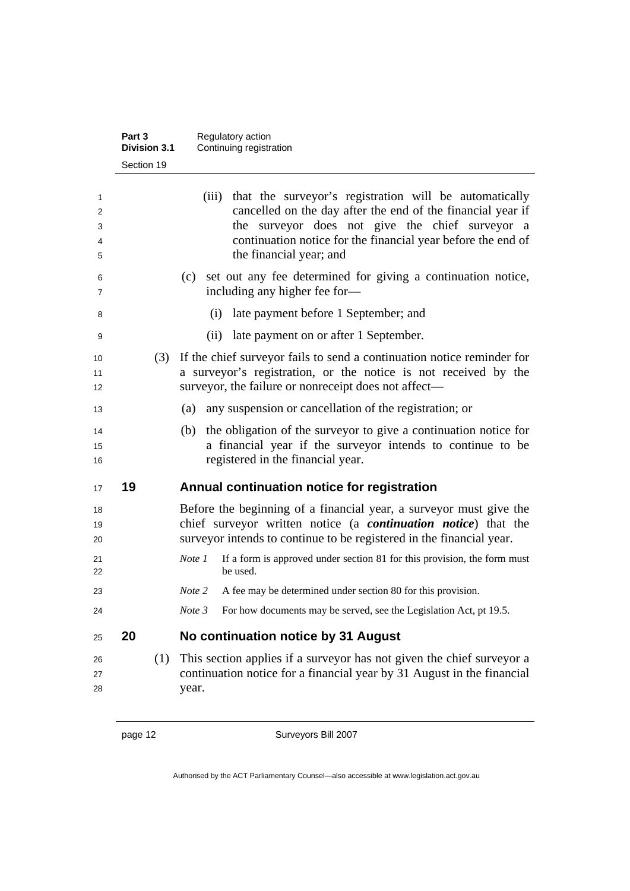(iii) that the surveyor's registration will be automatically cancelled on the day after the end of the financial year if the surveyor does not give the chief surveyor a continuation notice for the financial year before the end of the financial year; and

(c) set out any fee determined for giving a continuation notice, including any higher fee for—

(i) late payment before 1 September; and

(ii) late payment on or after 1 September.

(3) If the chief surveyor fails to send a continuation notice reminder for a surveyor's registration, or the notice is not received by the surveyor, the failure or nonreceipt does not affect—

(a) any suspension or cancellation of the registration; or

(b) the obligation of the surveyor to give a continuation notice for a financial year if the surveyor intends to continue to be registered in the financial year.

## 19 Annual continuation notice for registration

Before the beginning of a financial year, a surveyor must give the chief surveyor written notice (a ***continuation notice***) that the surveyor intends to continue to be registered in the financial year.

*Note 1* If a form is approved under section 81 for this provision, the form must be used.

*Note 2* A fee may be determined under section 80 for this provision.

*Note 3* For how documents may be served, see the Legislation Act, pt 19.5.

## 20 No continuation notice by 31 August

(1) This section applies if a surveyor has not given the chief surveyor a continuation notice for a financial year by 31 August in the financial year.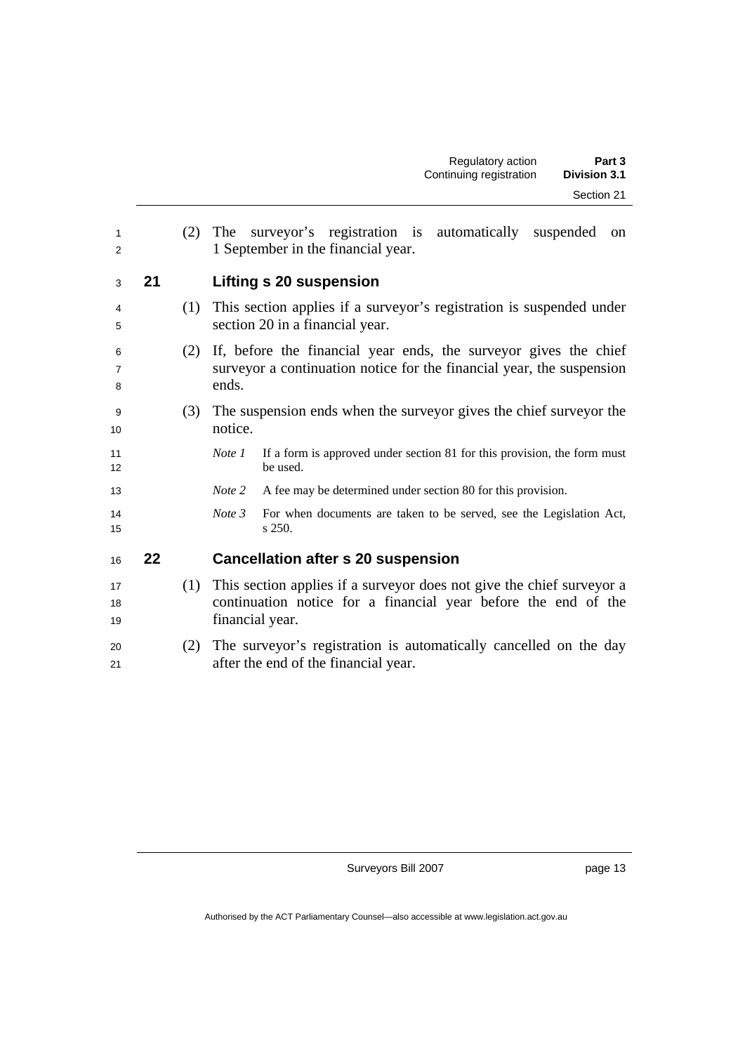(2) The surveyor's registration is automatically suspended on 1 September in the financial year.

## 21 Lifting s 20 suspension

(1) This section applies if a surveyor's registration is suspended under section 20 in a financial year.

(2) If, before the financial year ends, the surveyor gives the chief surveyor a continuation notice for the financial year, the suspension ends.

(3) The suspension ends when the surveyor gives the chief surveyor the notice.

*Note 1* If a form is approved under section 81 for this provision, the form must be used.

*Note 2* A fee may be determined under section 80 for this provision.

*Note 3* For when documents are taken to be served, see the Legislation Act, s 250.

## 22 Cancellation after s 20 suspension

(1) This section applies if a surveyor does not give the chief surveyor a continuation notice for a financial year before the end of the financial year.

(2) The surveyor's registration is automatically cancelled on the day after the end of the financial year.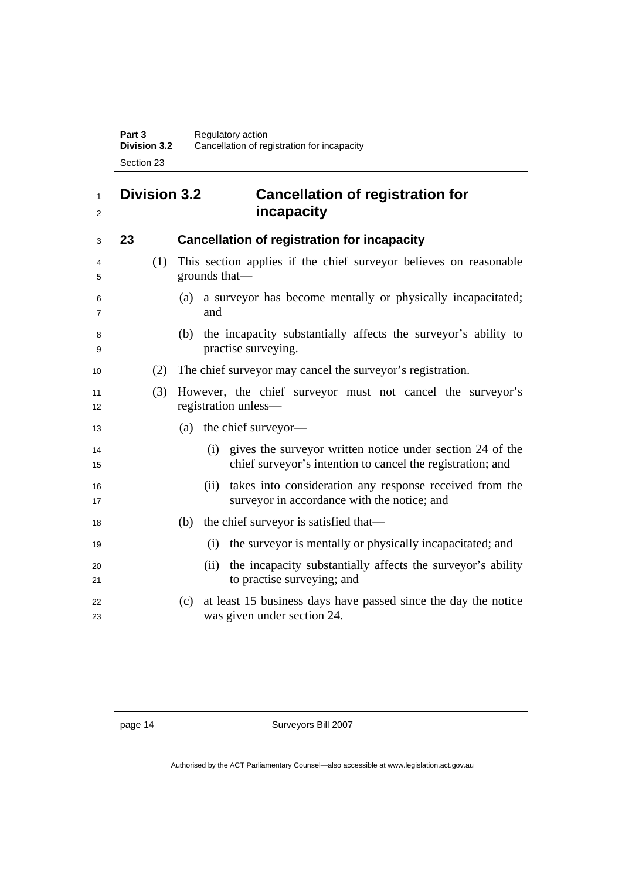## Division 3.2 Cancellation of registration for incapacity

### 23 Cancellation of registration for incapacity

(1) This section applies if the chief surveyor believes on reasonable grounds that—

(a) a surveyor has become mentally or physically incapacitated; and

(b) the incapacity substantially affects the surveyor's ability to practise surveying.

(2) The chief surveyor may cancel the surveyor's registration.

(3) However, the chief surveyor must not cancel the surveyor's registration unless—

(a) the chief surveyor—

(i) gives the surveyor written notice under section 24 of the chief surveyor's intention to cancel the registration; and

(ii) takes into consideration any response received from the surveyor in accordance with the notice; and

(b) the chief surveyor is satisfied that—

(i) the surveyor is mentally or physically incapacitated; and

(ii) the incapacity substantially affects the surveyor's ability to practise surveying; and

(c) at least 15 business days have passed since the day the notice was given under section 24.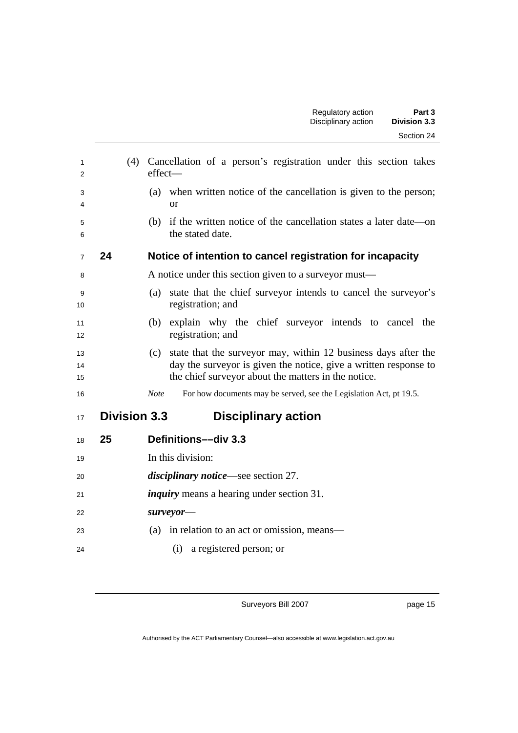(4) Cancellation of a person's registration under this section takes effect—

(a) when written notice of the cancellation is given to the person; or

(b) if the written notice of the cancellation states a later date—on the stated date.

### 24 Notice of intention to cancel registration for incapacity

A notice under this section given to a surveyor must—

(a) state that the chief surveyor intends to cancel the surveyor's registration; and

(b) explain why the chief surveyor intends to cancel the registration; and

(c) state that the surveyor may, within 12 business days after the day the surveyor is given the notice, give a written response to the chief surveyor about the matters in the notice.

*Note* For how documents may be served, see the Legislation Act, pt 19.5.

## Division 3.3 Disciplinary action

### 25 Definitions––div 3.3

In this division:

***disciplinary notice***—see section 27.

***inquiry*** means a hearing under section 31.

***surveyor***—

(a) in relation to an act or omission, means—

(i) a registered person; or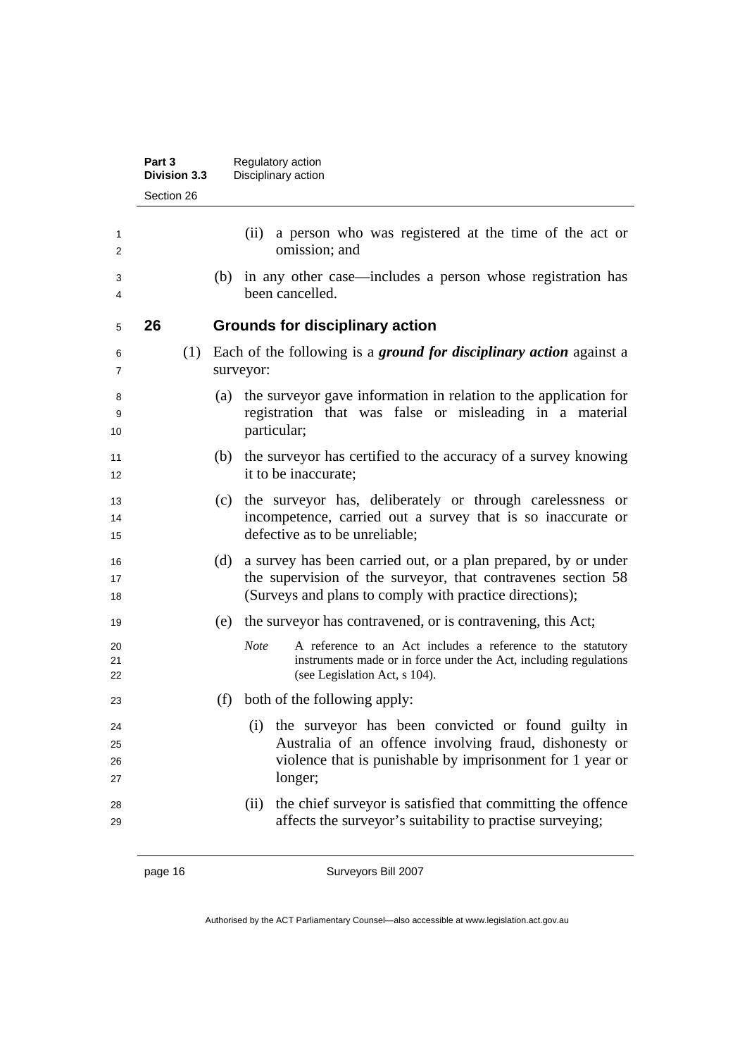(ii) a person who was registered at the time of the act or omission; and

(b) in any other case—includes a person whose registration has been cancelled.

## 26 Grounds for disciplinary action

(1) Each of the following is a ***ground for disciplinary action*** against a surveyor:

(a) the surveyor gave information in relation to the application for registration that was false or misleading in a material particular;

(b) the surveyor has certified to the accuracy of a survey knowing it to be inaccurate;

(c) the surveyor has, deliberately or through carelessness or incompetence, carried out a survey that is so inaccurate or defective as to be unreliable;

(d) a survey has been carried out, or a plan prepared, by or under the supervision of the surveyor, that contravenes section 58 (Surveys and plans to comply with practice directions);

(e) the surveyor has contravened, or is contravening, this Act;

*Note* A reference to an Act includes a reference to the statutory instruments made or in force under the Act, including regulations (see Legislation Act, s 104).

(f) both of the following apply:

(i) the surveyor has been convicted or found guilty in Australia of an offence involving fraud, dishonesty or violence that is punishable by imprisonment for 1 year or longer;

(ii) the chief surveyor is satisfied that committing the offence affects the surveyor's suitability to practise surveying;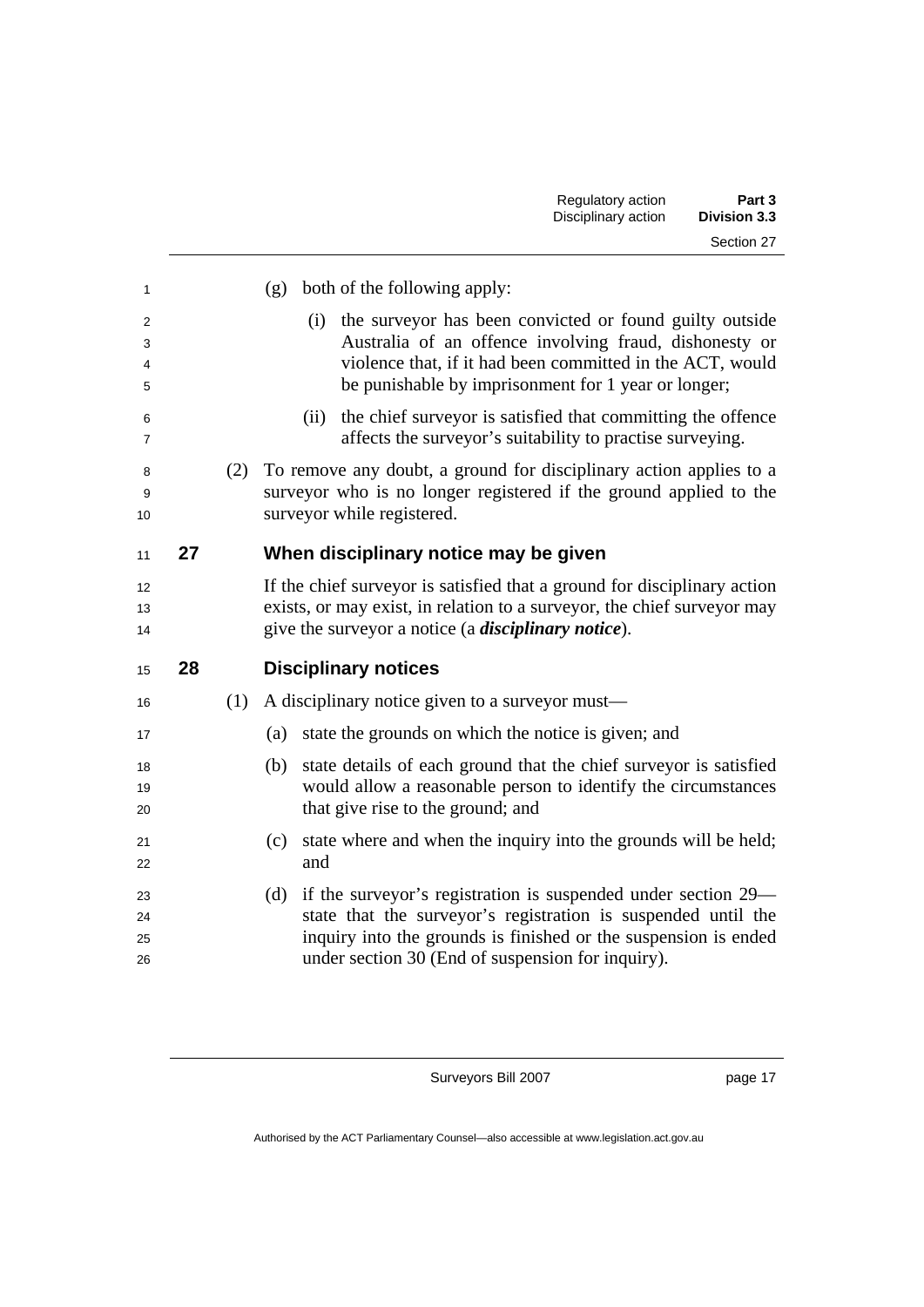(g) both of the following apply:

(i) the surveyor has been convicted or found guilty outside Australia of an offence involving fraud, dishonesty or violence that, if it had been committed in the ACT, would be punishable by imprisonment for 1 year or longer;

(ii) the chief surveyor is satisfied that committing the offence affects the surveyor's suitability to practise surveying.

(2) To remove any doubt, a ground for disciplinary action applies to a surveyor who is no longer registered if the ground applied to the surveyor while registered.

## 27 When disciplinary notice may be given

If the chief surveyor is satisfied that a ground for disciplinary action exists, or may exist, in relation to a surveyor, the chief surveyor may give the surveyor a notice (a ***disciplinary notice***).

## 28 Disciplinary notices

(1) A disciplinary notice given to a surveyor must—

(a) state the grounds on which the notice is given; and

(b) state details of each ground that the chief surveyor is satisfied would allow a reasonable person to identify the circumstances that give rise to the ground; and

(c) state where and when the inquiry into the grounds will be held; and

(d) if the surveyor's registration is suspended under section 29—state that the surveyor's registration is suspended until the inquiry into the grounds is finished or the suspension is ended under section 30 (End of suspension for inquiry).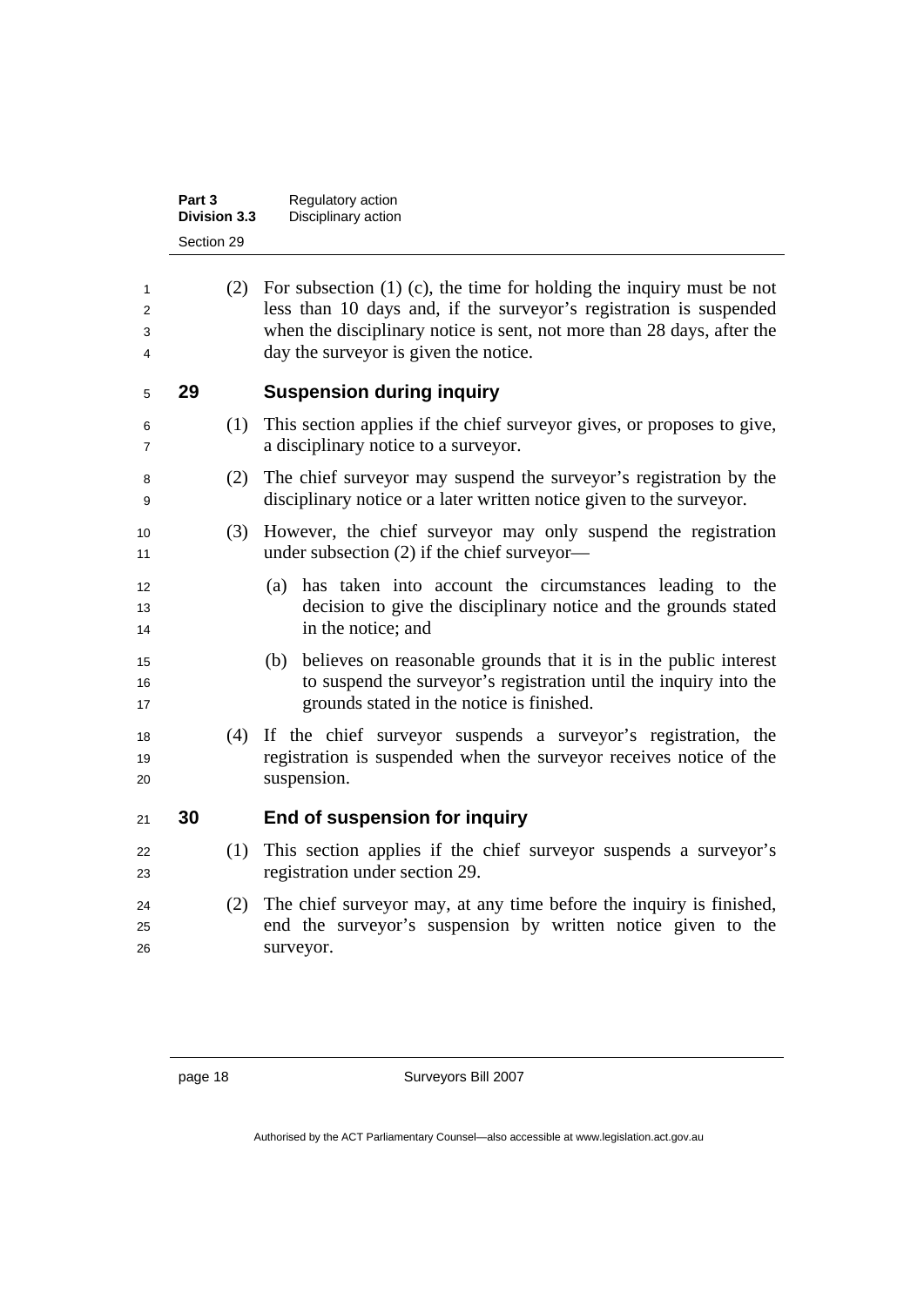(2) For subsection (1) (c), the time for holding the inquiry must be not less than 10 days and, if the surveyor's registration is suspended when the disciplinary notice is sent, not more than 28 days, after the day the surveyor is given the notice.

## 29 Suspension during inquiry

(1) This section applies if the chief surveyor gives, or proposes to give, a disciplinary notice to a surveyor.

(2) The chief surveyor may suspend the surveyor's registration by the disciplinary notice or a later written notice given to the surveyor.

(3) However, the chief surveyor may only suspend the registration under subsection (2) if the chief surveyor—

(a) has taken into account the circumstances leading to the decision to give the disciplinary notice and the grounds stated in the notice; and

(b) believes on reasonable grounds that it is in the public interest to suspend the surveyor's registration until the inquiry into the grounds stated in the notice is finished.

(4) If the chief surveyor suspends a surveyor's registration, the registration is suspended when the surveyor receives notice of the suspension.

## 30 End of suspension for inquiry

(1) This section applies if the chief surveyor suspends a surveyor's registration under section 29.

(2) The chief surveyor may, at any time before the inquiry is finished, end the surveyor's suspension by written notice given to the surveyor.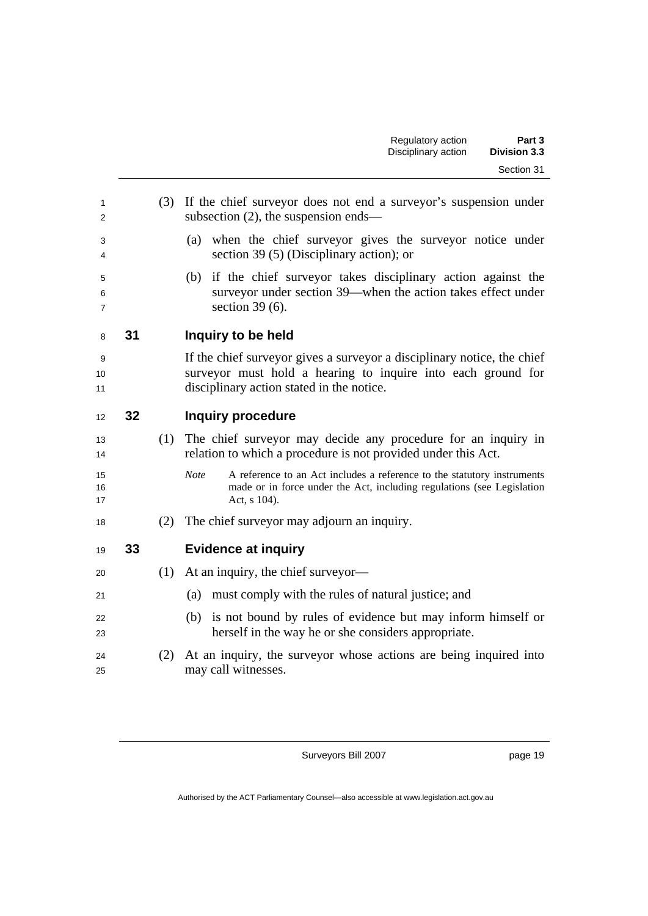(3) If the chief surveyor does not end a surveyor's suspension under subsection (2), the suspension ends—

(a) when the chief surveyor gives the surveyor notice under section 39 (5) (Disciplinary action); or

(b) if the chief surveyor takes disciplinary action against the surveyor under section 39—when the action takes effect under section 39 (6).

## 31 Inquiry to be held

If the chief surveyor gives a surveyor a disciplinary notice, the chief surveyor must hold a hearing to inquire into each ground for disciplinary action stated in the notice.

## 32 Inquiry procedure

(1) The chief surveyor may decide any procedure for an inquiry in relation to which a procedure is not provided under this Act.

*Note* A reference to an Act includes a reference to the statutory instruments made or in force under the Act, including regulations (see Legislation Act, s 104).

(2) The chief surveyor may adjourn an inquiry.

## 33 Evidence at inquiry

(1) At an inquiry, the chief surveyor—

(a) must comply with the rules of natural justice; and

(b) is not bound by rules of evidence but may inform himself or herself in the way he or she considers appropriate.

(2) At an inquiry, the surveyor whose actions are being inquired into may call witnesses.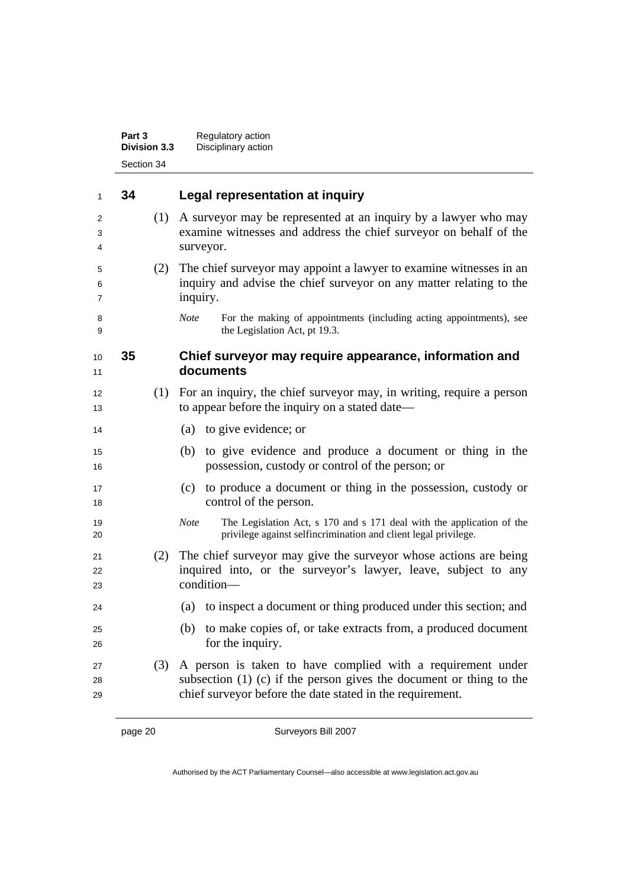## 34 Legal representation at inquiry

(1) A surveyor may be represented at an inquiry by a lawyer who may examine witnesses and address the chief surveyor on behalf of the surveyor.

(2) The chief surveyor may appoint a lawyer to examine witnesses in an inquiry and advise the chief surveyor on any matter relating to the inquiry.

*Note* For the making of appointments (including acting appointments), see the Legislation Act, pt 19.3.

## 35 Chief surveyor may require appearance, information and documents

(1) For an inquiry, the chief surveyor may, in writing, require a person to appear before the inquiry on a stated date—

(a) to give evidence; or

(b) to give evidence and produce a document or thing in the possession, custody or control of the person; or

(c) to produce a document or thing in the possession, custody or control of the person.

*Note* The Legislation Act, s 170 and s 171 deal with the application of the privilege against selfincrimination and client legal privilege.

(2) The chief surveyor may give the surveyor whose actions are being inquired into, or the surveyor's lawyer, leave, subject to any condition—

(a) to inspect a document or thing produced under this section; and

(b) to make copies of, or take extracts from, a produced document for the inquiry.

(3) A person is taken to have complied with a requirement under subsection (1) (c) if the person gives the document or thing to the chief surveyor before the date stated in the requirement.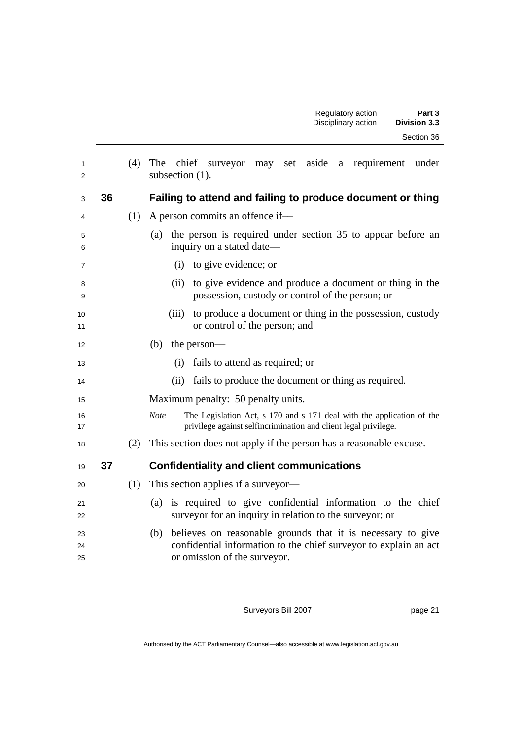(4) The chief surveyor may set aside a requirement under subsection (1).

### 36 Failing to attend and failing to produce document or thing

(1) A person commits an offence if—

(a) the person is required under section 35 to appear before an inquiry on a stated date—

(i) to give evidence; or

(ii) to give evidence and produce a document or thing in the possession, custody or control of the person; or

(iii) to produce a document or thing in the possession, custody or control of the person; and

(b) the person—

(i) fails to attend as required; or

(ii) fails to produce the document or thing as required.

Maximum penalty: 50 penalty units.

*Note* The Legislation Act, s 170 and s 171 deal with the application of the privilege against selfincrimination and client legal privilege.

(2) This section does not apply if the person has a reasonable excuse.

### 37 Confidentiality and client communications

(1) This section applies if a surveyor—

(a) is required to give confidential information to the chief surveyor for an inquiry in relation to the surveyor; or

(b) believes on reasonable grounds that it is necessary to give confidential information to the chief surveyor to explain an act or omission of the surveyor.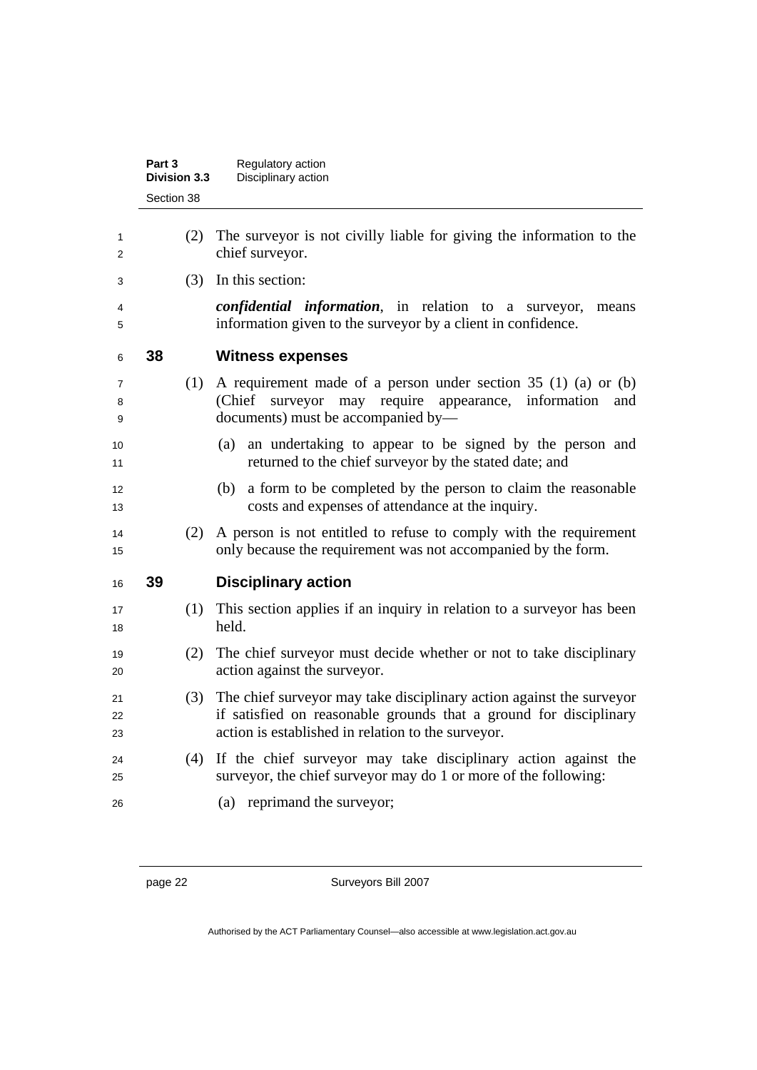(2) The surveyor is not civilly liable for giving the information to the chief surveyor.

(3) In this section:

***confidential information***, in relation to a surveyor, means information given to the surveyor by a client in confidence.

### 38 Witness expenses

(1) A requirement made of a person under section 35 (1) (a) or (b) (Chief surveyor may require appearance, information and documents) must be accompanied by—

(a) an undertaking to appear to be signed by the person and returned to the chief surveyor by the stated date; and

(b) a form to be completed by the person to claim the reasonable costs and expenses of attendance at the inquiry.

(2) A person is not entitled to refuse to comply with the requirement only because the requirement was not accompanied by the form.

### 39 Disciplinary action

(1) This section applies if an inquiry in relation to a surveyor has been held.

(2) The chief surveyor must decide whether or not to take disciplinary action against the surveyor.

(3) The chief surveyor may take disciplinary action against the surveyor if satisfied on reasonable grounds that a ground for disciplinary action is established in relation to the surveyor.

(4) If the chief surveyor may take disciplinary action against the surveyor, the chief surveyor may do 1 or more of the following:

(a) reprimand the surveyor;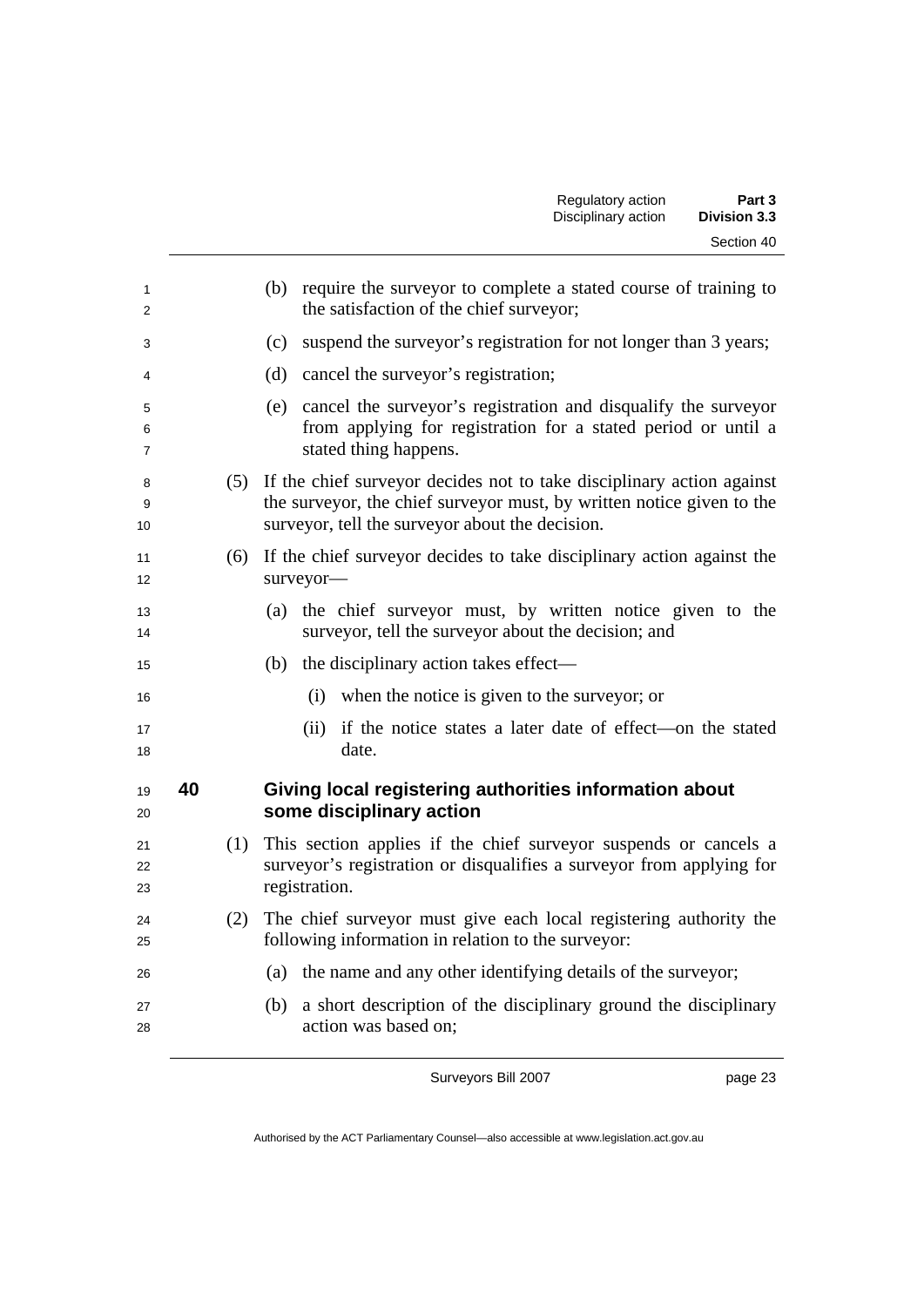(b) require the surveyor to complete a stated course of training to the satisfaction of the chief surveyor;

(c) suspend the surveyor's registration for not longer than 3 years;

(d) cancel the surveyor's registration;

(e) cancel the surveyor's registration and disqualify the surveyor from applying for registration for a stated period or until a stated thing happens.

(5) If the chief surveyor decides not to take disciplinary action against the surveyor, the chief surveyor must, by written notice given to the surveyor, tell the surveyor about the decision.

(6) If the chief surveyor decides to take disciplinary action against the surveyor—

(a) the chief surveyor must, by written notice given to the surveyor, tell the surveyor about the decision; and

(b) the disciplinary action takes effect—

(i) when the notice is given to the surveyor; or

(ii) if the notice states a later date of effect—on the stated date.

## 40 Giving local registering authorities information about some disciplinary action

(1) This section applies if the chief surveyor suspends or cancels a surveyor's registration or disqualifies a surveyor from applying for registration.

(2) The chief surveyor must give each local registering authority the following information in relation to the surveyor:

(a) the name and any other identifying details of the surveyor;

(b) a short description of the disciplinary ground the disciplinary action was based on;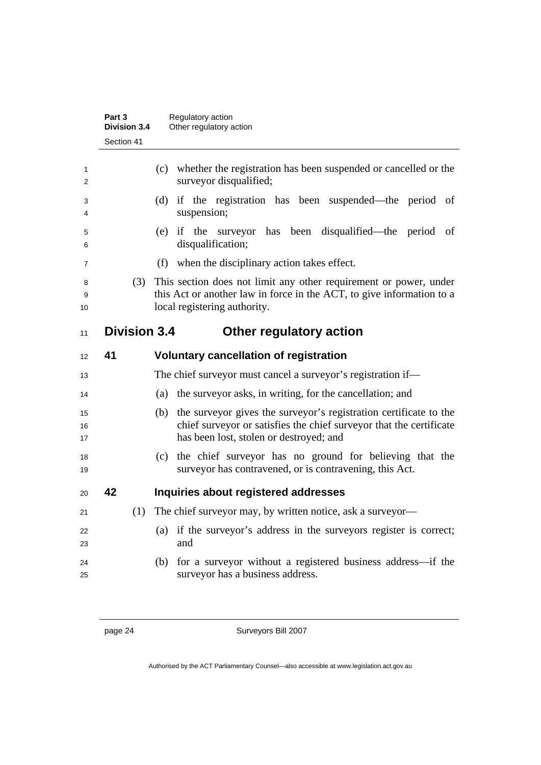(c) whether the registration has been suspended or cancelled or the surveyor disqualified;

(d) if the registration has been suspended—the period of suspension;

(e) if the surveyor has been disqualified—the period of disqualification;

(f) when the disciplinary action takes effect.

(3) This section does not limit any other requirement or power, under this Act or another law in force in the ACT, to give information to a local registering authority.

## Division 3.4 Other regulatory action

### 41 Voluntary cancellation of registration

The chief surveyor must cancel a surveyor's registration if—

(a) the surveyor asks, in writing, for the cancellation; and

(b) the surveyor gives the surveyor's registration certificate to the chief surveyor or satisfies the chief surveyor that the certificate has been lost, stolen or destroyed; and

(c) the chief surveyor has no ground for believing that the surveyor has contravened, or is contravening, this Act.

### 42 Inquiries about registered addresses

(1) The chief surveyor may, by written notice, ask a surveyor—

(a) if the surveyor's address in the surveyors register is correct; and

(b) for a surveyor without a registered business address—if the surveyor has a business address.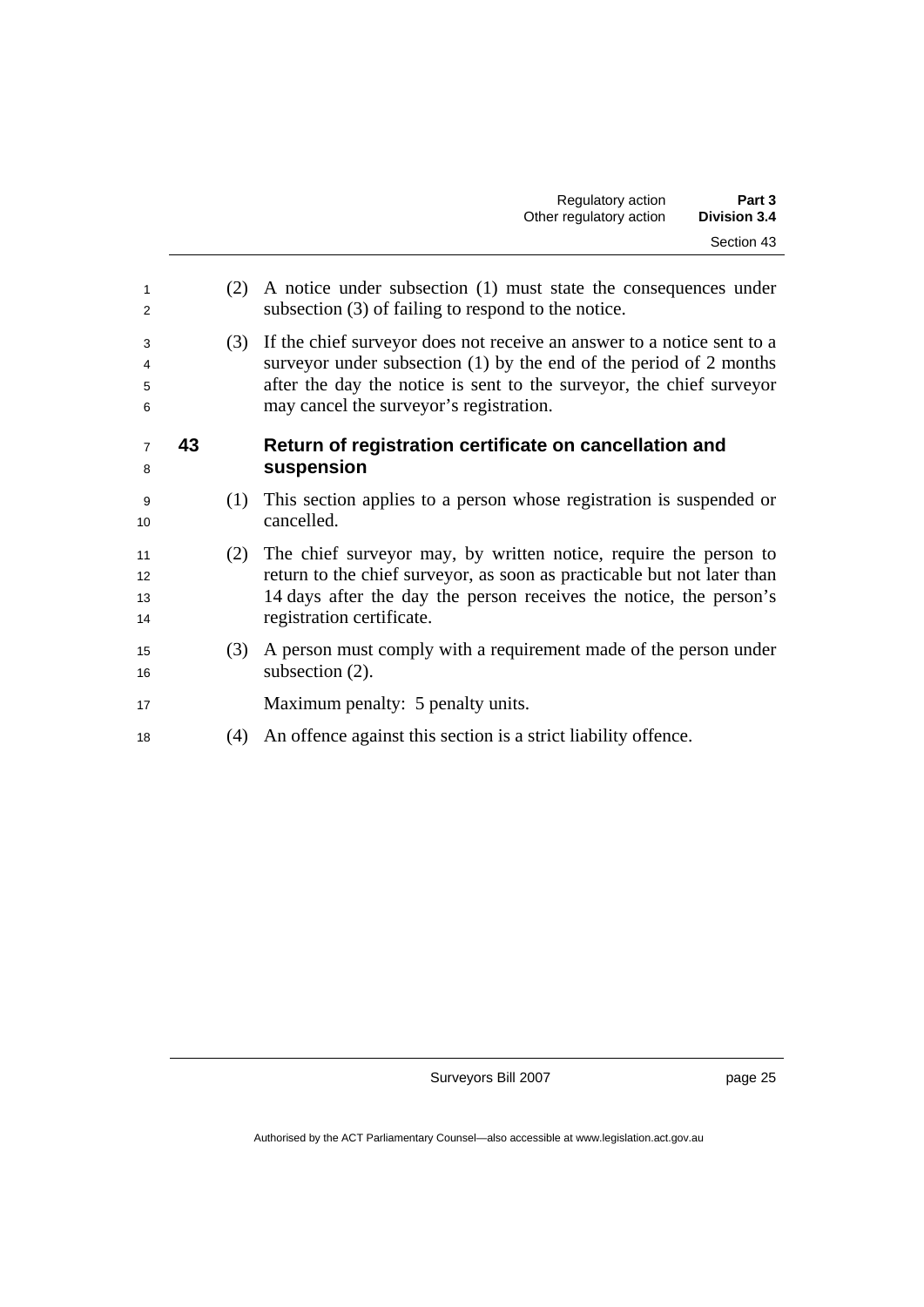(2) A notice under subsection (1) must state the consequences under subsection (3) of failing to respond to the notice.

(3) If the chief surveyor does not receive an answer to a notice sent to a surveyor under subsection (1) by the end of the period of 2 months after the day the notice is sent to the surveyor, the chief surveyor may cancel the surveyor's registration.

### 43 Return of registration certificate on cancellation and suspension

(1) This section applies to a person whose registration is suspended or cancelled.

(2) The chief surveyor may, by written notice, require the person to return to the chief surveyor, as soon as practicable but not later than 14 days after the day the person receives the notice, the person's registration certificate.

(3) A person must comply with a requirement made of the person under subsection (2).

Maximum penalty: 5 penalty units.

(4) An offence against this section is a strict liability offence.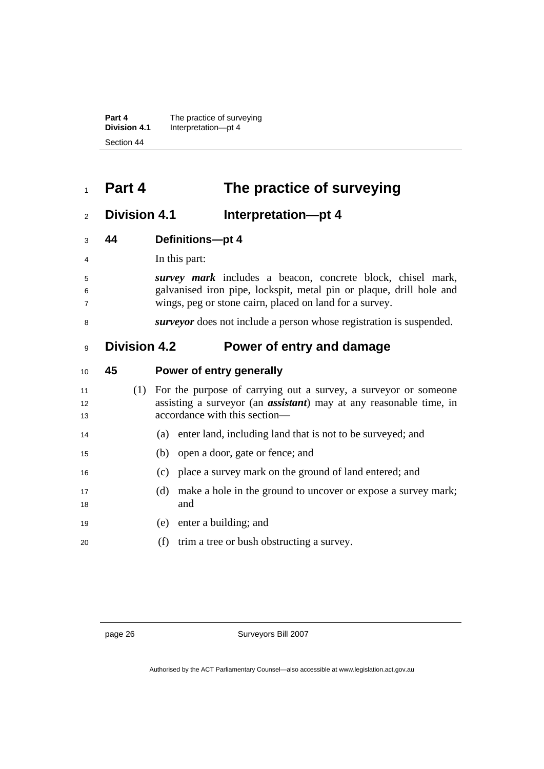# Part 4 The practice of surveying

## Division 4.1 Interpretation—pt 4

### 44 Definitions—pt 4

In this part:

***survey mark*** includes a beacon, concrete block, chisel mark, galvanised iron pipe, lockspit, metal pin or plaque, drill hole and wings, peg or stone cairn, placed on land for a survey.

***surveyor*** does not include a person whose registration is suspended.

## Division 4.2 Power of entry and damage

### 45 Power of entry generally

(1) For the purpose of carrying out a survey, a surveyor or someone assisting a surveyor (an ***assistant***) may at any reasonable time, in accordance with this section—

(a) enter land, including land that is not to be surveyed; and

(b) open a door, gate or fence; and

(c) place a survey mark on the ground of land entered; and

(d) make a hole in the ground to uncover or expose a survey mark; and

(e) enter a building; and

(f) trim a tree or bush obstructing a survey.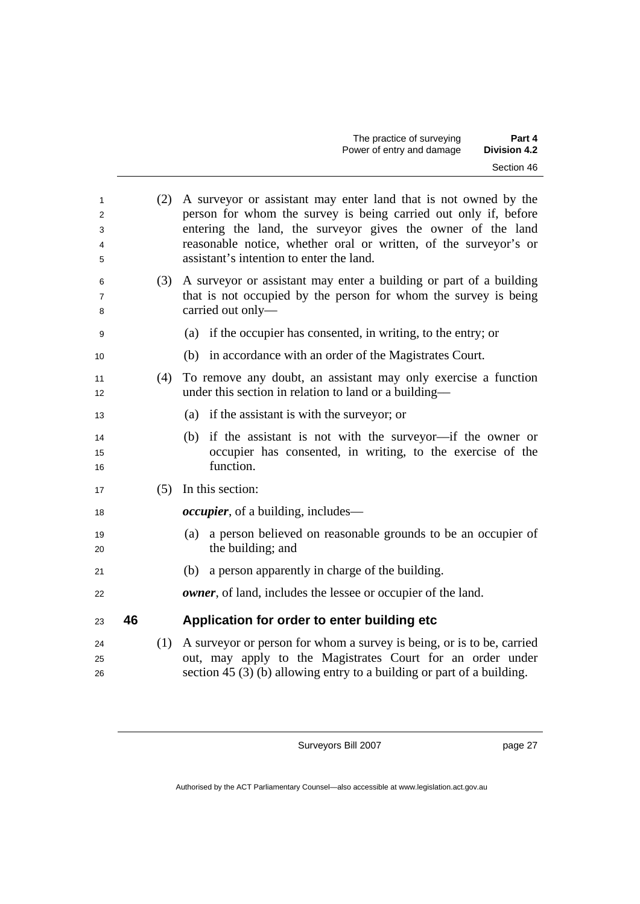(2) A surveyor or assistant may enter land that is not owned by the person for whom the survey is being carried out only if, before entering the land, the surveyor gives the owner of the land reasonable notice, whether oral or written, of the surveyor's or assistant's intention to enter the land.

(3) A surveyor or assistant may enter a building or part of a building that is not occupied by the person for whom the survey is being carried out only—

(a) if the occupier has consented, in writing, to the entry; or

(b) in accordance with an order of the Magistrates Court.

(4) To remove any doubt, an assistant may only exercise a function under this section in relation to land or a building—

(a) if the assistant is with the surveyor; or

(b) if the assistant is not with the surveyor—if the owner or occupier has consented, in writing, to the exercise of the function.

(5) In this section:

***occupier***, of a building, includes—

(a) a person believed on reasonable grounds to be an occupier of the building; and

(b) a person apparently in charge of the building.

***owner***, of land, includes the lessee or occupier of the land.

## 46 Application for order to enter building etc

(1) A surveyor or person for whom a survey is being, or is to be, carried out, may apply to the Magistrates Court for an order under section 45 (3) (b) allowing entry to a building or part of a building.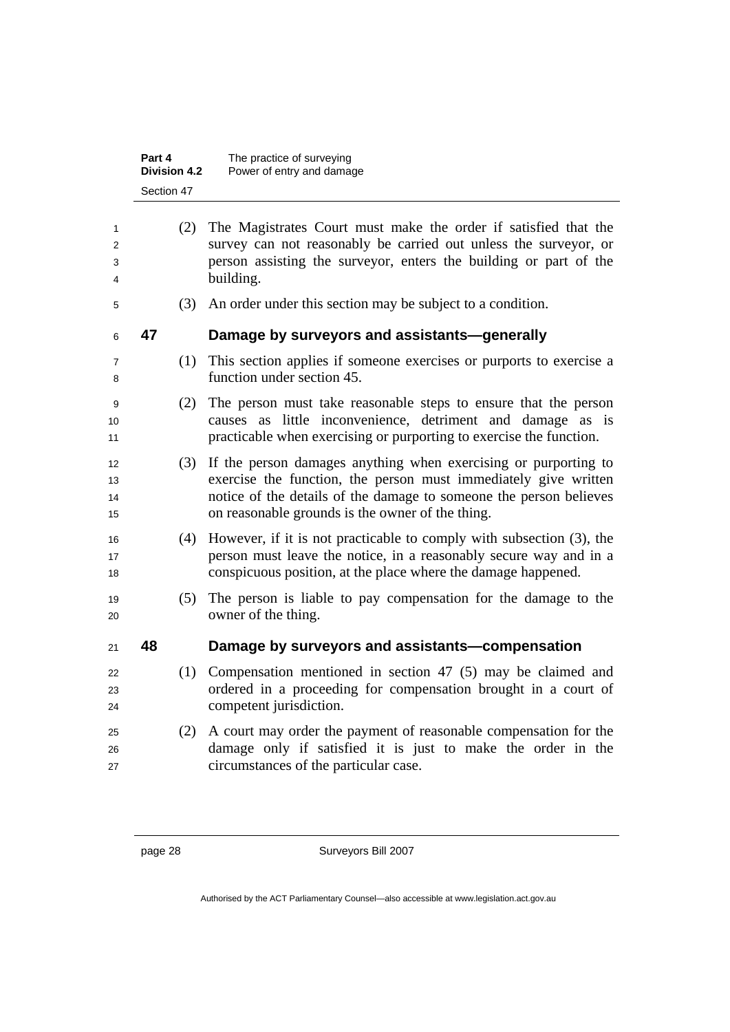(2) The Magistrates Court must make the order if satisfied that the survey can not reasonably be carried out unless the surveyor, or person assisting the surveyor, enters the building or part of the building.

(3) An order under this section may be subject to a condition.

## 47 Damage by surveyors and assistants—generally

(1) This section applies if someone exercises or purports to exercise a function under section 45.

(2) The person must take reasonable steps to ensure that the person causes as little inconvenience, detriment and damage as is practicable when exercising or purporting to exercise the function.

(3) If the person damages anything when exercising or purporting to exercise the function, the person must immediately give written notice of the details of the damage to someone the person believes on reasonable grounds is the owner of the thing.

(4) However, if it is not practicable to comply with subsection (3), the person must leave the notice, in a reasonably secure way and in a conspicuous position, at the place where the damage happened.

(5) The person is liable to pay compensation for the damage to the owner of the thing.

## 48 Damage by surveyors and assistants—compensation

(1) Compensation mentioned in section 47 (5) may be claimed and ordered in a proceeding for compensation brought in a court of competent jurisdiction.

(2) A court may order the payment of reasonable compensation for the damage only if satisfied it is just to make the order in the circumstances of the particular case.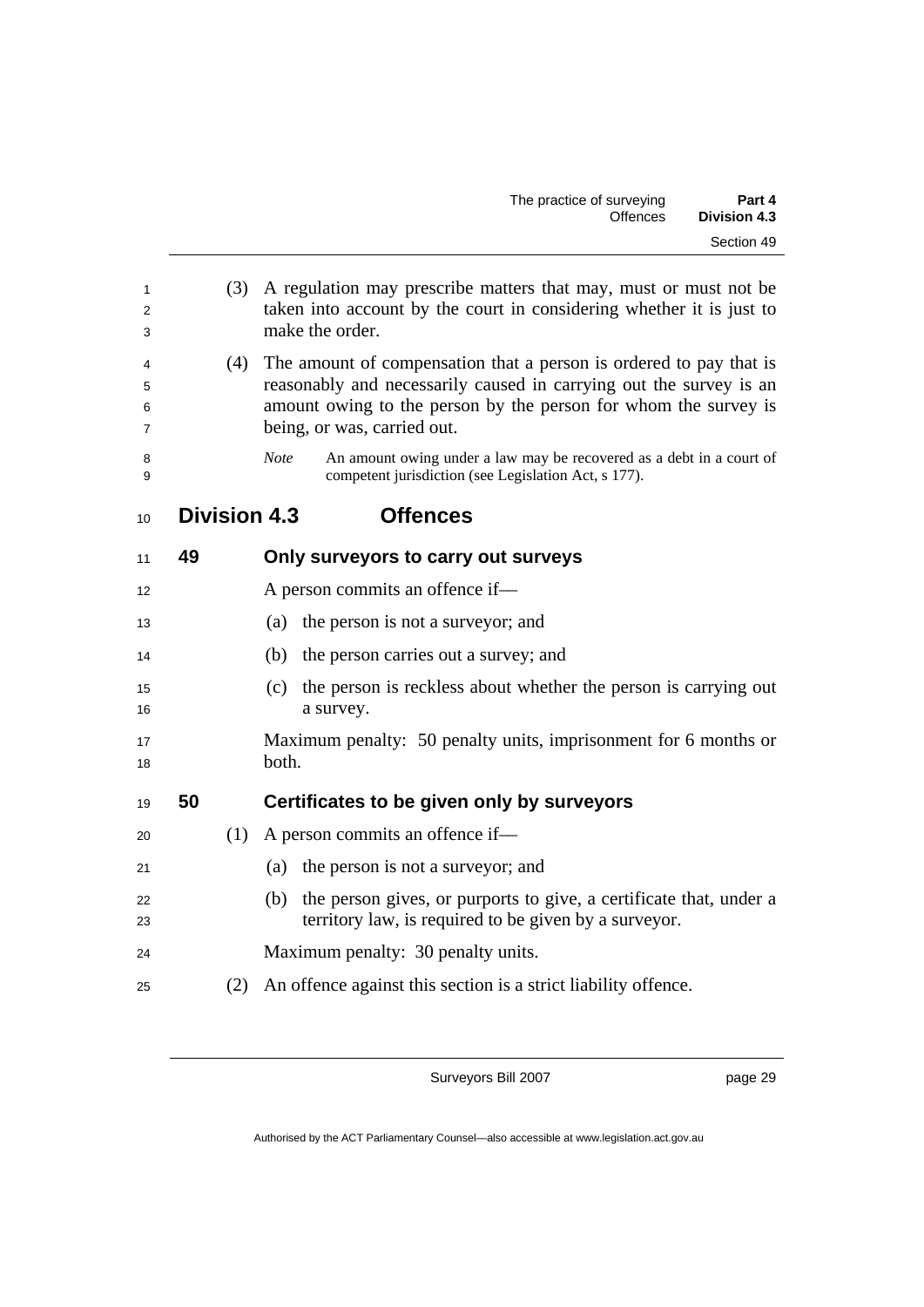(3) A regulation may prescribe matters that may, must or must not be taken into account by the court in considering whether it is just to make the order.

(4) The amount of compensation that a person is ordered to pay that is reasonably and necessarily caused in carrying out the survey is an amount owing to the person by the person for whom the survey is being, or was, carried out.

*Note* An amount owing under a law may be recovered as a debt in a court of competent jurisdiction (see Legislation Act, s 177).

## Division 4.3 Offences

### 49 Only surveyors to carry out surveys

A person commits an offence if—

(a) the person is not a surveyor; and

(b) the person carries out a survey; and

(c) the person is reckless about whether the person is carrying out a survey.

Maximum penalty: 50 penalty units, imprisonment for 6 months or both.

### 50 Certificates to be given only by surveyors

(1) A person commits an offence if—

(a) the person is not a surveyor; and

(b) the person gives, or purports to give, a certificate that, under a territory law, is required to be given by a surveyor.

Maximum penalty: 30 penalty units.

(2) An offence against this section is a strict liability offence.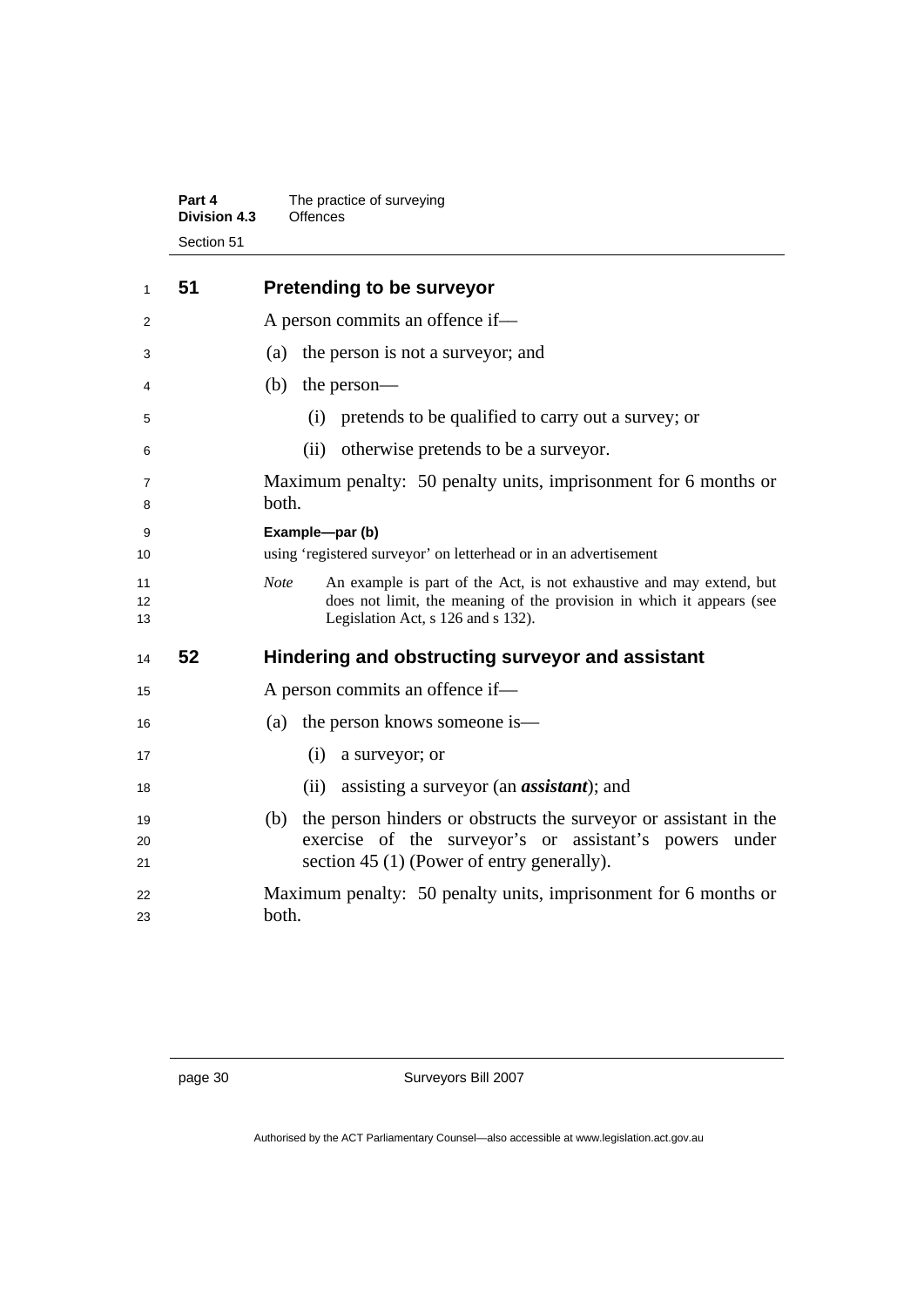## 51 Pretending to be surveyor

A person commits an offence if—

(a) the person is not a surveyor; and

(b) the person—

(i) pretends to be qualified to carry out a survey; or

(ii) otherwise pretends to be a surveyor.

Maximum penalty: 50 penalty units, imprisonment for 6 months or both.

**Example—par (b)**

using 'registered surveyor' on letterhead or in an advertisement

*Note* An example is part of the Act, is not exhaustive and may extend, but does not limit, the meaning of the provision in which it appears (see Legislation Act, s 126 and s 132).

## 52 Hindering and obstructing surveyor and assistant

A person commits an offence if—

(a) the person knows someone is—

(i) a surveyor; or

(ii) assisting a surveyor (an ***assistant***); and

(b) the person hinders or obstructs the surveyor or assistant in the exercise of the surveyor's or assistant's powers under section 45 (1) (Power of entry generally).

Maximum penalty: 50 penalty units, imprisonment for 6 months or both.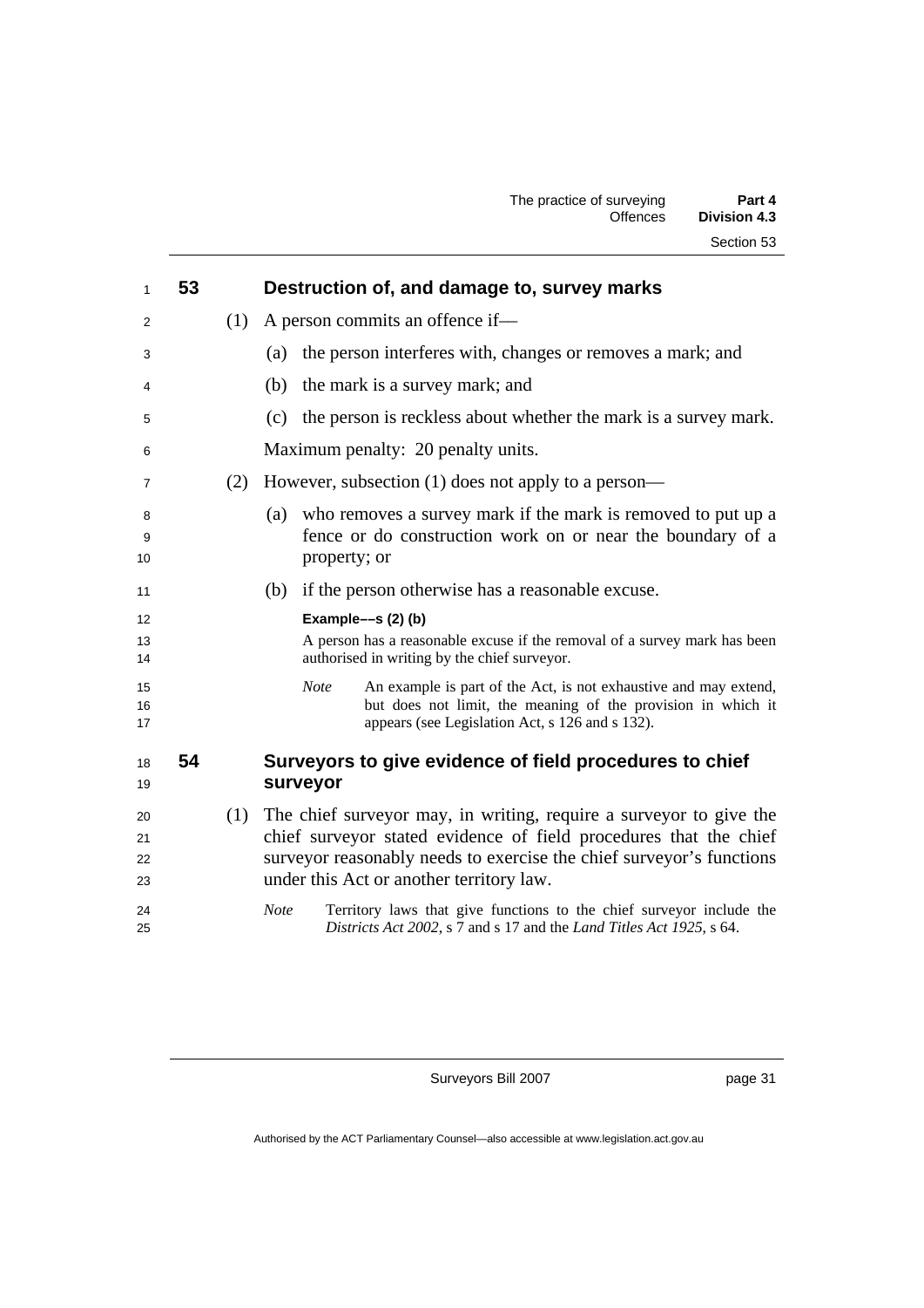## 53 Destruction of, and damage to, survey marks

(1) A person commits an offence if—

(a) the person interferes with, changes or removes a mark; and

(b) the mark is a survey mark; and

(c) the person is reckless about whether the mark is a survey mark.

Maximum penalty: 20 penalty units.

(2) However, subsection (1) does not apply to a person—

(a) who removes a survey mark if the mark is removed to put up a fence or do construction work on or near the boundary of a property; or

(b) if the person otherwise has a reasonable excuse.

**Example––s (2) (b)**

A person has a reasonable excuse if the removal of a survey mark has been authorised in writing by the chief surveyor.

*Note* An example is part of the Act, is not exhaustive and may extend, but does not limit, the meaning of the provision in which it appears (see Legislation Act, s 126 and s 132).

## 54 Surveyors to give evidence of field procedures to chief surveyor

(1) The chief surveyor may, in writing, require a surveyor to give the chief surveyor stated evidence of field procedures that the chief surveyor reasonably needs to exercise the chief surveyor's functions under this Act or another territory law.

*Note* Territory laws that give functions to the chief surveyor include the *Districts Act 2002*, s 7 and s 17 and the *Land Titles Act 1925*, s 64.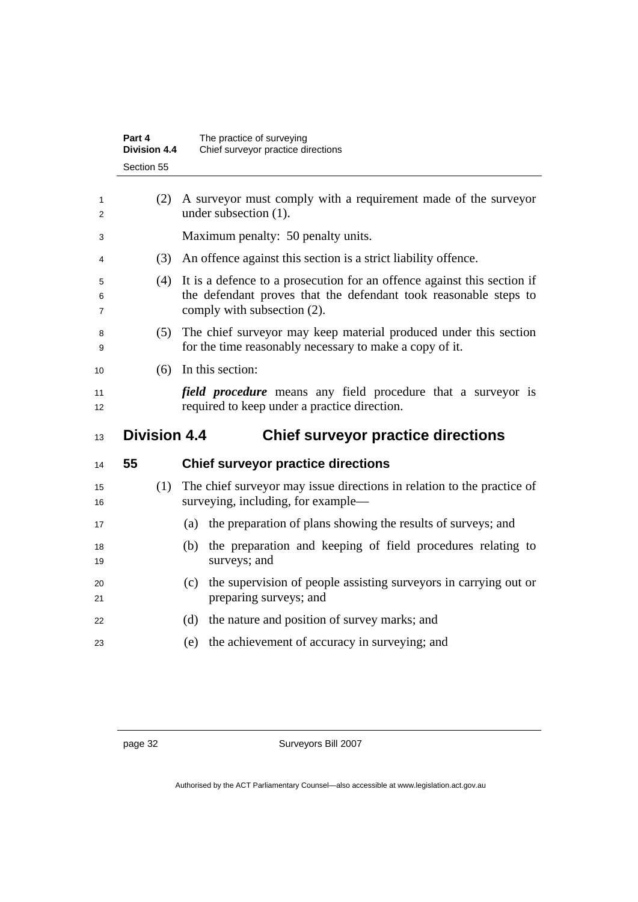(2) A surveyor must comply with a requirement made of the surveyor under subsection (1).

Maximum penalty: 50 penalty units.

(3) An offence against this section is a strict liability offence.

(4) It is a defence to a prosecution for an offence against this section if the defendant proves that the defendant took reasonable steps to comply with subsection (2).

(5) The chief surveyor may keep material produced under this section for the time reasonably necessary to make a copy of it.

(6) In this section:

***field procedure*** means any field procedure that a surveyor is required to keep under a practice direction.

## Division 4.4 Chief surveyor practice directions

### 55 Chief surveyor practice directions

(1) The chief surveyor may issue directions in relation to the practice of surveying, including, for example—

(a) the preparation of plans showing the results of surveys; and

(b) the preparation and keeping of field procedures relating to surveys; and

(c) the supervision of people assisting surveyors in carrying out or preparing surveys; and

(d) the nature and position of survey marks; and

(e) the achievement of accuracy in surveying; and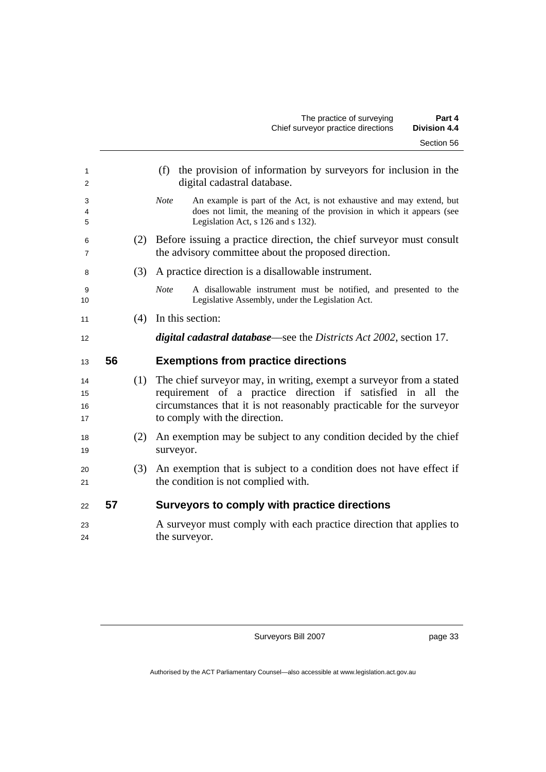(f) the provision of information by surveyors for inclusion in the digital cadastral database.

*Note* An example is part of the Act, is not exhaustive and may extend, but does not limit, the meaning of the provision in which it appears (see Legislation Act, s 126 and s 132).

(2) Before issuing a practice direction, the chief surveyor must consult the advisory committee about the proposed direction.

(3) A practice direction is a disallowable instrument.

*Note* A disallowable instrument must be notified, and presented to the Legislative Assembly, under the Legislation Act.

(4) In this section:

***digital cadastral database***—see the *Districts Act 2002*, section 17.

## 56 Exemptions from practice directions

(1) The chief surveyor may, in writing, exempt a surveyor from a stated requirement of a practice direction if satisfied in all the circumstances that it is not reasonably practicable for the surveyor to comply with the direction.

(2) An exemption may be subject to any condition decided by the chief surveyor.

(3) An exemption that is subject to a condition does not have effect if the condition is not complied with.

## 57 Surveyors to comply with practice directions

A surveyor must comply with each practice direction that applies to the surveyor.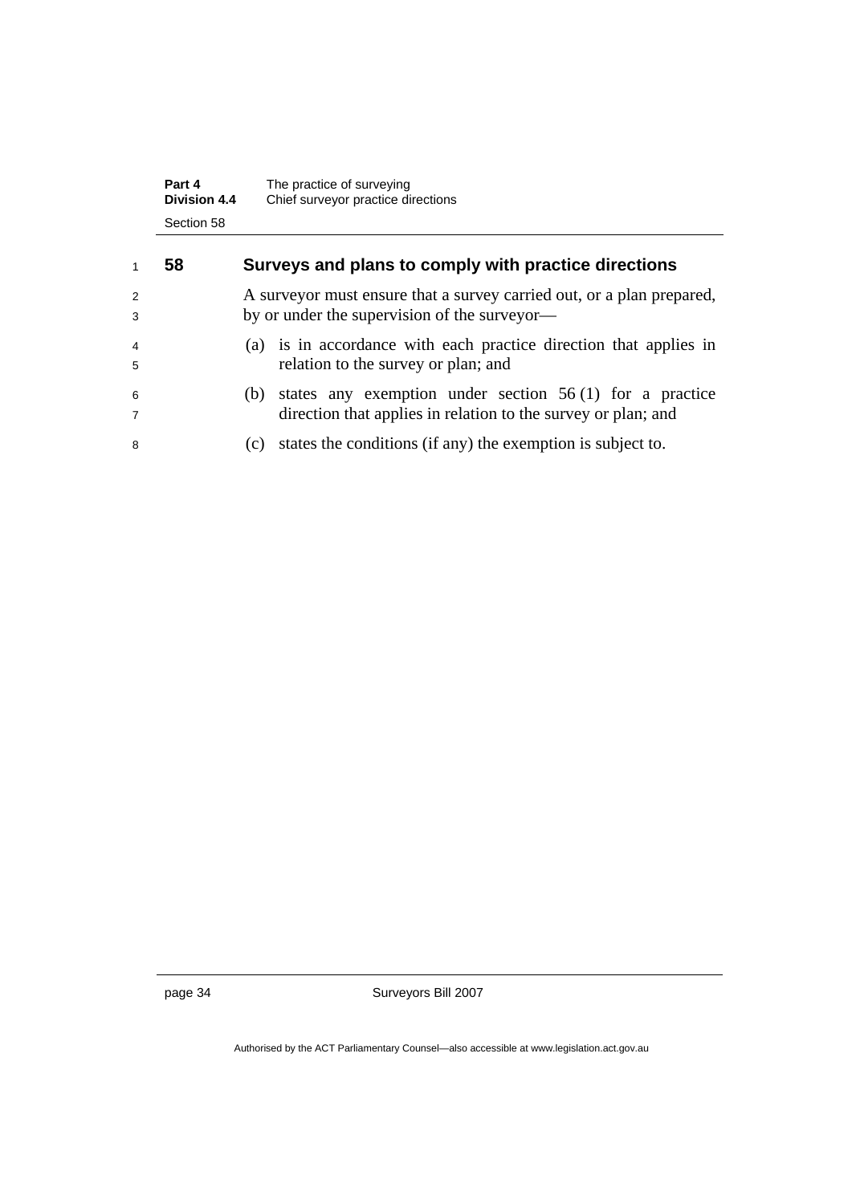## 58 Surveys and plans to comply with practice directions

A surveyor must ensure that a survey carried out, or a plan prepared, by or under the supervision of the surveyor—

(a) is in accordance with each practice direction that applies in relation to the survey or plan; and

(b) states any exemption under section 56 (1) for a practice direction that applies in relation to the survey or plan; and

(c) states the conditions (if any) the exemption is subject to.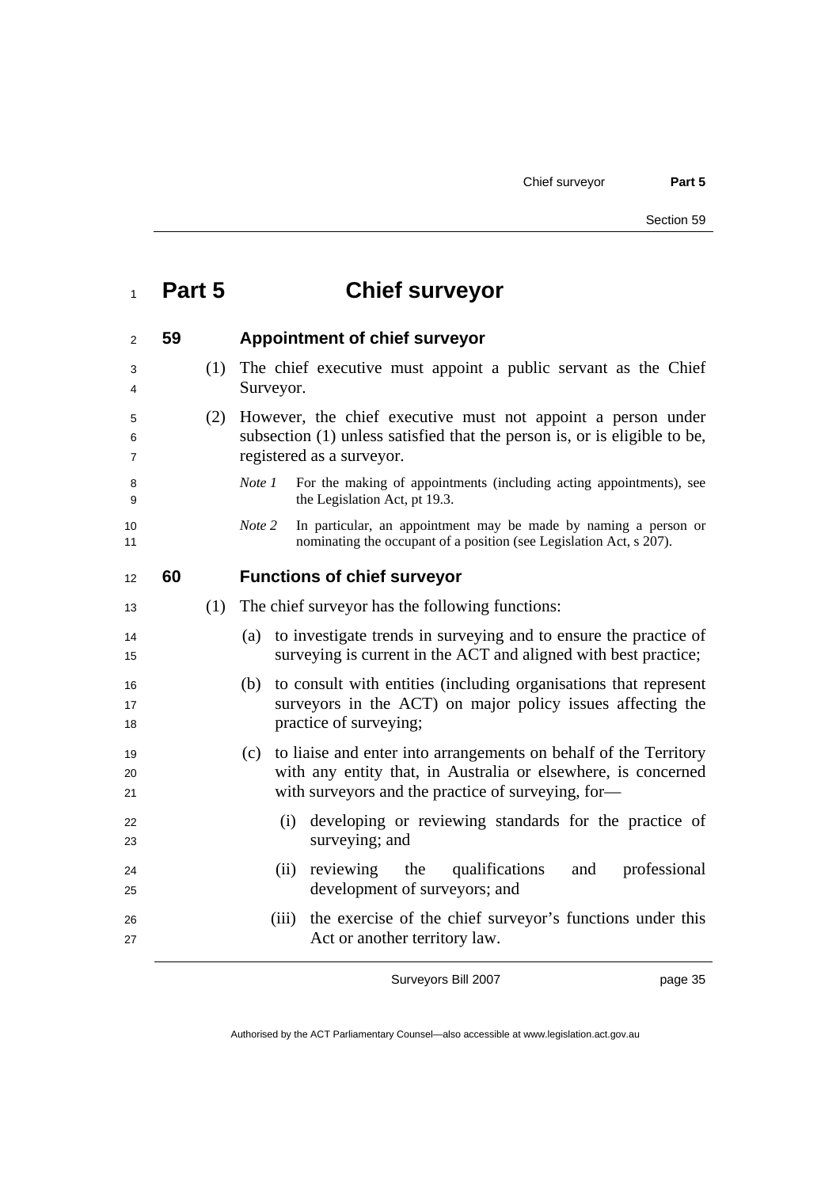# Part 5 Chief surveyor

## 59 Appointment of chief surveyor

(1) The chief executive must appoint a public servant as the Chief Surveyor.

(2) However, the chief executive must not appoint a person under subsection (1) unless satisfied that the person is, or is eligible to be, registered as a surveyor.

*Note 1* For the making of appointments (including acting appointments), see the Legislation Act, pt 19.3.

*Note 2* In particular, an appointment may be made by naming a person or nominating the occupant of a position (see Legislation Act, s 207).

## 60 Functions of chief surveyor

(1) The chief surveyor has the following functions:

(a) to investigate trends in surveying and to ensure the practice of surveying is current in the ACT and aligned with best practice;

(b) to consult with entities (including organisations that represent surveyors in the ACT) on major policy issues affecting the practice of surveying;

(c) to liaise and enter into arrangements on behalf of the Territory with any entity that, in Australia or elsewhere, is concerned with surveyors and the practice of surveying, for—

(i) developing or reviewing standards for the practice of surveying; and

(ii) reviewing the qualifications and professional development of surveyors; and

(iii) the exercise of the chief surveyor's functions under this Act or another territory law.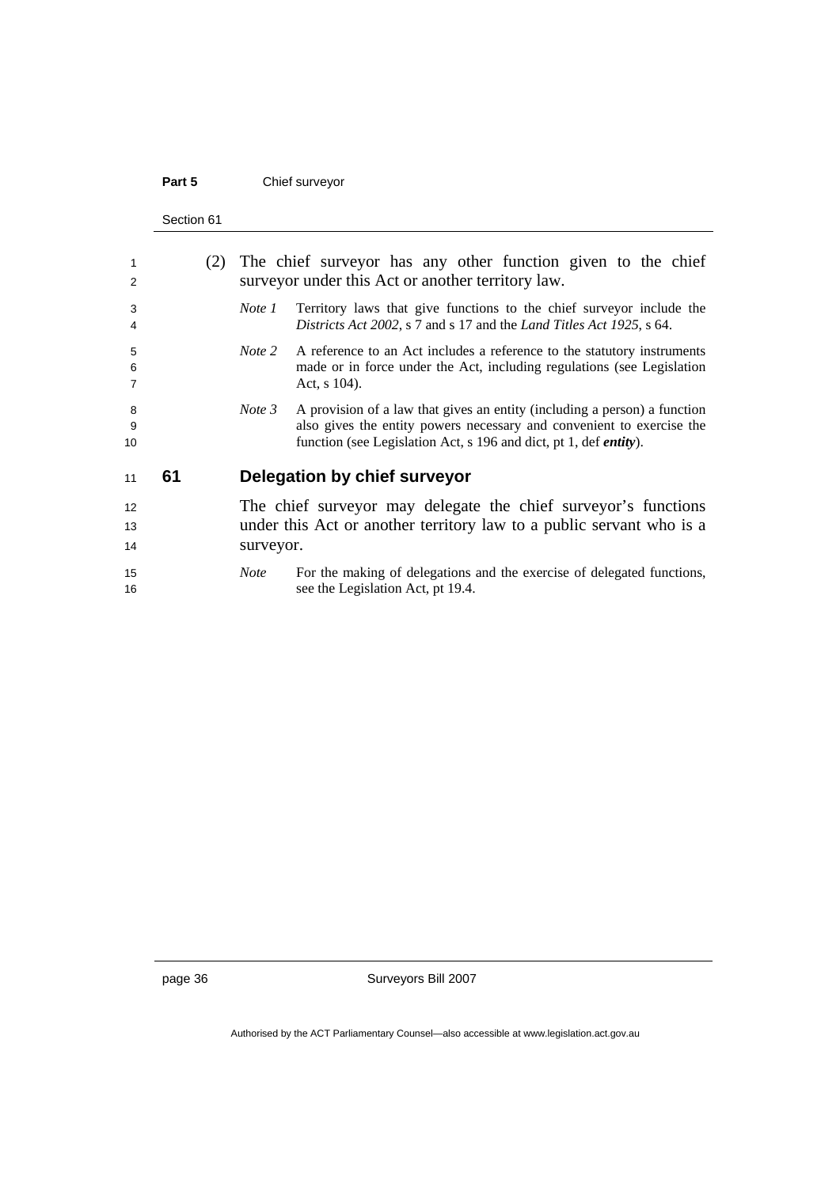(2) The chief surveyor has any other function given to the chief surveyor under this Act or another territory law.

*Note 1* Territory laws that give functions to the chief surveyor include the *Districts Act 2002*, s 7 and s 17 and the *Land Titles Act 1925*, s 64.

*Note 2* A reference to an Act includes a reference to the statutory instruments made or in force under the Act, including regulations (see Legislation Act, s 104).

*Note 3* A provision of a law that gives an entity (including a person) a function also gives the entity powers necessary and convenient to exercise the function (see Legislation Act, s 196 and dict, pt 1, def ***entity***).

## 61 Delegation by chief surveyor

The chief surveyor may delegate the chief surveyor's functions under this Act or another territory law to a public servant who is a surveyor.

*Note* For the making of delegations and the exercise of delegated functions, see the Legislation Act, pt 19.4.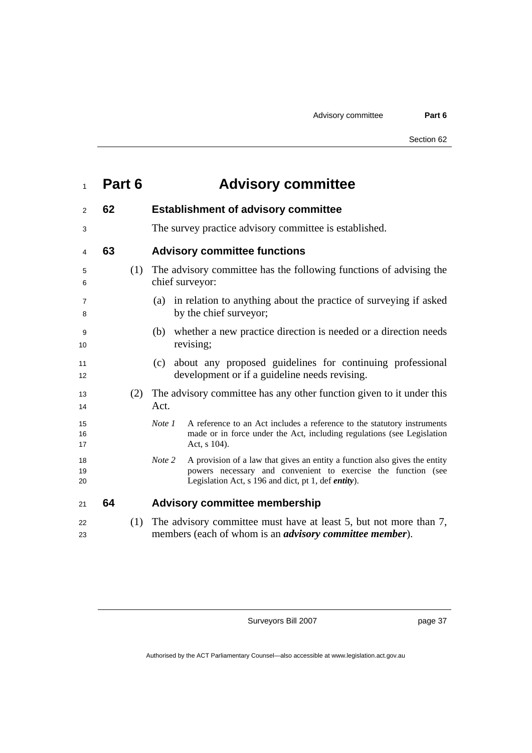# Part 6 Advisory committee

## 62 Establishment of advisory committee

The survey practice advisory committee is established.

## 63 Advisory committee functions

(1) The advisory committee has the following functions of advising the chief surveyor:

(a) in relation to anything about the practice of surveying if asked by the chief surveyor;

(b) whether a new practice direction is needed or a direction needs revising;

(c) about any proposed guidelines for continuing professional development or if a guideline needs revising.

(2) The advisory committee has any other function given to it under this Act.

*Note 1* A reference to an Act includes a reference to the statutory instruments made or in force under the Act, including regulations (see Legislation Act, s 104).

*Note 2* A provision of a law that gives an entity a function also gives the entity powers necessary and convenient to exercise the function (see Legislation Act, s 196 and dict, pt 1, def ***entity***).

## 64 Advisory committee membership

(1) The advisory committee must have at least 5, but not more than 7, members (each of whom is an ***advisory committee member***).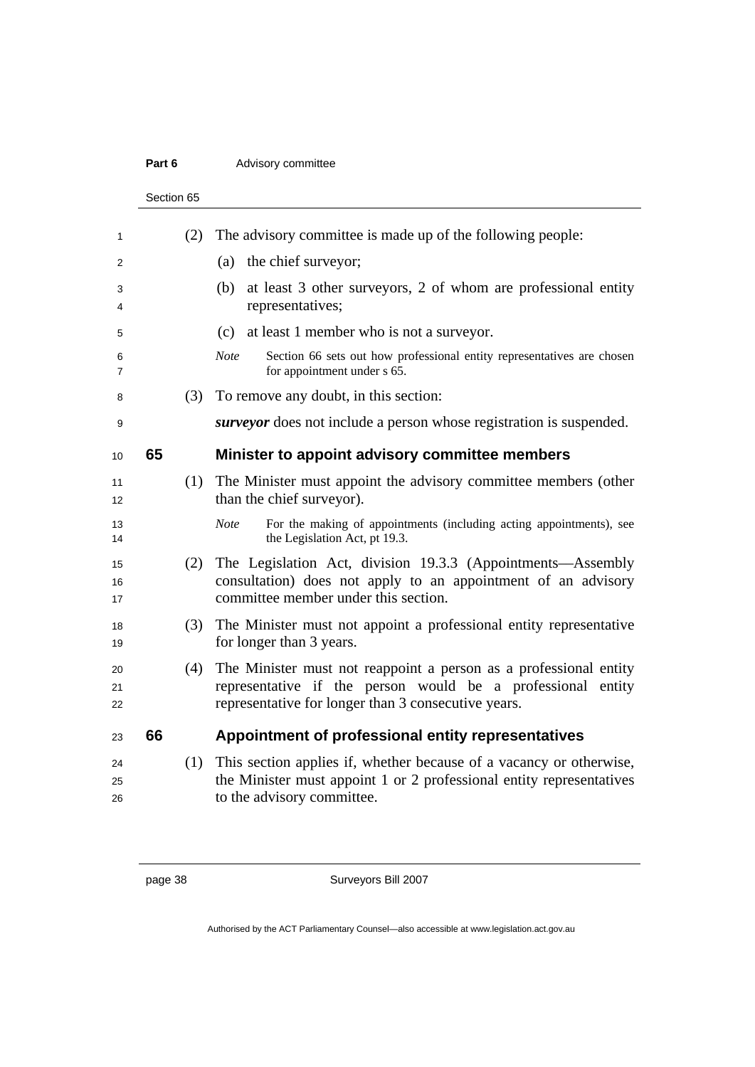(2) The advisory committee is made up of the following people:

(a) the chief surveyor;

(b) at least 3 other surveyors, 2 of whom are professional entity representatives;

(c) at least 1 member who is not a surveyor.

*Note* Section 66 sets out how professional entity representatives are chosen for appointment under s 65.

(3) To remove any doubt, in this section:

***surveyor*** does not include a person whose registration is suspended.

## 65 Minister to appoint advisory committee members

(1) The Minister must appoint the advisory committee members (other than the chief surveyor).

*Note* For the making of appointments (including acting appointments), see the Legislation Act, pt 19.3.

(2) The Legislation Act, division 19.3.3 (Appointments—Assembly consultation) does not apply to an appointment of an advisory committee member under this section.

(3) The Minister must not appoint a professional entity representative for longer than 3 years.

(4) The Minister must not reappoint a person as a professional entity representative if the person would be a professional entity representative for longer than 3 consecutive years.

## 66 Appointment of professional entity representatives

(1) This section applies if, whether because of a vacancy or otherwise, the Minister must appoint 1 or 2 professional entity representatives to the advisory committee.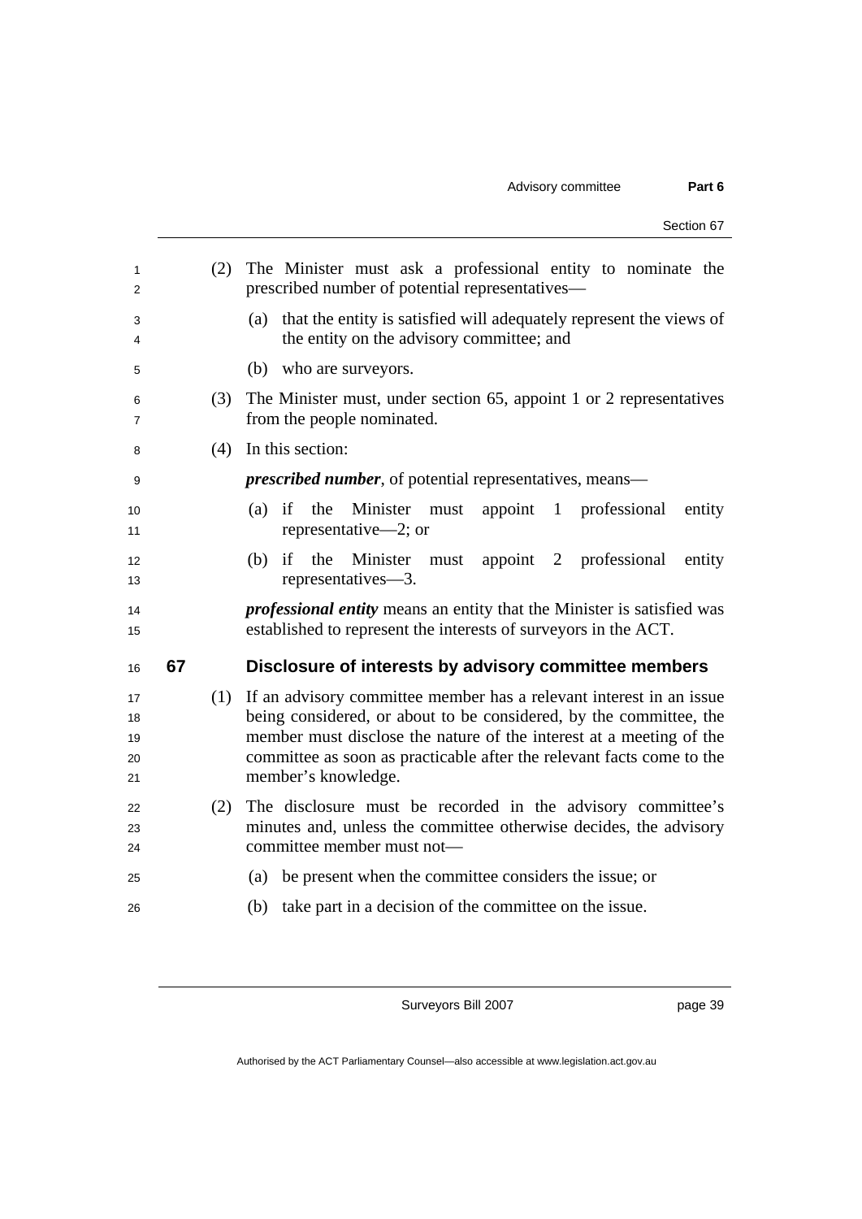(2) The Minister must ask a professional entity to nominate the prescribed number of potential representatives—

(a) that the entity is satisfied will adequately represent the views of the entity on the advisory committee; and

(b) who are surveyors.

(3) The Minister must, under section 65, appoint 1 or 2 representatives from the people nominated.

(4) In this section:

***prescribed number***, of potential representatives, means—

(a) if the Minister must appoint 1 professional entity representative—2; or

(b) if the Minister must appoint 2 professional entity representatives—3.

***professional entity*** means an entity that the Minister is satisfied was established to represent the interests of surveyors in the ACT.

## 67 Disclosure of interests by advisory committee members

(1) If an advisory committee member has a relevant interest in an issue being considered, or about to be considered, by the committee, the member must disclose the nature of the interest at a meeting of the committee as soon as practicable after the relevant facts come to the member's knowledge.

(2) The disclosure must be recorded in the advisory committee's minutes and, unless the committee otherwise decides, the advisory committee member must not—

(a) be present when the committee considers the issue; or

(b) take part in a decision of the committee on the issue.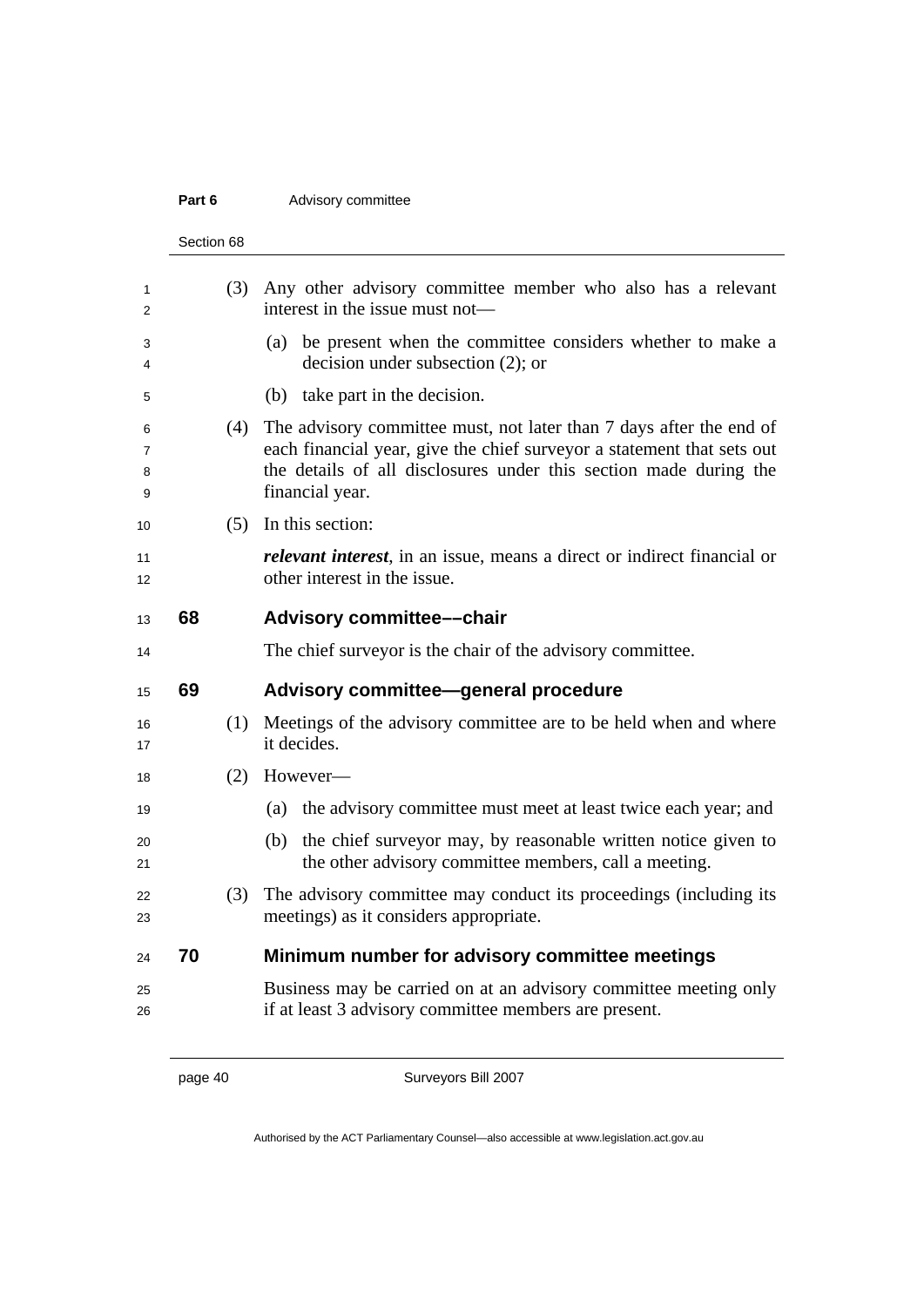(3) Any other advisory committee member who also has a relevant interest in the issue must not—

(a) be present when the committee considers whether to make a decision under subsection (2); or

(b) take part in the decision.

(4) The advisory committee must, not later than 7 days after the end of each financial year, give the chief surveyor a statement that sets out the details of all disclosures under this section made during the financial year.

(5) In this section:

***relevant interest***, in an issue, means a direct or indirect financial or other interest in the issue.

## 68 Advisory committee––chair

The chief surveyor is the chair of the advisory committee.

## 69 Advisory committee—general procedure

(1) Meetings of the advisory committee are to be held when and where it decides.

(2) However—

(a) the advisory committee must meet at least twice each year; and

(b) the chief surveyor may, by reasonable written notice given to the other advisory committee members, call a meeting.

(3) The advisory committee may conduct its proceedings (including its meetings) as it considers appropriate.

## 70 Minimum number for advisory committee meetings

Business may be carried on at an advisory committee meeting only if at least 3 advisory committee members are present.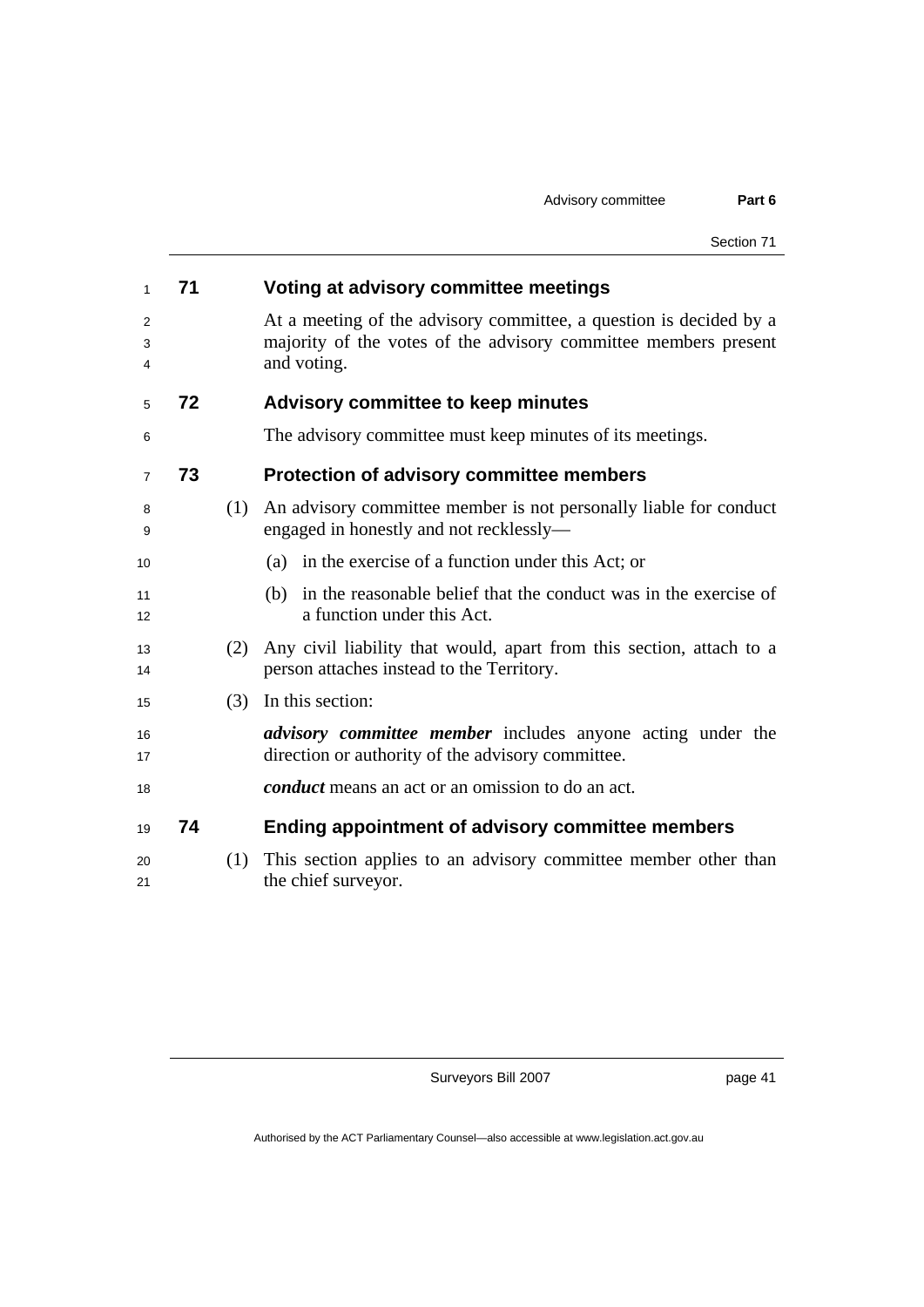### 71 Voting at advisory committee meetings

At a meeting of the advisory committee, a question is decided by a majority of the votes of the advisory committee members present and voting.

### 72 Advisory committee to keep minutes

The advisory committee must keep minutes of its meetings.

### 73 Protection of advisory committee members

(1) An advisory committee member is not personally liable for conduct engaged in honestly and not recklessly—

(a) in the exercise of a function under this Act; or

(b) in the reasonable belief that the conduct was in the exercise of a function under this Act.

(2) Any civil liability that would, apart from this section, attach to a person attaches instead to the Territory.

(3) In this section:

***advisory committee member*** includes anyone acting under the direction or authority of the advisory committee.

***conduct*** means an act or an omission to do an act.

### 74 Ending appointment of advisory committee members

(1) This section applies to an advisory committee member other than the chief surveyor.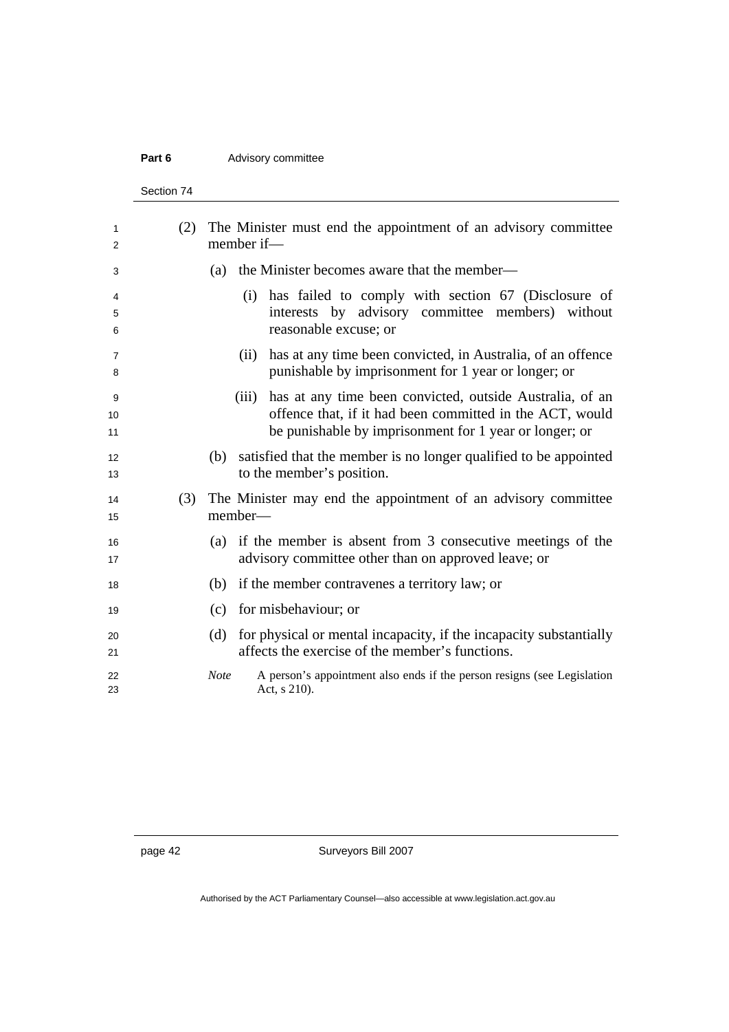(2) The Minister must end the appointment of an advisory committee member if—

(a) the Minister becomes aware that the member—

(i) has failed to comply with section 67 (Disclosure of interests by advisory committee members) without reasonable excuse; or

(ii) has at any time been convicted, in Australia, of an offence punishable by imprisonment for 1 year or longer; or

(iii) has at any time been convicted, outside Australia, of an offence that, if it had been committed in the ACT, would be punishable by imprisonment for 1 year or longer; or

(b) satisfied that the member is no longer qualified to be appointed to the member's position.

(3) The Minister may end the appointment of an advisory committee member—

(a) if the member is absent from 3 consecutive meetings of the advisory committee other than on approved leave; or

(b) if the member contravenes a territory law; or

(c) for misbehaviour; or

(d) for physical or mental incapacity, if the incapacity substantially affects the exercise of the member's functions.

*Note* A person's appointment also ends if the person resigns (see Legislation Act, s 210).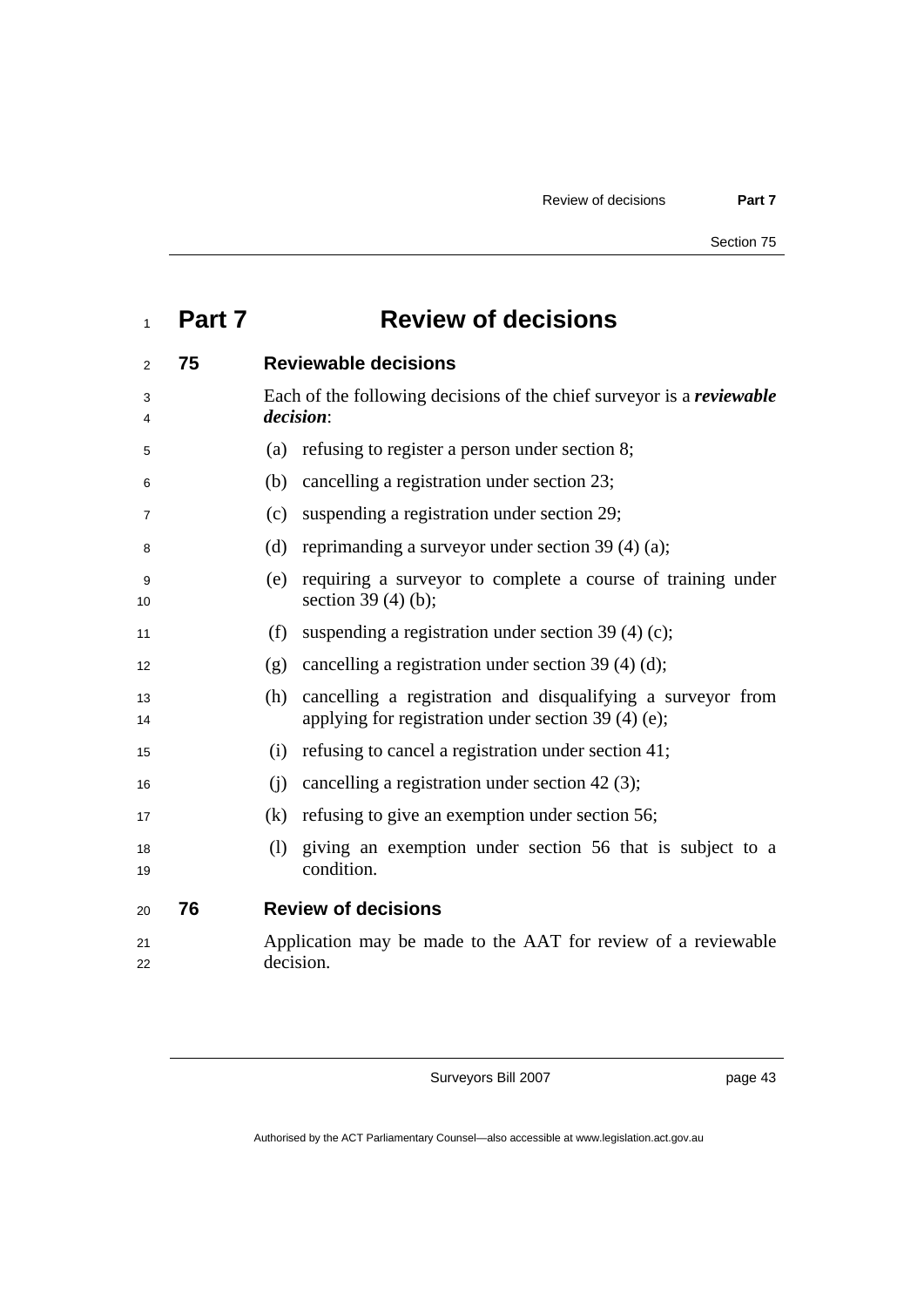# Part 7 Review of decisions

## 75 Reviewable decisions

Each of the following decisions of the chief surveyor is a ***reviewable decision***:

(a) refusing to register a person under section 8;

(b) cancelling a registration under section 23;

(c) suspending a registration under section 29;

(d) reprimanding a surveyor under section 39 (4) (a);

(e) requiring a surveyor to complete a course of training under section 39 (4) (b);

(f) suspending a registration under section 39 (4) (c);

(g) cancelling a registration under section 39 (4) (d);

(h) cancelling a registration and disqualifying a surveyor from applying for registration under section 39 (4) (e);

(i) refusing to cancel a registration under section 41;

(j) cancelling a registration under section 42 (3);

(k) refusing to give an exemption under section 56;

(l) giving an exemption under section 56 that is subject to a condition.

## 76 Review of decisions

Application may be made to the AAT for review of a reviewable decision.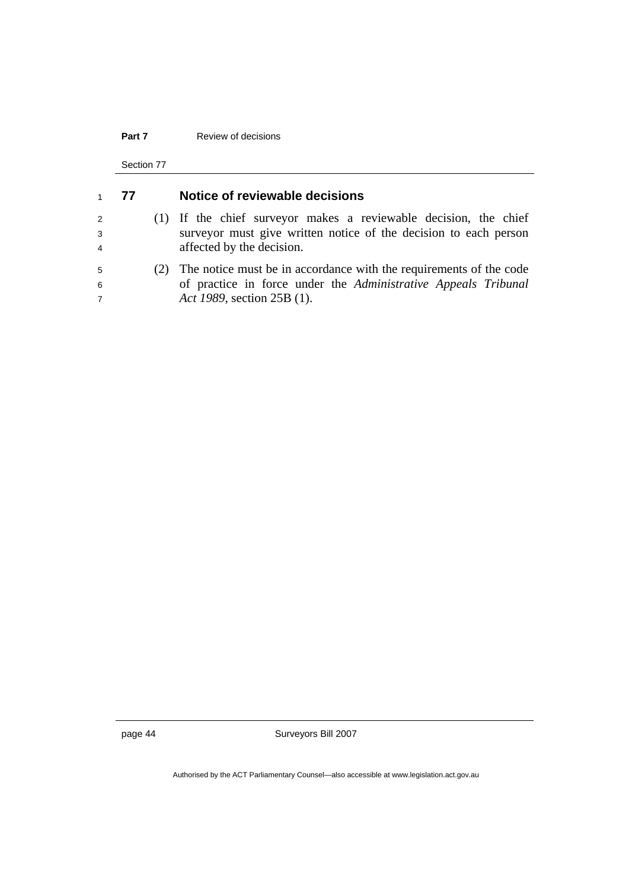## 77 Notice of reviewable decisions

(1) If the chief surveyor makes a reviewable decision, the chief surveyor must give written notice of the decision to each person affected by the decision.

(2) The notice must be in accordance with the requirements of the code of practice in force under the *Administrative Appeals Tribunal Act 1989*, section 25B (1).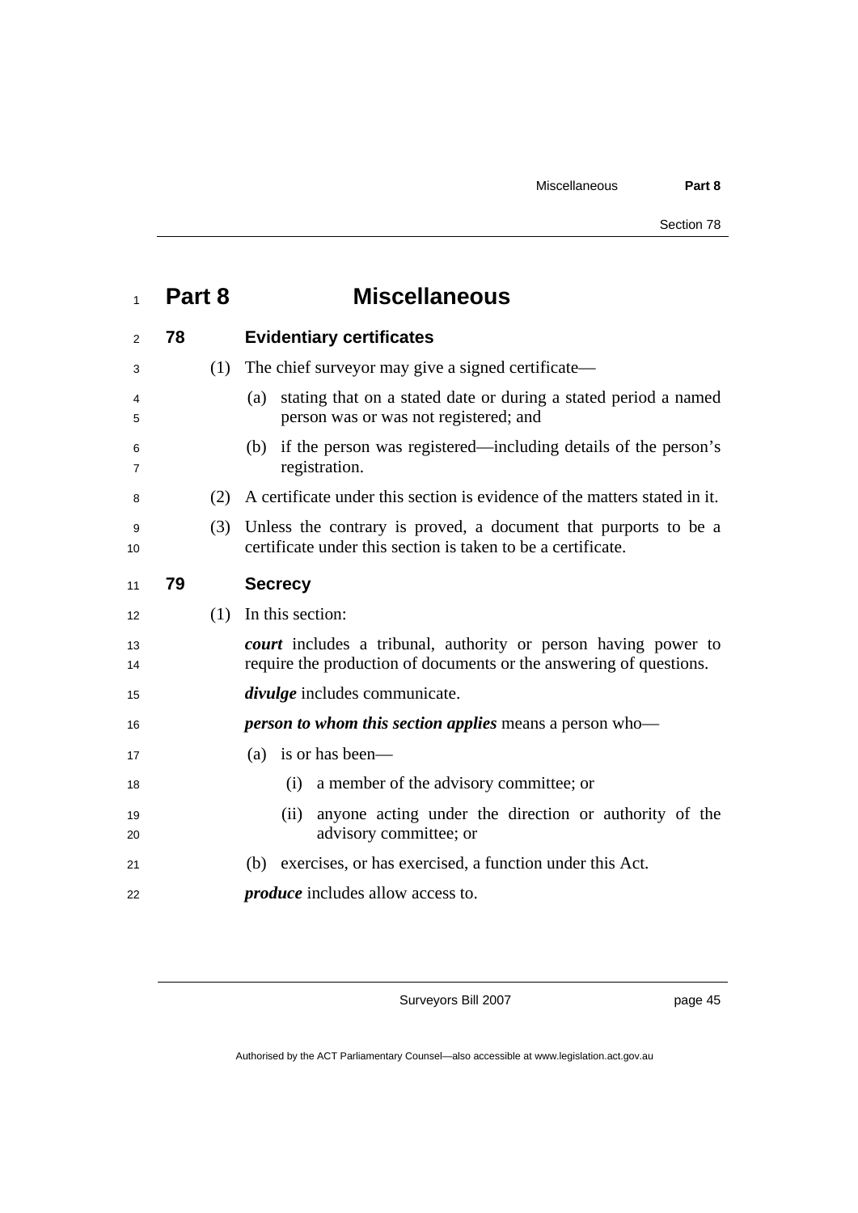# Part 8 Miscellaneous

## 78 Evidentiary certificates

(1) The chief surveyor may give a signed certificate—

(a) stating that on a stated date or during a stated period a named person was or was not registered; and

(b) if the person was registered—including details of the person's registration.

(2) A certificate under this section is evidence of the matters stated in it.

(3) Unless the contrary is proved, a document that purports to be a certificate under this section is taken to be a certificate.

## 79 Secrecy

(1) In this section:

***court*** includes a tribunal, authority or person having power to require the production of documents or the answering of questions.

***divulge*** includes communicate.

***person to whom this section applies*** means a person who—

(a) is or has been—

(i) a member of the advisory committee; or

(ii) anyone acting under the direction or authority of the advisory committee; or

(b) exercises, or has exercised, a function under this Act.

***produce*** includes allow access to.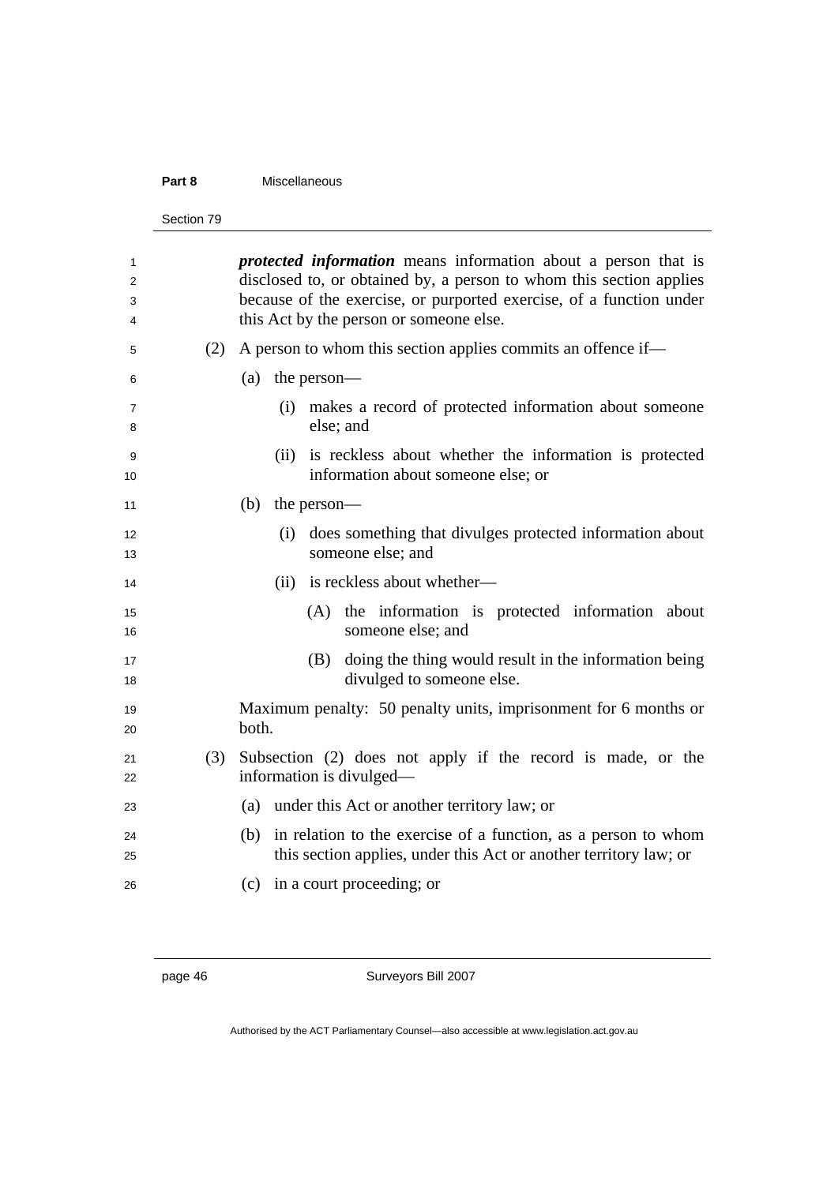***protected information*** means information about a person that is disclosed to, or obtained by, a person to whom this section applies because of the exercise, or purported exercise, of a function under this Act by the person or someone else.

(2) A person to whom this section applies commits an offence if—

(a) the person—

(i) makes a record of protected information about someone else; and

(ii) is reckless about whether the information is protected information about someone else; or

(b) the person—

(i) does something that divulges protected information about someone else; and

(ii) is reckless about whether—

(A) the information is protected information about someone else; and

(B) doing the thing would result in the information being divulged to someone else.

Maximum penalty: 50 penalty units, imprisonment for 6 months or both.

(3) Subsection (2) does not apply if the record is made, or the information is divulged—

(a) under this Act or another territory law; or

(b) in relation to the exercise of a function, as a person to whom this section applies, under this Act or another territory law; or

(c) in a court proceeding; or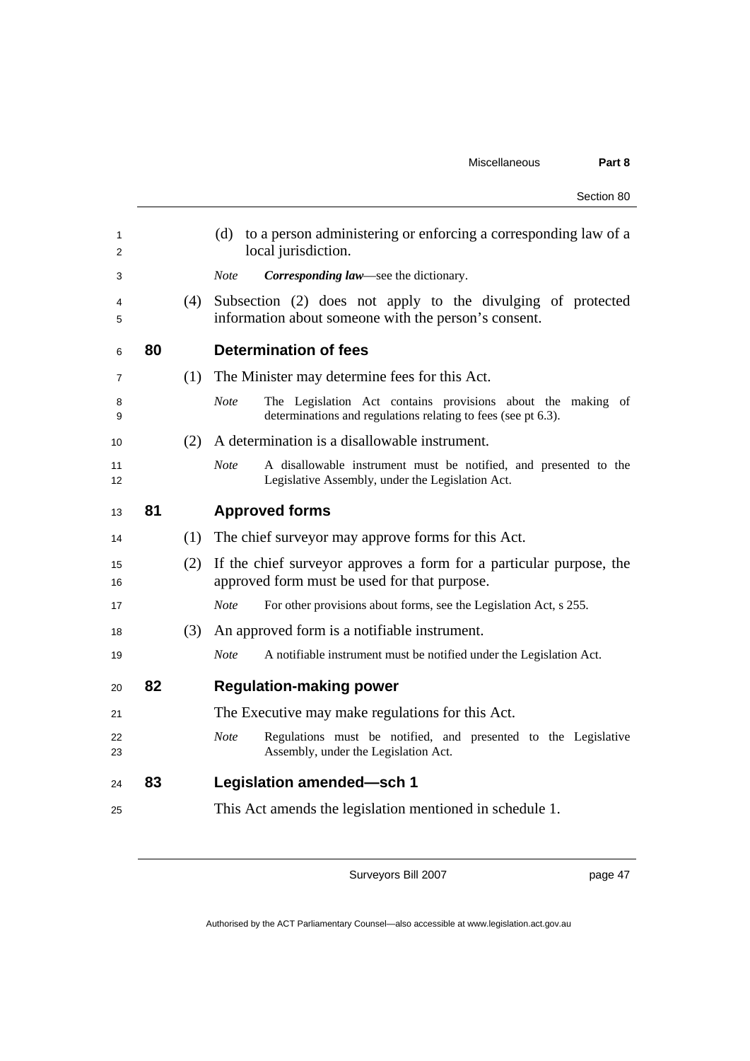(d) to a person administering or enforcing a corresponding law of a local jurisdiction.

*Note* ***Corresponding law***—see the dictionary.

(4) Subsection (2) does not apply to the divulging of protected information about someone with the person's consent.

## 80 Determination of fees

(1) The Minister may determine fees for this Act.

*Note* The Legislation Act contains provisions about the making of determinations and regulations relating to fees (see pt 6.3).

(2) A determination is a disallowable instrument.

*Note* A disallowable instrument must be notified, and presented to the Legislative Assembly, under the Legislation Act.

## 81 Approved forms

(1) The chief surveyor may approve forms for this Act.

(2) If the chief surveyor approves a form for a particular purpose, the approved form must be used for that purpose.

*Note* For other provisions about forms, see the Legislation Act, s 255.

(3) An approved form is a notifiable instrument.

*Note* A notifiable instrument must be notified under the Legislation Act.

## 82 Regulation-making power

The Executive may make regulations for this Act.

*Note* Regulations must be notified, and presented to the Legislative Assembly, under the Legislation Act.

## 83 Legislation amended—sch 1

This Act amends the legislation mentioned in schedule 1.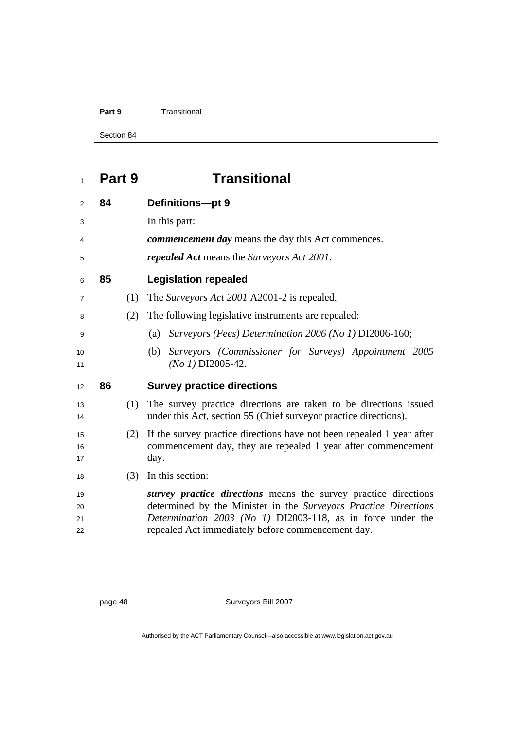# Part 9 Transitional

## 84 Definitions—pt 9

In this part:

***commencement day*** means the day this Act commences.

***repealed Act*** means the *Surveyors Act 2001*.

## 85 Legislation repealed

(1) The *Surveyors Act 2001* A2001-2 is repealed.

(2) The following legislative instruments are repealed:

(a) *Surveyors (Fees) Determination 2006 (No 1)* DI2006-160;

(b) *Surveyors (Commissioner for Surveys) Appointment 2005 (No 1)* DI2005-42.

## 86 Survey practice directions

(1) The survey practice directions are taken to be directions issued under this Act, section 55 (Chief surveyor practice directions).

(2) If the survey practice directions have not been repealed 1 year after commencement day, they are repealed 1 year after commencement day.

(3) In this section:

***survey practice directions*** means the survey practice directions determined by the Minister in the *Surveyors Practice Directions Determination 2003 (No 1)* DI2003-118, as in force under the repealed Act immediately before commencement day.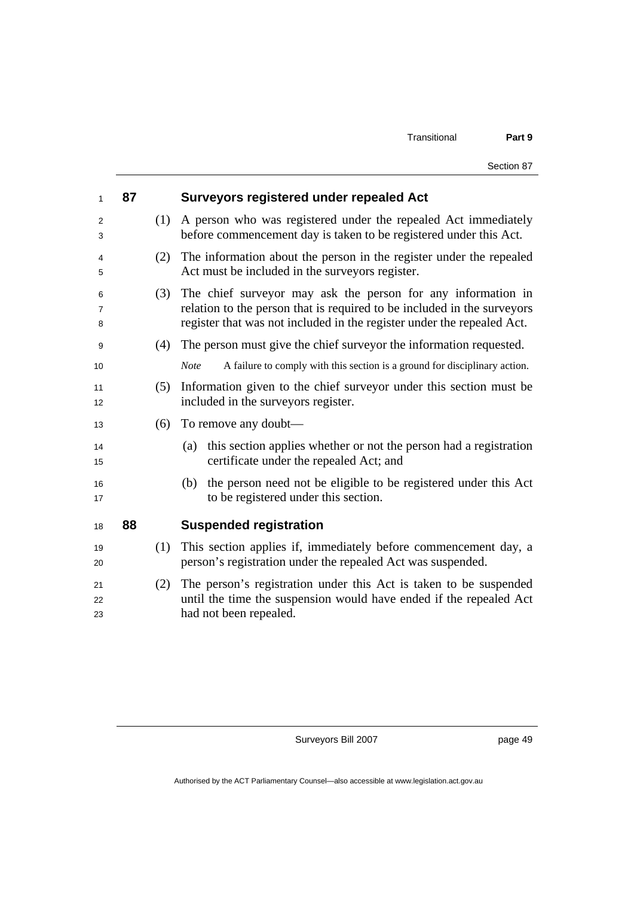## 87 Surveyors registered under repealed Act

(1) A person who was registered under the repealed Act immediately before commencement day is taken to be registered under this Act.

(2) The information about the person in the register under the repealed Act must be included in the surveyors register.

(3) The chief surveyor may ask the person for any information in relation to the person that is required to be included in the surveyors register that was not included in the register under the repealed Act.

(4) The person must give the chief surveyor the information requested.

*Note* A failure to comply with this section is a ground for disciplinary action.

(5) Information given to the chief surveyor under this section must be included in the surveyors register.

(6) To remove any doubt—

(a) this section applies whether or not the person had a registration certificate under the repealed Act; and

(b) the person need not be eligible to be registered under this Act to be registered under this section.

## 88 Suspended registration

(1) This section applies if, immediately before commencement day, a person's registration under the repealed Act was suspended.

(2) The person's registration under this Act is taken to be suspended until the time the suspension would have ended if the repealed Act had not been repealed.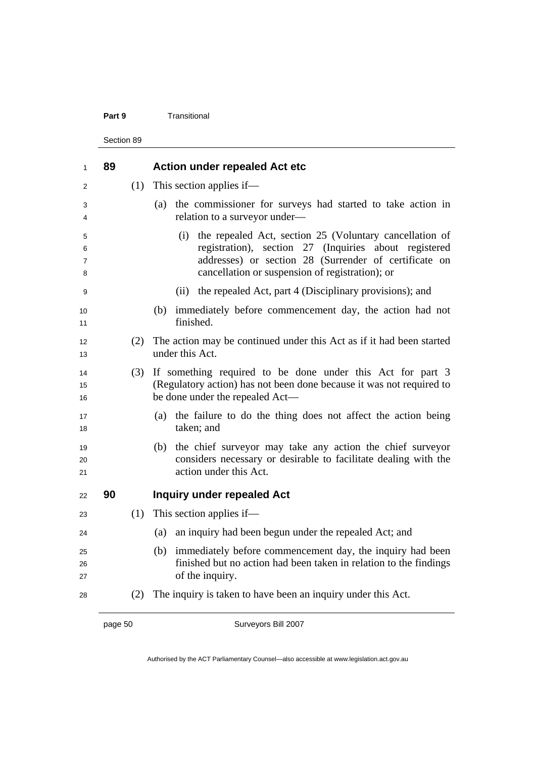## 89 Action under repealed Act etc

(1) This section applies if—

(a) the commissioner for surveys had started to take action in relation to a surveyor under—

(i) the repealed Act, section 25 (Voluntary cancellation of registration), section 27 (Inquiries about registered addresses) or section 28 (Surrender of certificate on cancellation or suspension of registration); or

(ii) the repealed Act, part 4 (Disciplinary provisions); and

(b) immediately before commencement day, the action had not finished.

(2) The action may be continued under this Act as if it had been started under this Act.

(3) If something required to be done under this Act for part 3 (Regulatory action) has not been done because it was not required to be done under the repealed Act—

(a) the failure to do the thing does not affect the action being taken; and

(b) the chief surveyor may take any action the chief surveyor considers necessary or desirable to facilitate dealing with the action under this Act.

## 90 Inquiry under repealed Act

(1) This section applies if—

(a) an inquiry had been begun under the repealed Act; and

(b) immediately before commencement day, the inquiry had been finished but no action had been taken in relation to the findings of the inquiry.

(2) The inquiry is taken to have been an inquiry under this Act.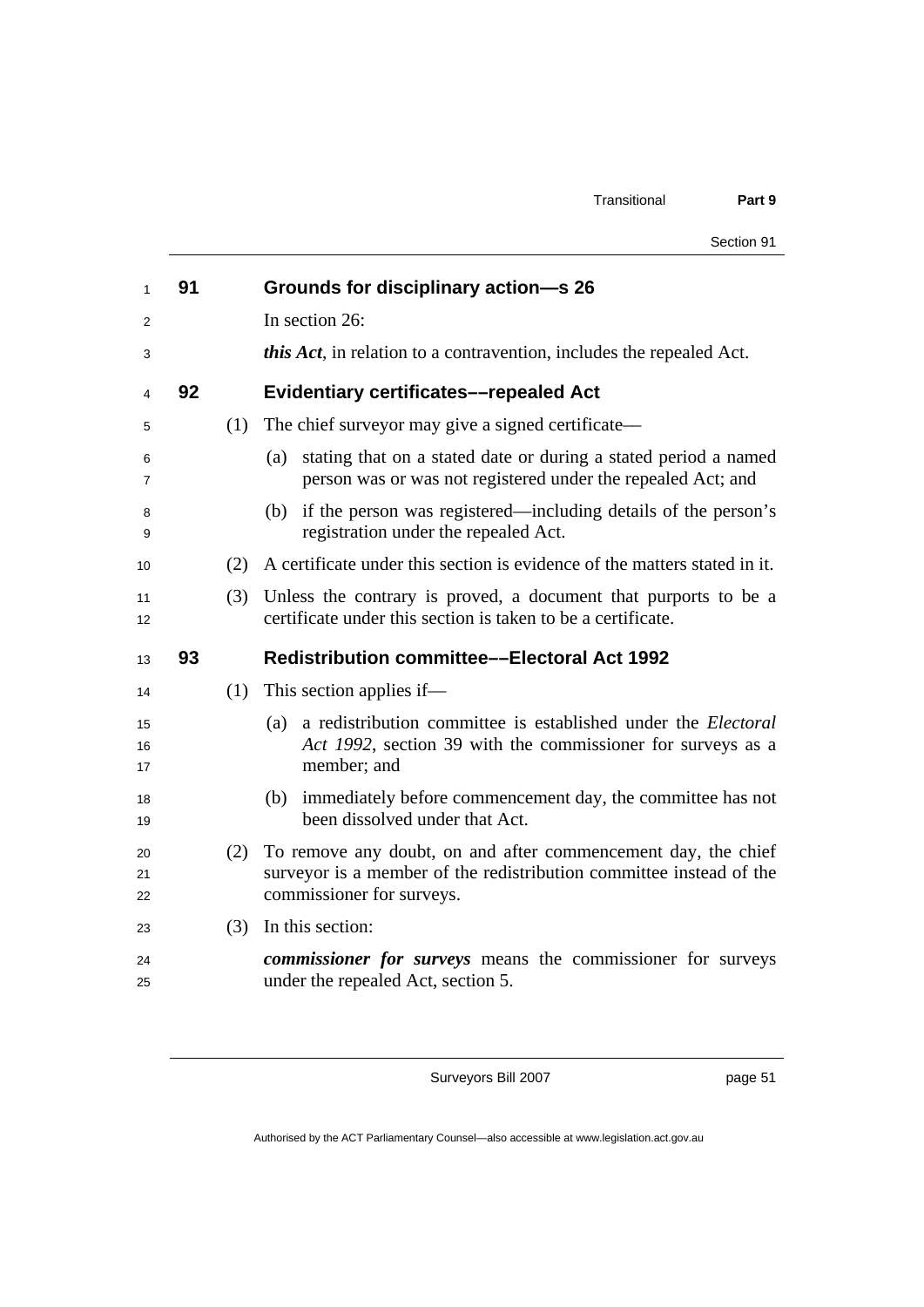## 91 Grounds for disciplinary action—s 26

In section 26:

***this Act***, in relation to a contravention, includes the repealed Act.

## 92 Evidentiary certificates––repealed Act

(1) The chief surveyor may give a signed certificate—

(a) stating that on a stated date or during a stated period a named person was or was not registered under the repealed Act; and

(b) if the person was registered—including details of the person's registration under the repealed Act.

(2) A certificate under this section is evidence of the matters stated in it.

(3) Unless the contrary is proved, a document that purports to be a certificate under this section is taken to be a certificate.

## 93 Redistribution committee––Electoral Act 1992

(1) This section applies if—

(a) a redistribution committee is established under the *Electoral Act 1992*, section 39 with the commissioner for surveys as a member; and

(b) immediately before commencement day, the committee has not been dissolved under that Act.

(2) To remove any doubt, on and after commencement day, the chief surveyor is a member of the redistribution committee instead of the commissioner for surveys.

(3) In this section:

***commissioner for surveys*** means the commissioner for surveys under the repealed Act, section 5.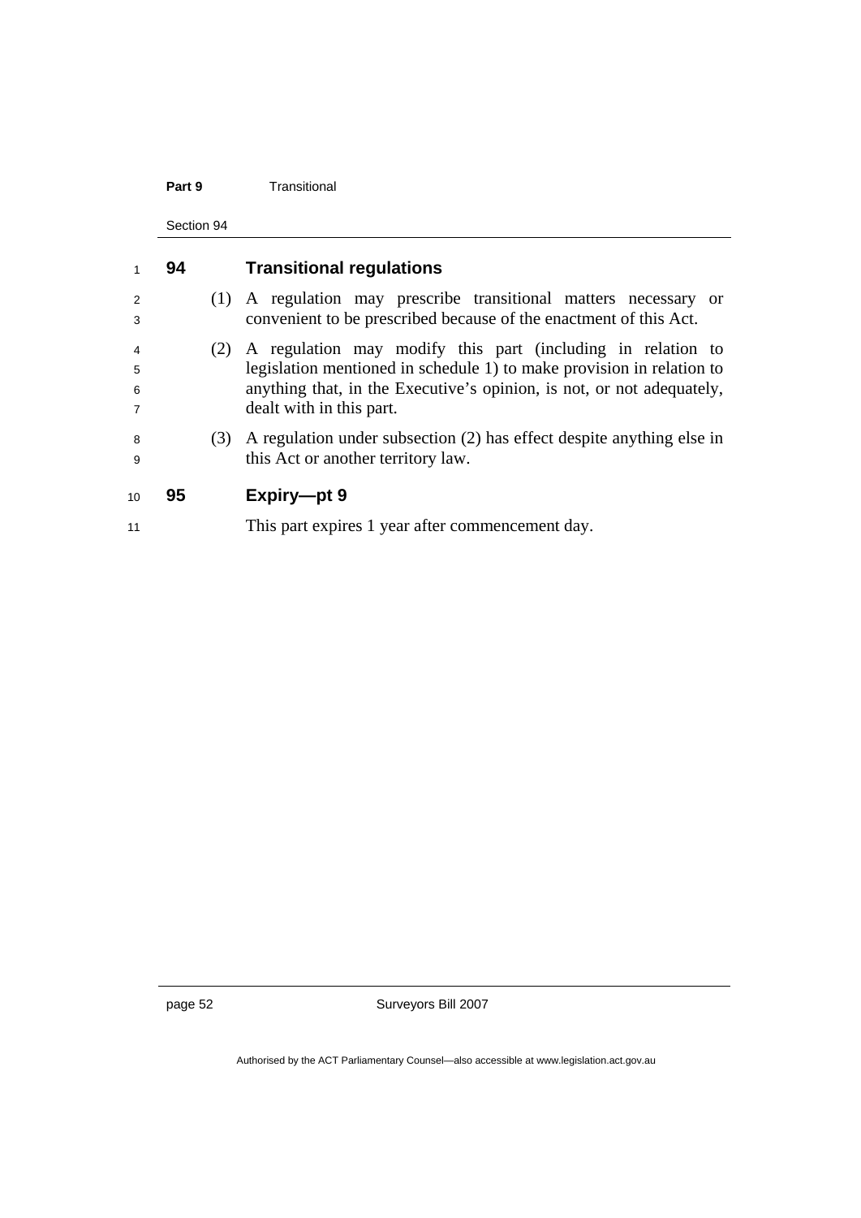### 94 Transitional regulations

(1) A regulation may prescribe transitional matters necessary or convenient to be prescribed because of the enactment of this Act.

(2) A regulation may modify this part (including in relation to legislation mentioned in schedule 1) to make provision in relation to anything that, in the Executive's opinion, is not, or not adequately, dealt with in this part.

(3) A regulation under subsection (2) has effect despite anything else in this Act or another territory law.

### 95 Expiry—pt 9

This part expires 1 year after commencement day.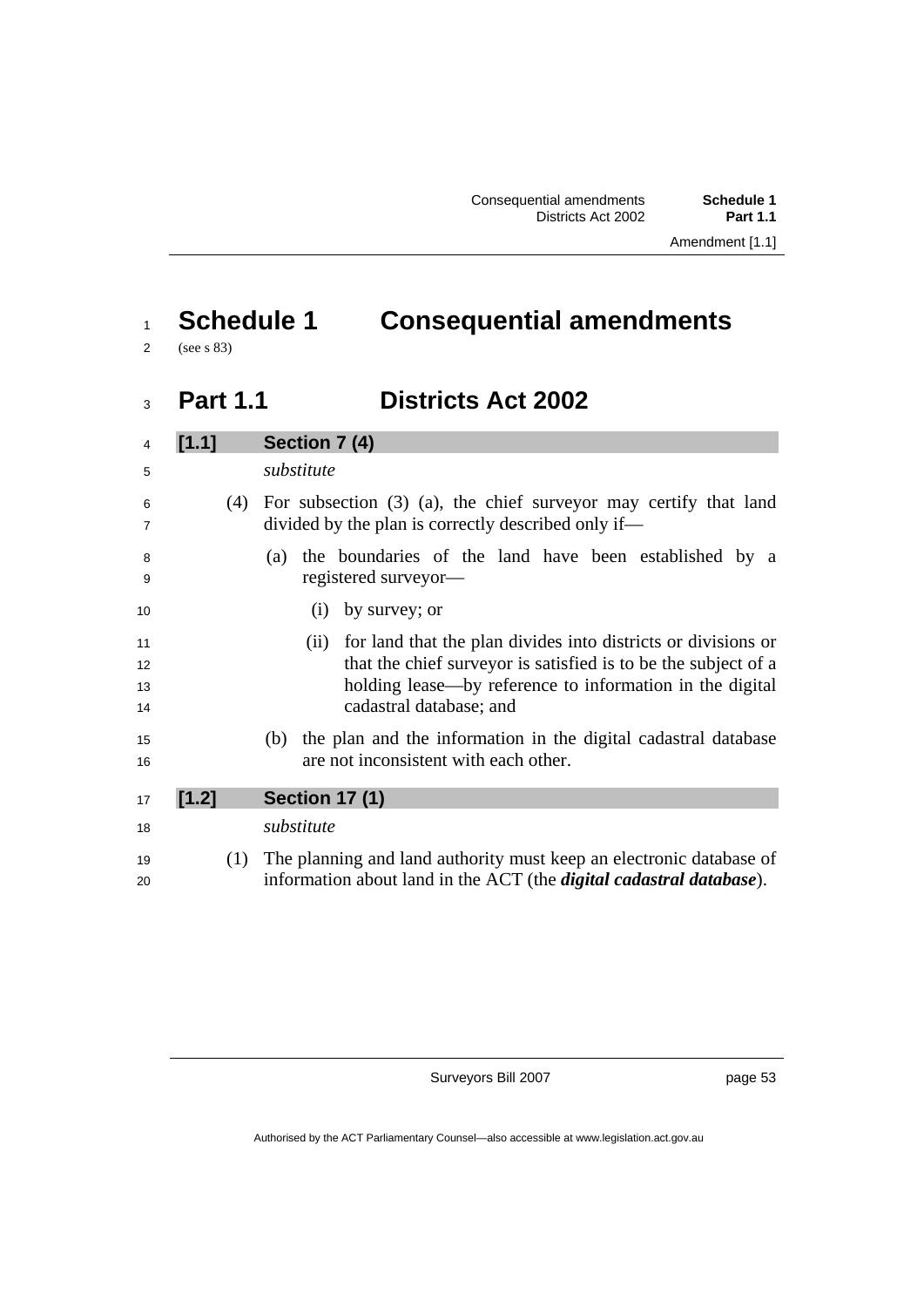# Schedule 1 Consequential amendments

(see s 83)

## Part 1.1 Districts Act 2002

### [1.1] Section 7 (4)

*substitute*

(4) For subsection (3) (a), the chief surveyor may certify that land divided by the plan is correctly described only if—

(a) the boundaries of the land have been established by a registered surveyor—

(i) by survey; or

(ii) for land that the plan divides into districts or divisions or that the chief surveyor is satisfied is to be the subject of a holding lease—by reference to information in the digital cadastral database; and

(b) the plan and the information in the digital cadastral database are not inconsistent with each other.

### [1.2] Section 17 (1)

*substitute*

(1) The planning and land authority must keep an electronic database of information about land in the ACT (the ***digital cadastral database***).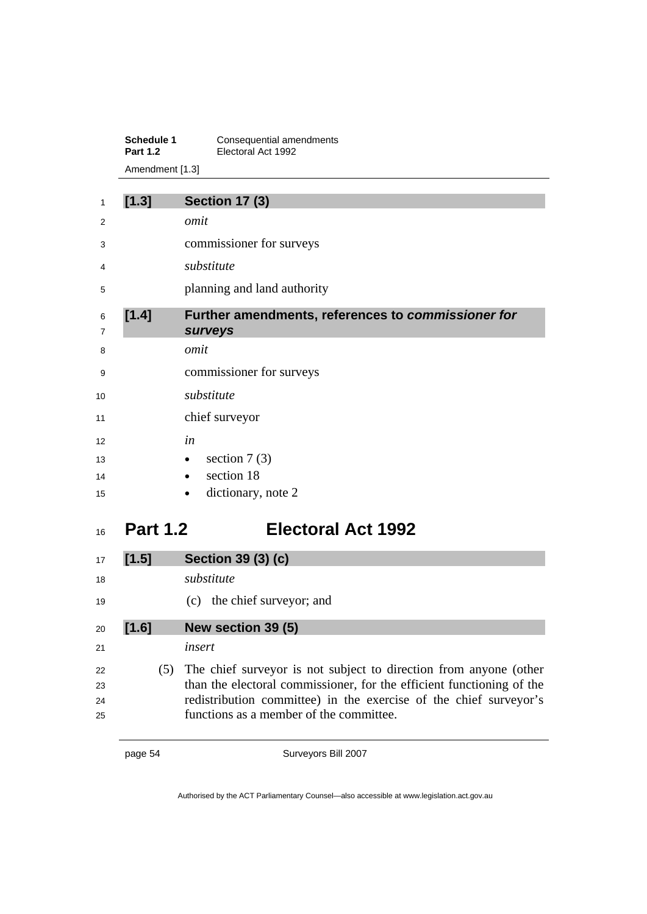### [1.3] Section 17 (3)

*omit*

commissioner for surveys

*substitute*

planning and land authority

### [1.4] Further amendments, references to *commissioner for surveys*

*omit*

commissioner for surveys

*substitute*

chief surveyor

*in*

- section 7 (3)
- section 18
- dictionary, note 2

## Part 1.2 Electoral Act 1992

### [1.5] Section 39 (3) (c)

*substitute*

(c) the chief surveyor; and

### [1.6] New section 39 (5)

*insert*

(5) The chief surveyor is not subject to direction from anyone (other than the electoral commissioner, for the efficient functioning of the redistribution committee) in the exercise of the chief surveyor's functions as a member of the committee.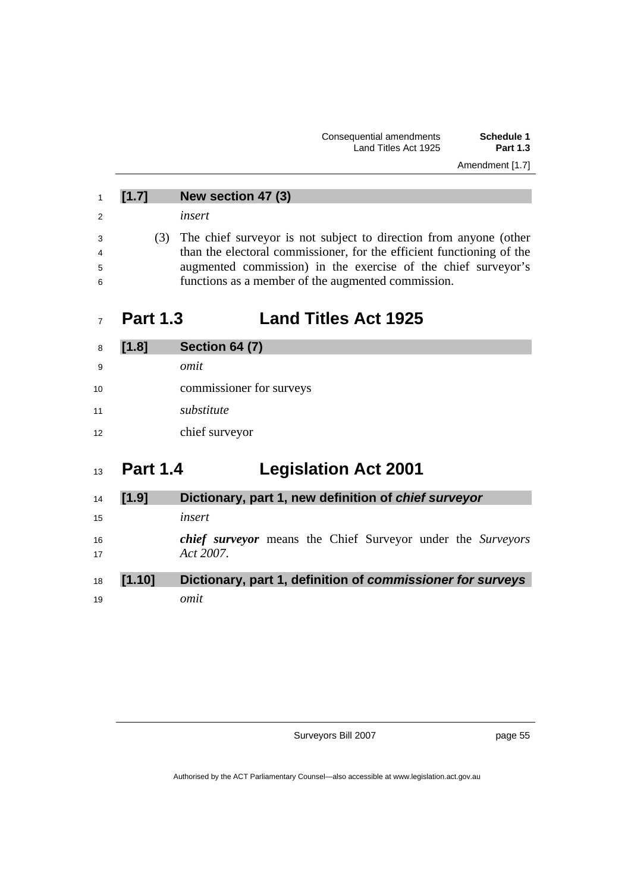**[1.7] New section 47 (3)**

*insert*

(3) The chief surveyor is not subject to direction from anyone (other than the electoral commissioner, for the efficient functioning of the augmented commission) in the exercise of the chief surveyor's functions as a member of the augmented commission.

## Part 1.3 Land Titles Act 1925

**[1.8] Section 64 (7)**

*omit*

commissioner for surveys

*substitute*

chief surveyor

## Part 1.4 Legislation Act 2001

**[1.9] Dictionary, part 1, new definition of *chief surveyor***

*insert*

***chief surveyor*** means the Chief Surveyor under the *Surveyors Act 2007*.

**[1.10] Dictionary, part 1, definition of *commissioner for surveys***

*omit*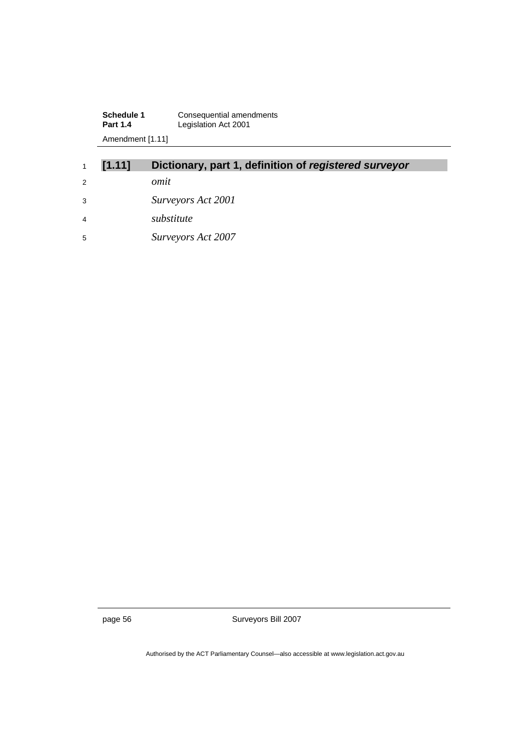### [1.11] Dictionary, part 1, definition of ***registered surveyor***

*omit*

*Surveyors Act 2001*

*substitute*

*Surveyors Act 2007*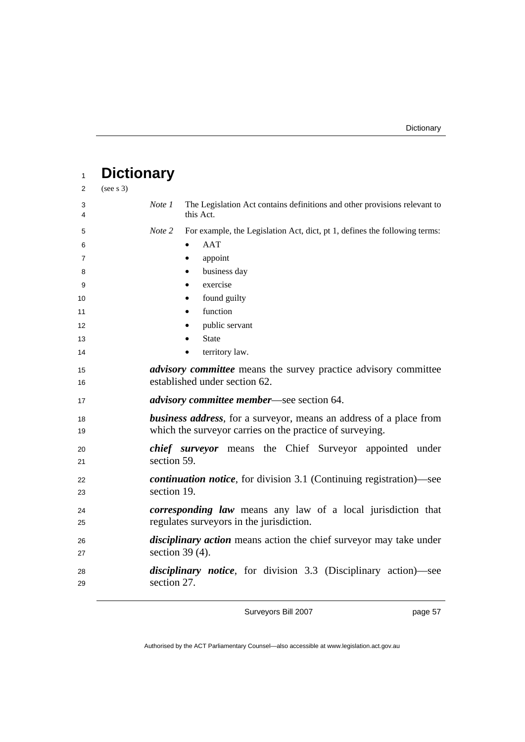# Dictionary

(see s 3)

*Note 1* The Legislation Act contains definitions and other provisions relevant to this Act.

*Note 2* For example, the Legislation Act, dict, pt 1, defines the following terms:

- AAT
- appoint
- business day
- exercise
- found guilty
- function
- public servant
- State
- territory law.

***advisory committee*** means the survey practice advisory committee established under section 62.

***advisory committee member***—see section 64.

***business address***, for a surveyor, means an address of a place from which the surveyor carries on the practice of surveying.

***chief surveyor*** means the Chief Surveyor appointed under section 59.

***continuation notice***, for division 3.1 (Continuing registration)—see section 19.

***corresponding law*** means any law of a local jurisdiction that regulates surveyors in the jurisdiction.

***disciplinary action*** means action the chief surveyor may take under section 39 (4).

***disciplinary notice***, for division 3.3 (Disciplinary action)—see section 27.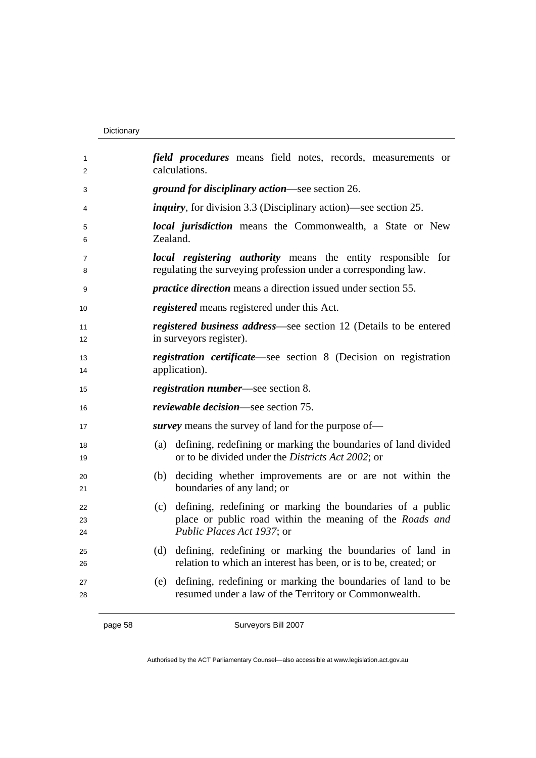***field procedures*** means field notes, records, measurements or calculations.

***ground for disciplinary action***—see section 26.

***inquiry***, for division 3.3 (Disciplinary action)—see section 25.

***local jurisdiction*** means the Commonwealth, a State or New Zealand.

***local registering authority*** means the entity responsible for regulating the surveying profession under a corresponding law.

***practice direction*** means a direction issued under section 55.

***registered*** means registered under this Act.

***registered business address***—see section 12 (Details to be entered in surveyors register).

***registration certificate***—see section 8 (Decision on registration application).

***registration number***—see section 8.

***reviewable decision***—see section 75.

***survey*** means the survey of land for the purpose of—

(a) defining, redefining or marking the boundaries of land divided or to be divided under the *Districts Act 2002*; or

(b) deciding whether improvements are or are not within the boundaries of any land; or

(c) defining, redefining or marking the boundaries of a public place or public road within the meaning of the *Roads and Public Places Act 1937*; or

(d) defining, redefining or marking the boundaries of land in relation to which an interest has been, or is to be, created; or

(e) defining, redefining or marking the boundaries of land to be resumed under a law of the Territory or Commonwealth.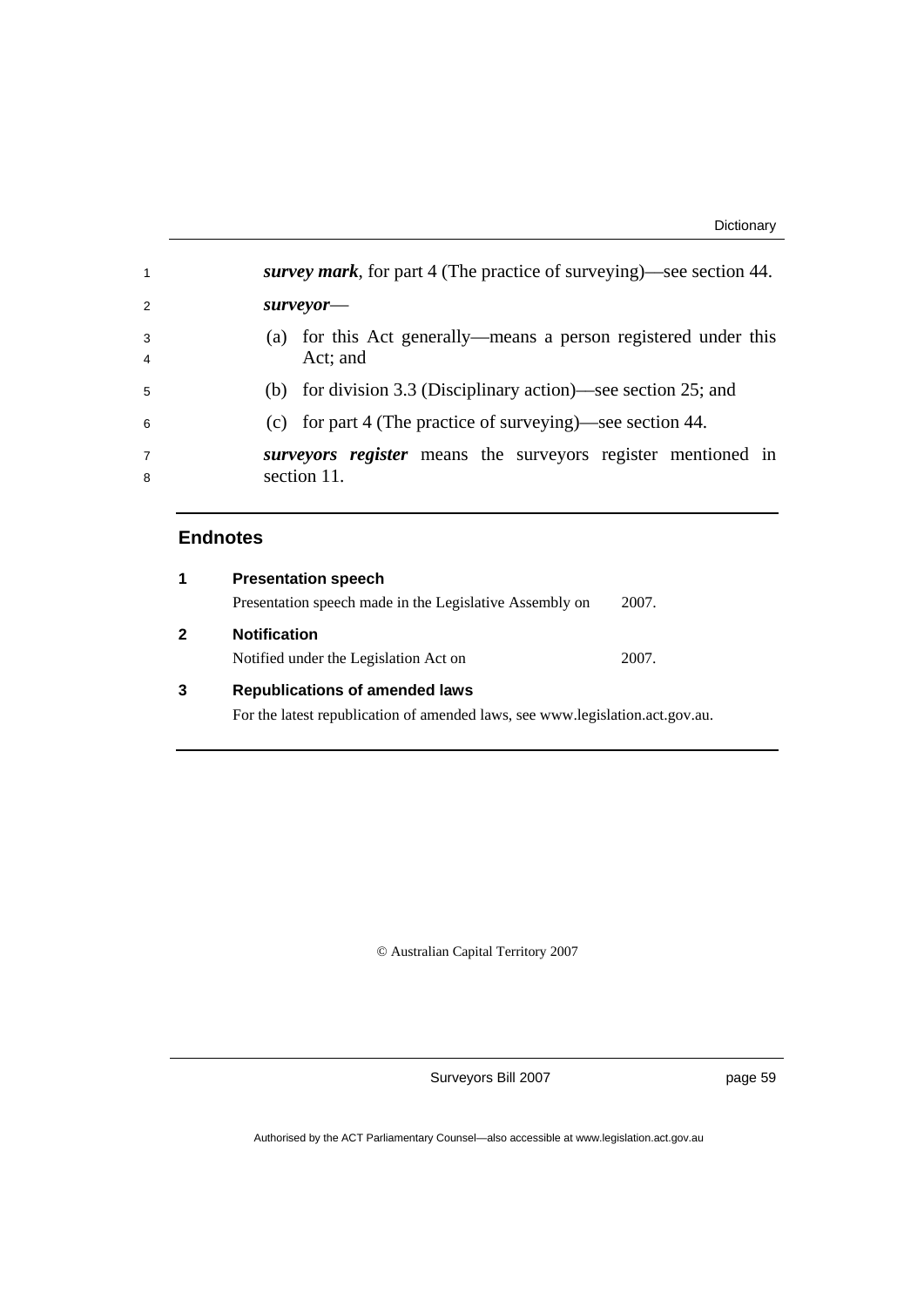***survey mark***, for part 4 (The practice of surveying)—see section 44.

***surveyor***—

(a) for this Act generally—means a person registered under this Act; and

(b) for division 3.3 (Disciplinary action)—see section 25; and

(c) for part 4 (The practice of surveying)—see section 44.

***surveyors register*** means the surveyors register mentioned in section 11.

## Endnotes

**1 Presentation speech**

Presentation speech made in the Legislative Assembly on 2007.

**2 Notification**

Notified under the Legislation Act on 2007.

**3 Republications of amended laws**

For the latest republication of amended laws, see www.legislation.act.gov.au.

© Australian Capital Territory 2007